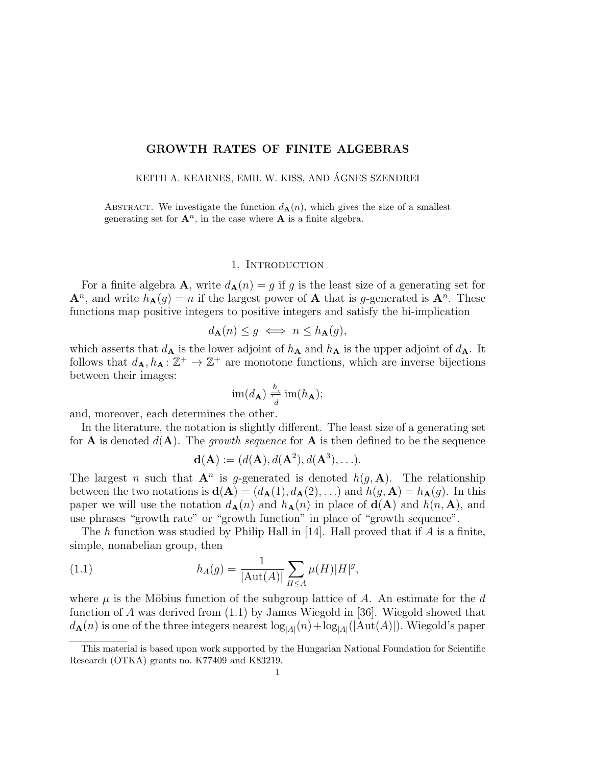# GROWTH RATES OF FINITE ALGEBRAS

KEITH A. KEARNES, EMIL W. KISS, AND ÁGNES SZENDREI

Abstract. We investigate the function $d_{\mathbf{A}}(n)$, which gives the size of a smallest generating set for $\mathbf{A}^n$, in the case where $\mathbf{A}$ is a finite algebra.

## 1. Introduction

For a finite algebra $\mathbf{A}$, write $d_{\mathbf{A}}(n) = g$ if $g$ is the least size of a generating set for $\mathbf{A}^n$, and write $h_{\mathbf{A}}(g) = n$ if the largest power of $\mathbf{A}$ that is $g$-generated is $\mathbf{A}^n$. These functions map positive integers to positive integers and satisfy the bi-implication

$$d_{\mathbf{A}}(n) \leq g \iff n \leq h_{\mathbf{A}}(g),$$

which asserts that $d_{\mathbf{A}}$ is the lower adjoint of $h_{\mathbf{A}}$ and $h_{\mathbf{A}}$ is the upper adjoint of $d_{\mathbf{A}}$. It follows that $d_{\mathbf{A}}, h_{\mathbf{A}} \colon \mathbb{Z}^+ \to \mathbb{Z}^+$ are monotone functions, which are inverse bijections between their images:

$$\operatorname{im}(d_{\mathbf{A}}) \underset{d}{\overset{h}{\rightleftarrows}} \operatorname{im}(h_{\mathbf{A}});$$

and, moreover, each determines the other.

In the literature, the notation is slightly different. The least size of a generating set for $\mathbf{A}$ is denoted $d(\mathbf{A})$. The *growth sequence* for $\mathbf{A}$ is then defined to be the sequence

$$\mathbf{d}(\mathbf{A}) := (d(\mathbf{A}), d(\mathbf{A}^2), d(\mathbf{A}^3), \ldots).$$

The largest $n$ such that $\mathbf{A}^n$ is $g$-generated is denoted $h(g, \mathbf{A})$. The relationship between the two notations is $\mathbf{d}(\mathbf{A}) = (d_{\mathbf{A}}(1), d_{\mathbf{A}}(2), \ldots)$ and $h(g, \mathbf{A}) = h_{\mathbf{A}}(g)$. In this paper we will use the notation $d_{\mathbf{A}}(n)$ and $h_{\mathbf{A}}(n)$ in place of $\mathbf{d}(\mathbf{A})$ and $h(n, \mathbf{A})$, and use phrases "growth rate" or "growth function" in place of "growth sequence".

The $h$ function was studied by Philip Hall in [14]. Hall proved that if $A$ is a finite, simple, nonabelian group, then

$$h_A(g) = \frac{1}{|\mathrm{Aut}(A)|} \sum_{H \leq A} \mu(H)|H|^g, \tag{1.1}$$

where $\mu$ is the Möbius function of the subgroup lattice of $A$. An estimate for the $d$ function of $A$ was derived from (1.1) by James Wiegold in [36]. Wiegold showed that $d_A(n)$ is one of the three integers nearest $\log_{|A|}(n) + \log_{|A|}(|\mathrm{Aut}(A)|)$. Wiegold's paper

This material is based upon work supported by the Hungarian National Foundation for Scientific Research (OTKA) grants no. K77409 and K83219.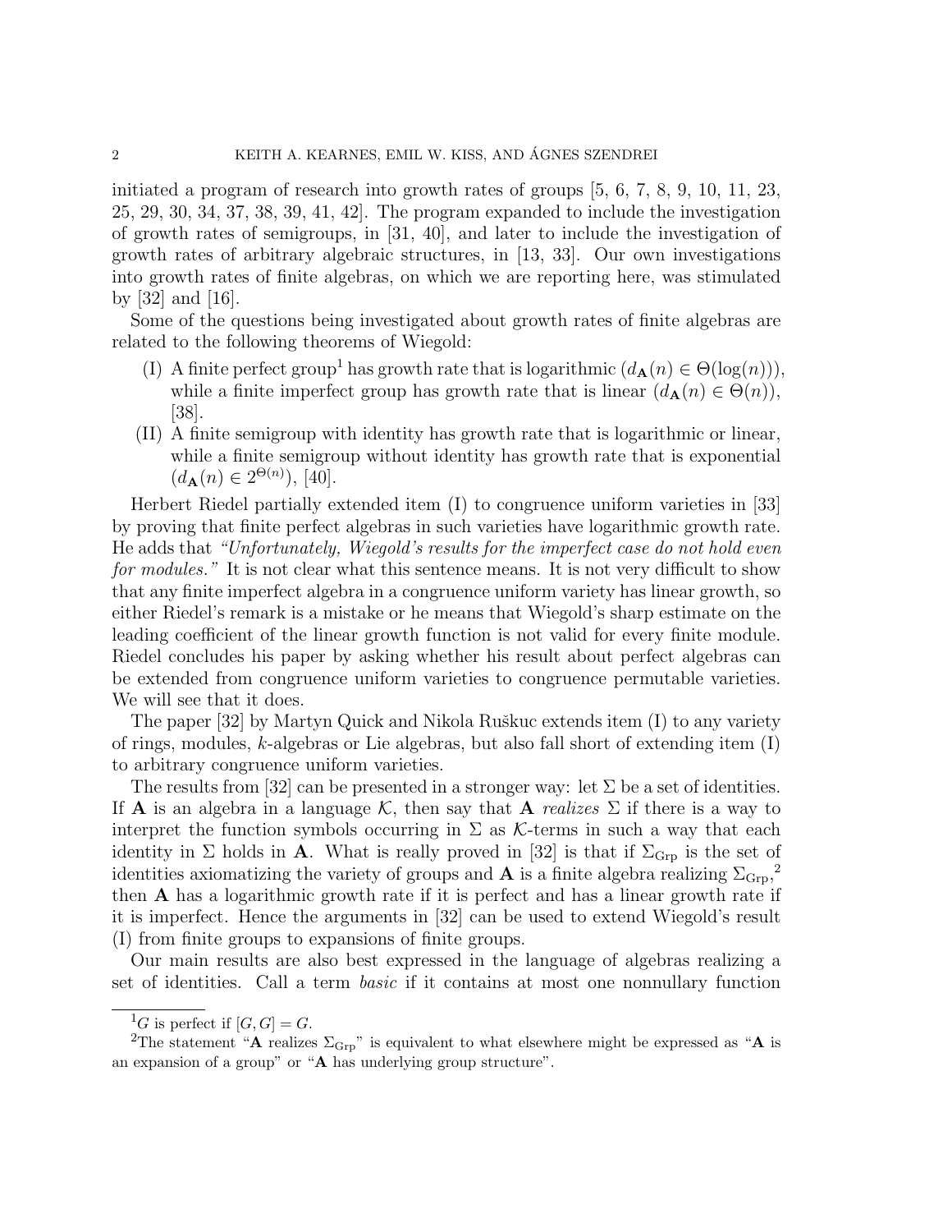initiated a program of research into growth rates of groups [5, 6, 7, 8, 9, 10, 11, 23, 25, 29, 30, 34, 37, 38, 39, 41, 42]. The program expanded to include the investigation of growth rates of semigroups, in [31, 40], and later to include the investigation of growth rates of arbitrary algebraic structures, in [13, 33]. Our own investigations into growth rates of finite algebras, on which we are reporting here, was stimulated by [32] and [16].

Some of the questions being investigated about growth rates of finite algebras are related to the following theorems of Wiegold:

(I) A finite perfect group[1] has growth rate that is logarithmic ($d_{\mathbf{A}}(n) \in \Theta(\log(n))$), while a finite imperfect group has growth rate that is linear ($d_{\mathbf{A}}(n) \in \Theta(n)$), [38].

(II) A finite semigroup with identity has growth rate that is logarithmic or linear, while a finite semigroup without identity has growth rate that is exponential ($d_{\mathbf{A}}(n) \in 2^{\Theta(n)}$), [40].

Herbert Riedel partially extended item (I) to congruence uniform varieties in [33] by proving that finite perfect algebras in such varieties have logarithmic growth rate. He adds that *"Unfortunately, Wiegold's results for the imperfect case do not hold even for modules."* It is not clear what this sentence means. It is not very difficult to show that any finite imperfect algebra in a congruence uniform variety has linear growth, so either Riedel's remark is a mistake or he means that Wiegold's sharp estimate on the leading coefficient of the linear growth function is not valid for every finite module. Riedel concludes his paper by asking whether his result about perfect algebras can be extended from congruence uniform varieties to congruence permutable varieties. We will see that it does.

The paper [32] by Martyn Quick and Nikola Ruškuc extends item (I) to any variety of rings, modules, $k$-algebras or Lie algebras, but also fall short of extending item (I) to arbitrary congruence uniform varieties.

The results from [32] can be presented in a stronger way: let $\Sigma$ be a set of identities. If $\mathbf{A}$ is an algebra in a language $\mathcal{K}$, then say that $\mathbf{A}$ *realizes* $\Sigma$ if there is a way to interpret the function symbols occurring in $\Sigma$ as $\mathcal{K}$-terms in such a way that each identity in $\Sigma$ holds in $\mathbf{A}$. What is really proved in [32] is that if $\Sigma_{\mathrm{Grp}}$ is the set of identities axiomatizing the variety of groups and $\mathbf{A}$ is a finite algebra realizing $\Sigma_{\mathrm{Grp}}$,[2] then $\mathbf{A}$ has a logarithmic growth rate if it is perfect and has a linear growth rate if it is imperfect. Hence the arguments in [32] can be used to extend Wiegold's result (I) from finite groups to expansions of finite groups.

Our main results are also best expressed in the language of algebras realizing a set of identities. Call a term *basic* if it contains at most one nonnullary function

---

[1] $G$ is perfect if $[G, G] = G$.

[2] The statement "$\mathbf{A}$ realizes $\Sigma_{\mathrm{Grp}}$" is equivalent to what elsewhere might be expressed as "$\mathbf{A}$ is an expansion of a group" or "$\mathbf{A}$ has underlying group structure".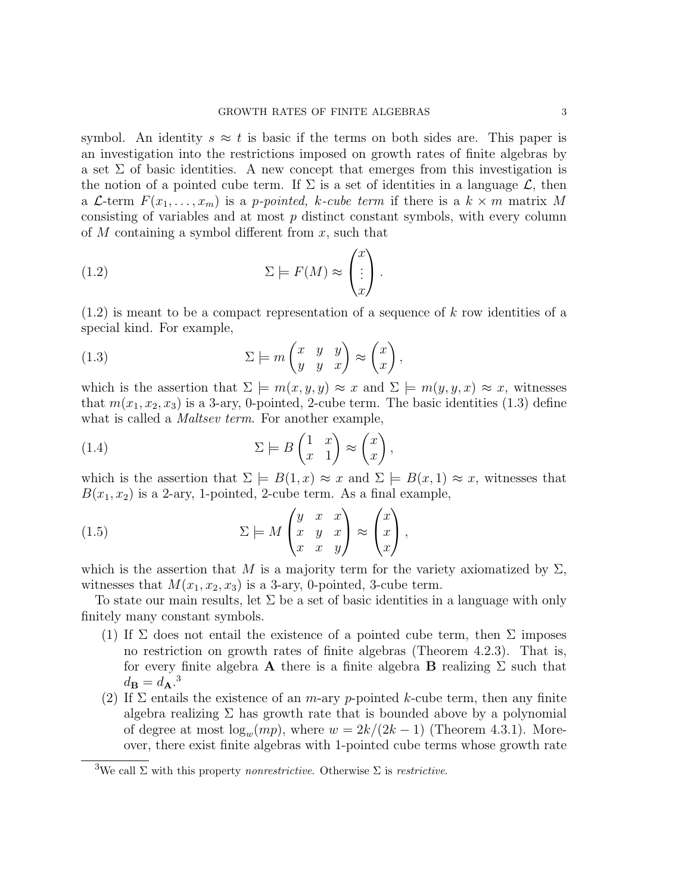symbol. An identity $s \approx t$ is basic if the terms on both sides are. This paper is an investigation into the restrictions imposed on growth rates of finite algebras by a set $\Sigma$ of basic identities. A new concept that emerges from this investigation is the notion of a pointed cube term. If $\Sigma$ is a set of identities in a language $\mathcal{L}$, then a $\mathcal{L}$-term $F(x_1, \ldots, x_m)$ is a *p-pointed, k-cube term* if there is a $k \times m$ matrix $M$ consisting of variables and at most $p$ distinct constant symbols, with every column of $M$ containing a symbol different from $x$, such that

$$\Sigma \models F(M) \approx \begin{pmatrix} x \\ \vdots \\ x \end{pmatrix}. \tag{1.2}$$

(1.2) is meant to be a compact representation of a sequence of $k$ row identities of a special kind. For example,

$$\Sigma \models m \begin{pmatrix} x & y & y \\ y & y & x \end{pmatrix} \approx \begin{pmatrix} x \\ x \end{pmatrix}, \tag{1.3}$$

which is the assertion that $\Sigma \models m(x, y, y) \approx x$ and $\Sigma \models m(y, y, x) \approx x$, witnesses that $m(x_1, x_2, x_3)$ is a 3-ary, 0-pointed, 2-cube term. The basic identities (1.3) define what is called a *Maltsev term*. For another example,

$$\Sigma \models B \begin{pmatrix} 1 & x \\ x & 1 \end{pmatrix} \approx \begin{pmatrix} x \\ x \end{pmatrix}, \tag{1.4}$$

which is the assertion that $\Sigma \models B(1, x) \approx x$ and $\Sigma \models B(x, 1) \approx x$, witnesses that $B(x_1, x_2)$ is a 2-ary, 1-pointed, 2-cube term. As a final example,

$$\Sigma \models M \begin{pmatrix} y & x & x \\ x & y & x \\ x & x & y \end{pmatrix} \approx \begin{pmatrix} x \\ x \\ x \end{pmatrix}, \tag{1.5}$$

which is the assertion that $M$ is a majority term for the variety axiomatized by $\Sigma$, witnesses that $M(x_1, x_2, x_3)$ is a 3-ary, 0-pointed, 3-cube term.

To state our main results, let $\Sigma$ be a set of basic identities in a language with only finitely many constant symbols.

(1) If $\Sigma$ does not entail the existence of a pointed cube term, then $\Sigma$ imposes no restriction on growth rates of finite algebras (Theorem 4.2.3). That is, for every finite algebra $\mathbf{A}$ there is a finite algebra $\mathbf{B}$ realizing $\Sigma$ such that $d_{\mathbf{B}} = d_{\mathbf{A}}$.[3]

(2) If $\Sigma$ entails the existence of an $m$-ary $p$-pointed $k$-cube term, then any finite algebra realizing $\Sigma$ has growth rate that is bounded above by a polynomial of degree at most $\log_w(mp)$, where $w = 2k/(2k-1)$ (Theorem 4.3.1). Moreover, there exist finite algebras with 1-pointed cube terms whose growth rate

[3] We call $\Sigma$ with this property *nonrestrictive*. Otherwise $\Sigma$ is *restrictive*.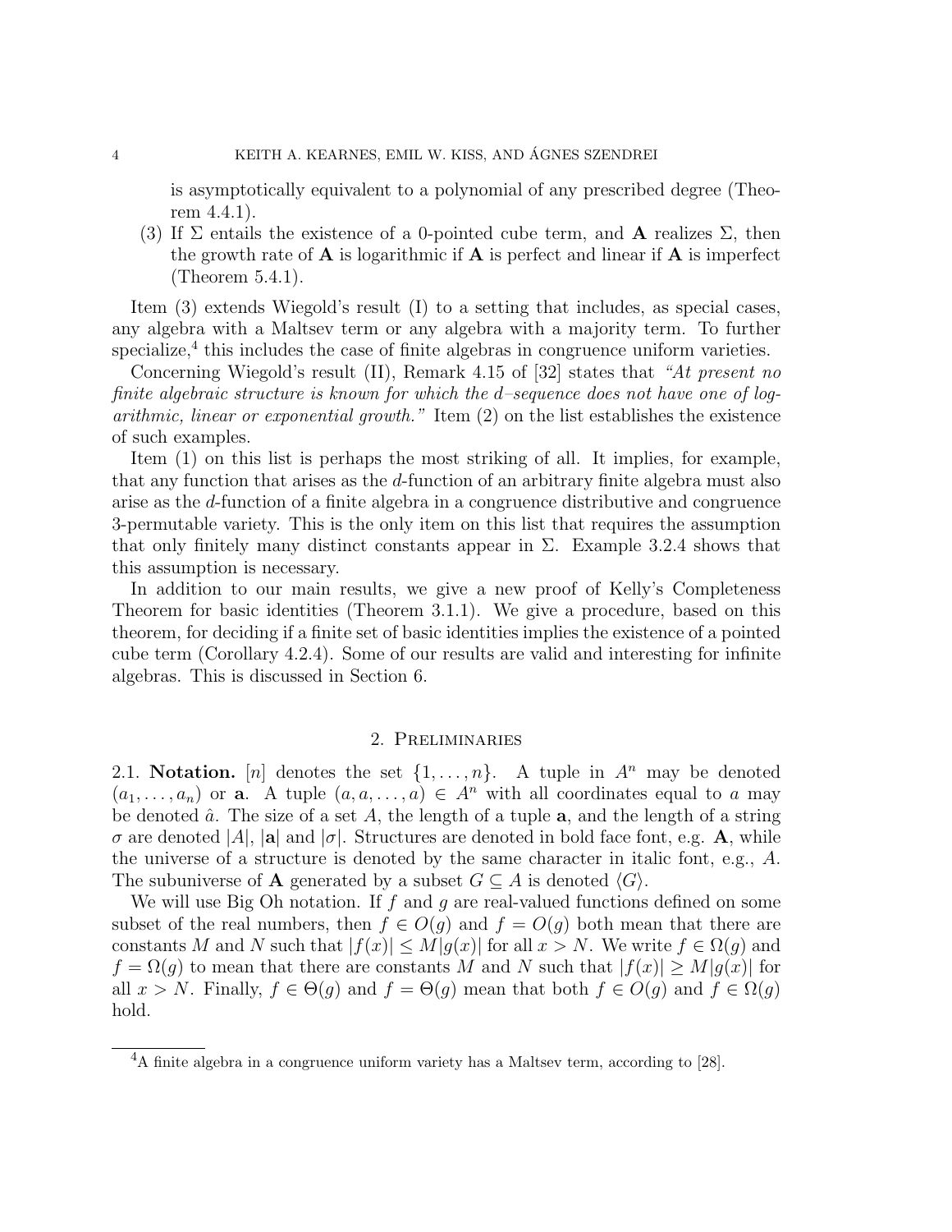is asymptotically equivalent to a polynomial of any prescribed degree (Theorem 4.4.1).

(3) If $\Sigma$ entails the existence of a 0-pointed cube term, and $\mathbf{A}$ realizes $\Sigma$, then the growth rate of $\mathbf{A}$ is logarithmic if $\mathbf{A}$ is perfect and linear if $\mathbf{A}$ is imperfect (Theorem 5.4.1).

Item (3) extends Wiegold's result (I) to a setting that includes, as special cases, any algebra with a Maltsev term or any algebra with a majority term. To further specialize,[4] this includes the case of finite algebras in congruence uniform varieties.

Concerning Wiegold's result (II), Remark 4.15 of [32] states that *"At present no finite algebraic structure is known for which the d–sequence does not have one of logarithmic, linear or exponential growth."* Item (2) on the list establishes the existence of such examples.

Item (1) on this list is perhaps the most striking of all. It implies, for example, that any function that arises as the $d$-function of an arbitrary finite algebra must also arise as the $d$-function of a finite algebra in a congruence distributive and congruence 3-permutable variety. This is the only item on this list that requires the assumption that only finitely many distinct constants appear in $\Sigma$. Example 3.2.4 shows that this assumption is necessary.

In addition to our main results, we give a new proof of Kelly's Completeness Theorem for basic identities (Theorem 3.1.1). We give a procedure, based on this theorem, for deciding if a finite set of basic identities implies the existence of a pointed cube term (Corollary 4.2.4). Some of our results are valid and interesting for infinite algebras. This is discussed in Section 6.

## 2. Preliminaries

2.1. **Notation.** $[n]$ denotes the set $\{1, \ldots, n\}$. A tuple in $A^n$ may be denoted $(a_1, \ldots, a_n)$ or $\mathbf{a}$. A tuple $(a, a, \ldots, a) \in A^n$ with all coordinates equal to $a$ may be denoted $\hat{a}$. The size of a set $A$, the length of a tuple $\mathbf{a}$, and the length of a string $\sigma$ are denoted $|A|$, $|\mathbf{a}|$ and $|\sigma|$. Structures are denoted in bold face font, e.g. $\mathbf{A}$, while the universe of a structure is denoted by the same character in italic font, e.g., $A$. The subuniverse of $\mathbf{A}$ generated by a subset $G \subseteq A$ is denoted $\langle G \rangle$.

We will use Big Oh notation. If $f$ and $g$ are real-valued functions defined on some subset of the real numbers, then $f \in O(g)$ and $f = O(g)$ both mean that there are constants $M$ and $N$ such that $|f(x)| \leq M|g(x)|$ for all $x > N$. We write $f \in \Omega(g)$ and $f = \Omega(g)$ to mean that there are constants $M$ and $N$ such that $|f(x)| \geq M|g(x)|$ for all $x > N$. Finally, $f \in \Theta(g)$ and $f = \Theta(g)$ mean that both $f \in O(g)$ and $f \in \Omega(g)$ hold.

---

[4] A finite algebra in a congruence uniform variety has a Maltsev term, according to [28].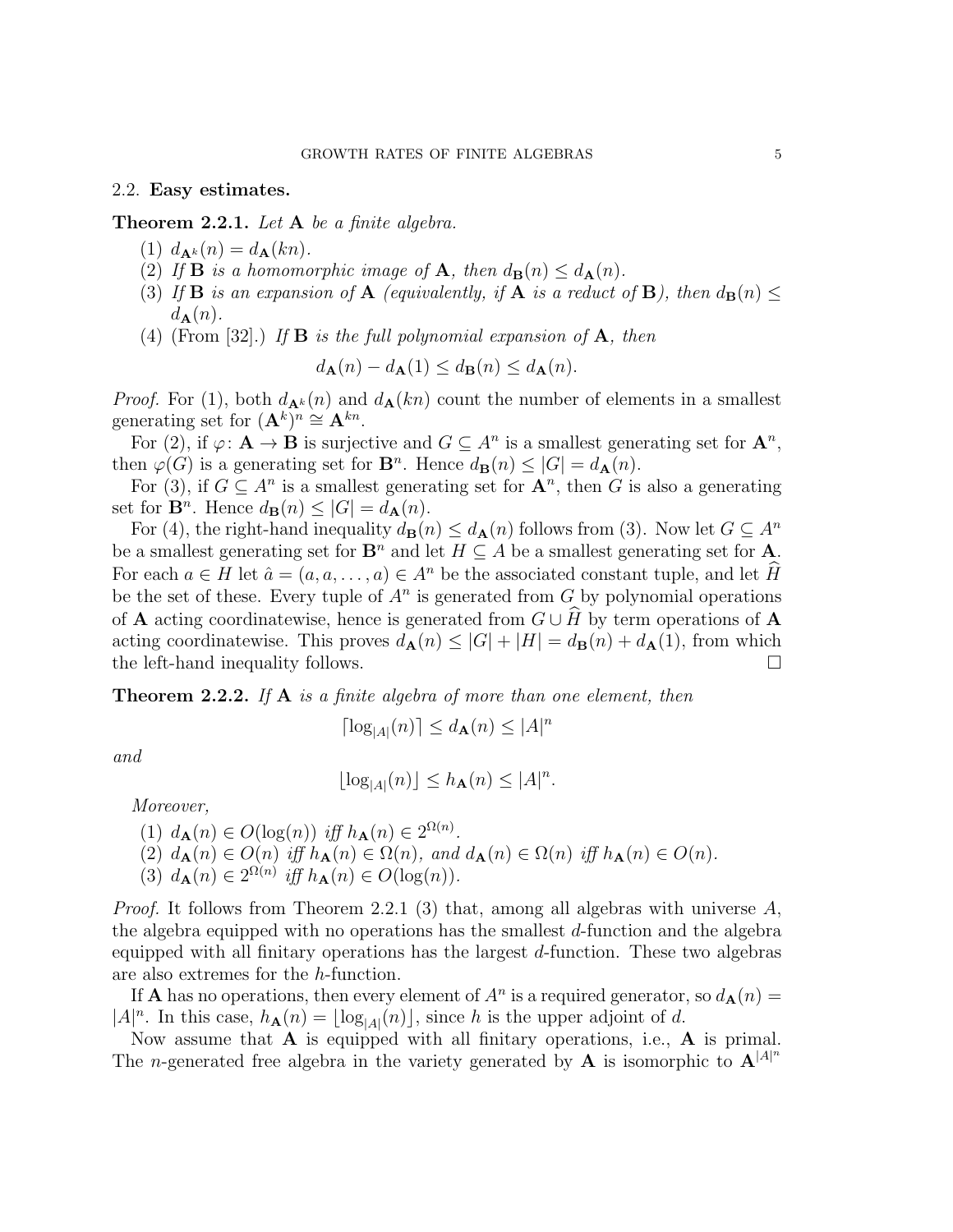## 2.2. Easy estimates.

**Theorem 2.2.1.** *Let* $\mathbf{A}$ *be a finite algebra.*

1. $d_{\mathbf{A}^k}(n) = d_{\mathbf{A}}(kn)$.
2. *If* $\mathbf{B}$ *is a homomorphic image of* $\mathbf{A}$*, then* $d_{\mathbf{B}}(n) \leq d_{\mathbf{A}}(n)$.
3. *If* $\mathbf{B}$ *is an expansion of* $\mathbf{A}$ *(equivalently, if* $\mathbf{A}$ *is a reduct of* $\mathbf{B}$*), then* $d_{\mathbf{B}}(n) \leq d_{\mathbf{A}}(n)$.
4. (From [32].) *If* $\mathbf{B}$ *is the full polynomial expansion of* $\mathbf{A}$*, then*

$$d_{\mathbf{A}}(n) - d_{\mathbf{A}}(1) \leq d_{\mathbf{B}}(n) \leq d_{\mathbf{A}}(n).$$

*Proof.* For (1), both $d_{\mathbf{A}^k}(n)$ and $d_{\mathbf{A}}(kn)$ count the number of elements in a smallest generating set for $(\mathbf{A}^k)^n \cong \mathbf{A}^{kn}$.

For (2), if $\varphi\colon \mathbf{A} \to \mathbf{B}$ is surjective and $G \subseteq A^n$ is a smallest generating set for $\mathbf{A}^n$, then $\varphi(G)$ is a generating set for $\mathbf{B}^n$. Hence $d_{\mathbf{B}}(n) \leq |G| = d_{\mathbf{A}}(n)$.

For (3), if $G \subseteq A^n$ is a smallest generating set for $\mathbf{A}^n$, then $G$ is also a generating set for $\mathbf{B}^n$. Hence $d_{\mathbf{B}}(n) \leq |G| = d_{\mathbf{A}}(n)$.

For (4), the right-hand inequality $d_{\mathbf{B}}(n) \leq d_{\mathbf{A}}(n)$ follows from (3). Now let $G \subseteq A^n$ be a smallest generating set for $\mathbf{B}^n$ and let $H \subseteq A$ be a smallest generating set for $\mathbf{A}$. For each $a \in H$ let $\hat{a} = (a, a, \ldots, a) \in A^n$ be the associated constant tuple, and let $\widehat{H}$ be the set of these. Every tuple of $A^n$ is generated from $G$ by polynomial operations of $\mathbf{A}$ acting coordinatewise, hence is generated from $G \cup \widehat{H}$ by term operations of $\mathbf{A}$ acting coordinatewise. This proves $d_{\mathbf{A}}(n) \leq |G| + |H| = d_{\mathbf{B}}(n) + d_{\mathbf{A}}(1)$, from which the left-hand inequality follows. □

**Theorem 2.2.2.** *If* $\mathbf{A}$ *is a finite algebra of more than one element, then*

$$\lceil \log_{|A|}(n) \rceil \leq d_{\mathbf{A}}(n) \leq |A|^n$$

*and*

$$\lfloor \log_{|A|}(n) \rfloor \leq h_{\mathbf{A}}(n) \leq |A|^n.$$

*Moreover,*

1. $d_{\mathbf{A}}(n) \in O(\log(n))$ *iff* $h_{\mathbf{A}}(n) \in 2^{\Omega(n)}$.
2. $d_{\mathbf{A}}(n) \in O(n)$ *iff* $h_{\mathbf{A}}(n) \in \Omega(n)$*, and* $d_{\mathbf{A}}(n) \in \Omega(n)$ *iff* $h_{\mathbf{A}}(n) \in O(n)$.
3. $d_{\mathbf{A}}(n) \in 2^{\Omega(n)}$ *iff* $h_{\mathbf{A}}(n) \in O(\log(n))$.

*Proof.* It follows from Theorem 2.2.1 (3) that, among all algebras with universe $A$, the algebra equipped with no operations has the smallest $d$-function and the algebra equipped with all finitary operations has the largest $d$-function. These two algebras are also extremes for the $h$-function.

If $\mathbf{A}$ has no operations, then every element of $A^n$ is a required generator, so $d_{\mathbf{A}}(n) = |A|^n$. In this case, $h_{\mathbf{A}}(n) = \lfloor \log_{|A|}(n) \rfloor$, since $h$ is the upper adjoint of $d$.

Now assume that $\mathbf{A}$ is equipped with all finitary operations, i.e., $\mathbf{A}$ is primal. The $n$-generated free algebra in the variety generated by $\mathbf{A}$ is isomorphic to $\mathbf{A}^{|A|^n}$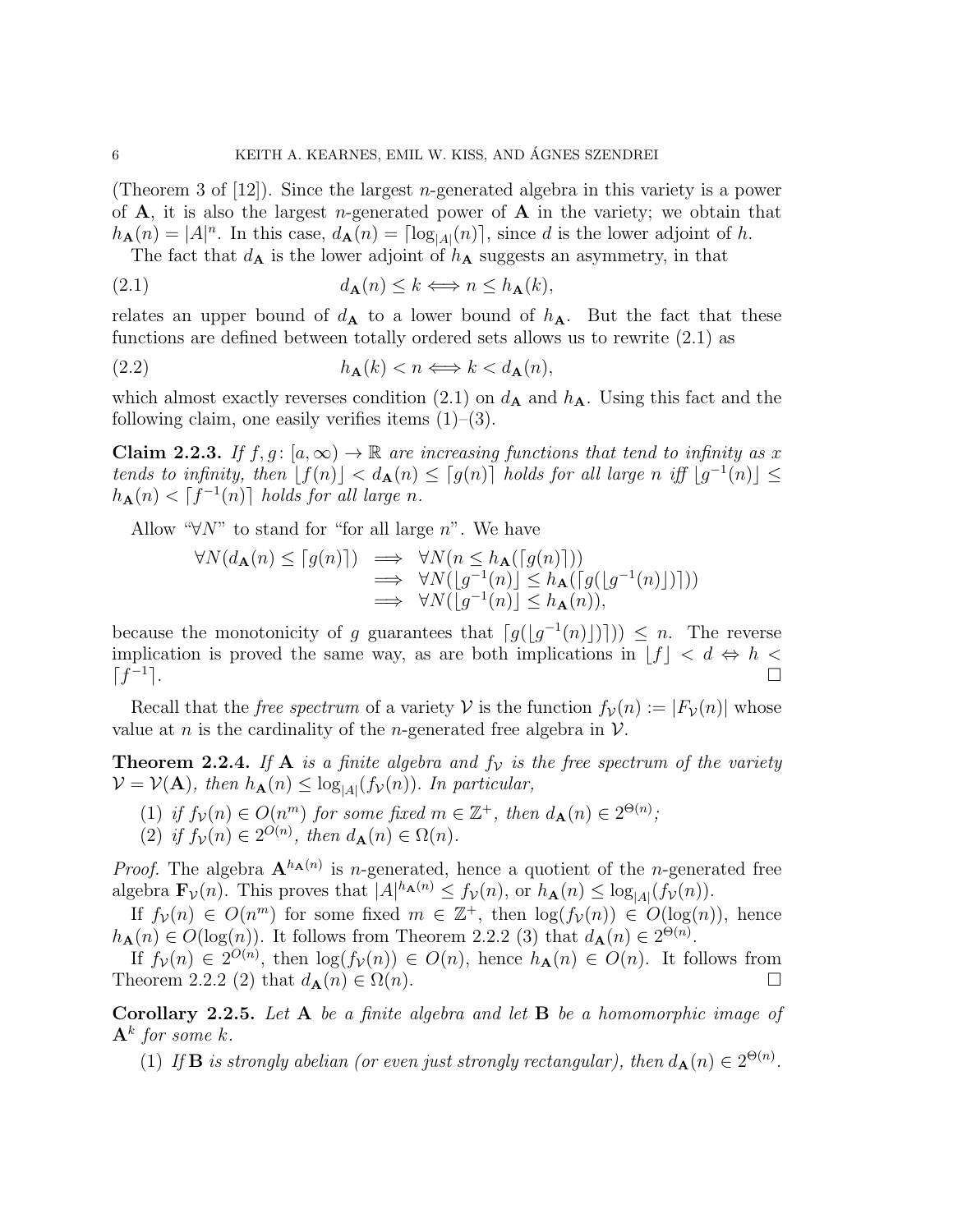(Theorem 3 of [12]). Since the largest $n$-generated algebra in this variety is a power of $\mathbf{A}$, it is also the largest $n$-generated power of $\mathbf{A}$ in the variety; we obtain that $h_{\mathbf{A}}(n) = |A|^n$. In this case, $d_{\mathbf{A}}(n) = \lceil \log_{|A|}(n) \rceil$, since $d$ is the lower adjoint of $h$.

The fact that $d_{\mathbf{A}}$ is the lower adjoint of $h_{\mathbf{A}}$ suggests an asymmetry, in that

$$d_{\mathbf{A}}(n) \leq k \iff n \leq h_{\mathbf{A}}(k), \tag{2.1}$$

relates an upper bound of $d_{\mathbf{A}}$ to a lower bound of $h_{\mathbf{A}}$. But the fact that these functions are defined between totally ordered sets allows us to rewrite (2.1) as

$$h_{\mathbf{A}}(k) < n \iff k < d_{\mathbf{A}}(n), \tag{2.2}$$

which almost exactly reverses condition (2.1) on $d_{\mathbf{A}}$ and $h_{\mathbf{A}}$. Using this fact and the following claim, one easily verifies items (1)–(3).

**Claim 2.2.3.** *If $f, g \colon [a, \infty) \to \mathbb{R}$ are increasing functions that tend to infinity as $x$ tends to infinity, then $\lfloor f(n) \rfloor < d_{\mathbf{A}}(n) \leq \lceil g(n) \rceil$ holds for all large $n$ iff $\lfloor g^{-1}(n) \rfloor \leq h_{\mathbf{A}}(n) < \lceil f^{-1}(n) \rceil$ holds for all large $n$.*

Allow "$\forall N$" to stand for "for all large $n$". We have

$$\begin{aligned}
\forall N(d_{\mathbf{A}}(n) \leq \lceil g(n) \rceil) &\implies \forall N(n \leq h_{\mathbf{A}}(\lceil g(n) \rceil)) \\
&\implies \forall N(\lfloor g^{-1}(n) \rfloor \leq h_{\mathbf{A}}(\lceil g(\lfloor g^{-1}(n) \rfloor) \rceil)) \\
&\implies \forall N(\lfloor g^{-1}(n) \rfloor \leq h_{\mathbf{A}}(n)),
\end{aligned}$$

because the monotonicity of $g$ guarantees that $\lceil g(\lfloor g^{-1}(n) \rfloor) \rceil)) \leq n$. The reverse implication is proved the same way, as are both implications in $\lfloor f \rfloor < d \Leftrightarrow h < \lceil f^{-1} \rceil$. $\square$

Recall that the *free spectrum* of a variety $\mathcal{V}$ is the function $f_{\mathcal{V}}(n) := |F_{\mathcal{V}}(n)|$ whose value at $n$ is the cardinality of the $n$-generated free algebra in $\mathcal{V}$.

**Theorem 2.2.4.** *If $\mathbf{A}$ is a finite algebra and $f_{\mathcal{V}}$ is the free spectrum of the variety $\mathcal{V} = \mathcal{V}(\mathbf{A})$, then $h_{\mathbf{A}}(n) \leq \log_{|A|}(f_{\mathcal{V}}(n))$. In particular,*

(1) *if $f_{\mathcal{V}}(n) \in O(n^m)$ for some fixed $m \in \mathbb{Z}^+$, then $d_{\mathbf{A}}(n) \in 2^{\Theta(n)}$;*
(2) *if $f_{\mathcal{V}}(n) \in 2^{O(n)}$, then $d_{\mathbf{A}}(n) \in \Omega(n)$.*

*Proof.* The algebra $\mathbf{A}^{h_{\mathbf{A}}(n)}$ is $n$-generated, hence a quotient of the $n$-generated free algebra $\mathbf{F}_{\mathcal{V}}(n)$. This proves that $|A|^{h_{\mathbf{A}}(n)} \leq f_{\mathcal{V}}(n)$, or $h_{\mathbf{A}}(n) \leq \log_{|A|}(f_{\mathcal{V}}(n))$.

If $f_{\mathcal{V}}(n) \in O(n^m)$ for some fixed $m \in \mathbb{Z}^+$, then $\log(f_{\mathcal{V}}(n)) \in O(\log(n))$, hence $h_{\mathbf{A}}(n) \in O(\log(n))$. It follows from Theorem 2.2.2 (3) that $d_{\mathbf{A}}(n) \in 2^{\Theta(n)}$.

If $f_{\mathcal{V}}(n) \in 2^{O(n)}$, then $\log(f_{\mathcal{V}}(n)) \in O(n)$, hence $h_{\mathbf{A}}(n) \in O(n)$. It follows from Theorem 2.2.2 (2) that $d_{\mathbf{A}}(n) \in \Omega(n)$. $\square$

**Corollary 2.2.5.** *Let $\mathbf{A}$ be a finite algebra and let $\mathbf{B}$ be a homomorphic image of $\mathbf{A}^k$ for some $k$.*

(1) *If $\mathbf{B}$ is strongly abelian (or even just strongly rectangular), then $d_{\mathbf{A}}(n) \in 2^{\Theta(n)}$.*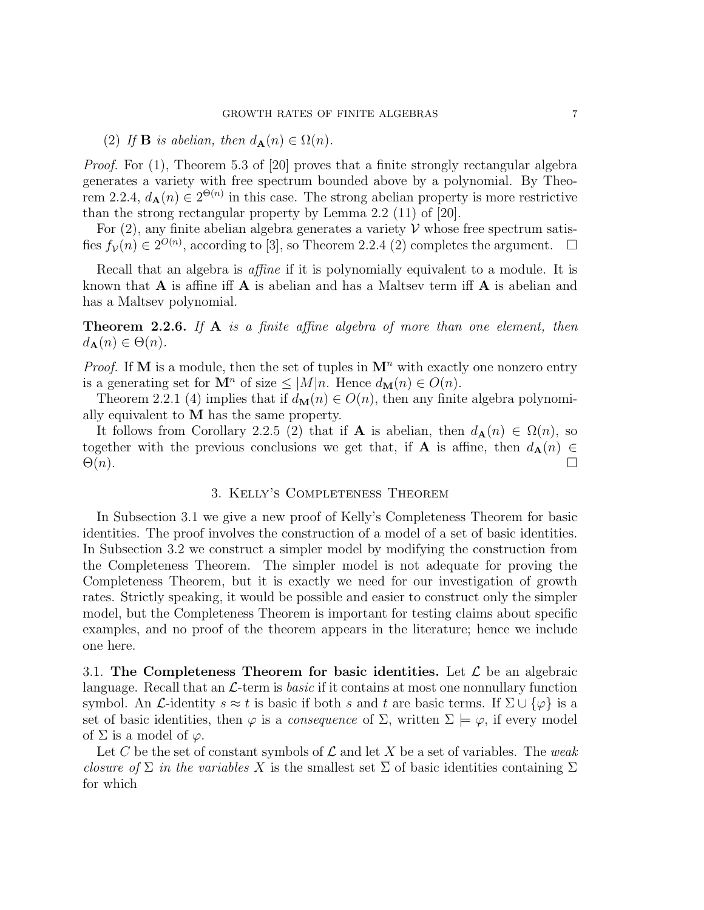(2) *If* $\mathbf{B}$ *is abelian, then* $d_{\mathbf{A}}(n) \in \Omega(n)$.

*Proof.* For (1), Theorem 5.3 of [20] proves that a finite strongly rectangular algebra generates a variety with free spectrum bounded above by a polynomial. By Theorem 2.2.4, $d_{\mathbf{A}}(n) \in 2^{\Theta(n)}$ in this case. The strong abelian property is more restrictive than the strong rectangular property by Lemma 2.2 (11) of [20].

For (2), any finite abelian algebra generates a variety $\mathcal{V}$ whose free spectrum satisfies $f_{\mathcal{V}}(n) \in 2^{O(n)}$, according to [3], so Theorem 2.2.4 (2) completes the argument. $\square$

Recall that an algebra is *affine* if it is polynomially equivalent to a module. It is known that $\mathbf{A}$ is affine iff $\mathbf{A}$ is abelian and has a Maltsev term iff $\mathbf{A}$ is abelian and has a Maltsev polynomial.

**Theorem 2.2.6.** *If* $\mathbf{A}$ *is a finite affine algebra of more than one element, then* $d_{\mathbf{A}}(n) \in \Theta(n)$.

*Proof.* If $\mathbf{M}$ is a module, then the set of tuples in $\mathbf{M}^n$ with exactly one nonzero entry is a generating set for $\mathbf{M}^n$ of size $\leq |M|n$. Hence $d_{\mathbf{M}}(n) \in O(n)$.

Theorem 2.2.1 (4) implies that if $d_{\mathbf{M}}(n) \in O(n)$, then any finite algebra polynomially equivalent to $\mathbf{M}$ has the same property.

It follows from Corollary 2.2.5 (2) that if $\mathbf{A}$ is abelian, then $d_{\mathbf{A}}(n) \in \Omega(n)$, so together with the previous conclusions we get that, if $\mathbf{A}$ is affine, then $d_{\mathbf{A}}(n) \in \Theta(n)$. $\square$

## 3. Kelly's Completeness Theorem

In Subsection 3.1 we give a new proof of Kelly's Completeness Theorem for basic identities. The proof involves the construction of a model of a set of basic identities. In Subsection 3.2 we construct a simpler model by modifying the construction from the Completeness Theorem. The simpler model is not adequate for proving the Completeness Theorem, but it is exactly we need for our investigation of growth rates. Strictly speaking, it would be possible and easier to construct only the simpler model, but the Completeness Theorem is important for testing claims about specific examples, and no proof of the theorem appears in the literature; hence we include one here.

### 3.1. The Completeness Theorem for basic identities.

Let $\mathcal{L}$ be an algebraic language. Recall that an $\mathcal{L}$-term is *basic* if it contains at most one nonnullary function symbol. An $\mathcal{L}$-identity $s \approx t$ is basic if both $s$ and $t$ are basic terms. If $\Sigma \cup \{\varphi\}$ is a set of basic identities, then $\varphi$ is a *consequence* of $\Sigma$, written $\Sigma \models \varphi$, if every model of $\Sigma$ is a model of $\varphi$.

Let $C$ be the set of constant symbols of $\mathcal{L}$ and let $X$ be a set of variables. The *weak closure of* $\Sigma$ *in the variables* $X$ is the smallest set $\overline{\Sigma}$ of basic identities containing $\Sigma$ for which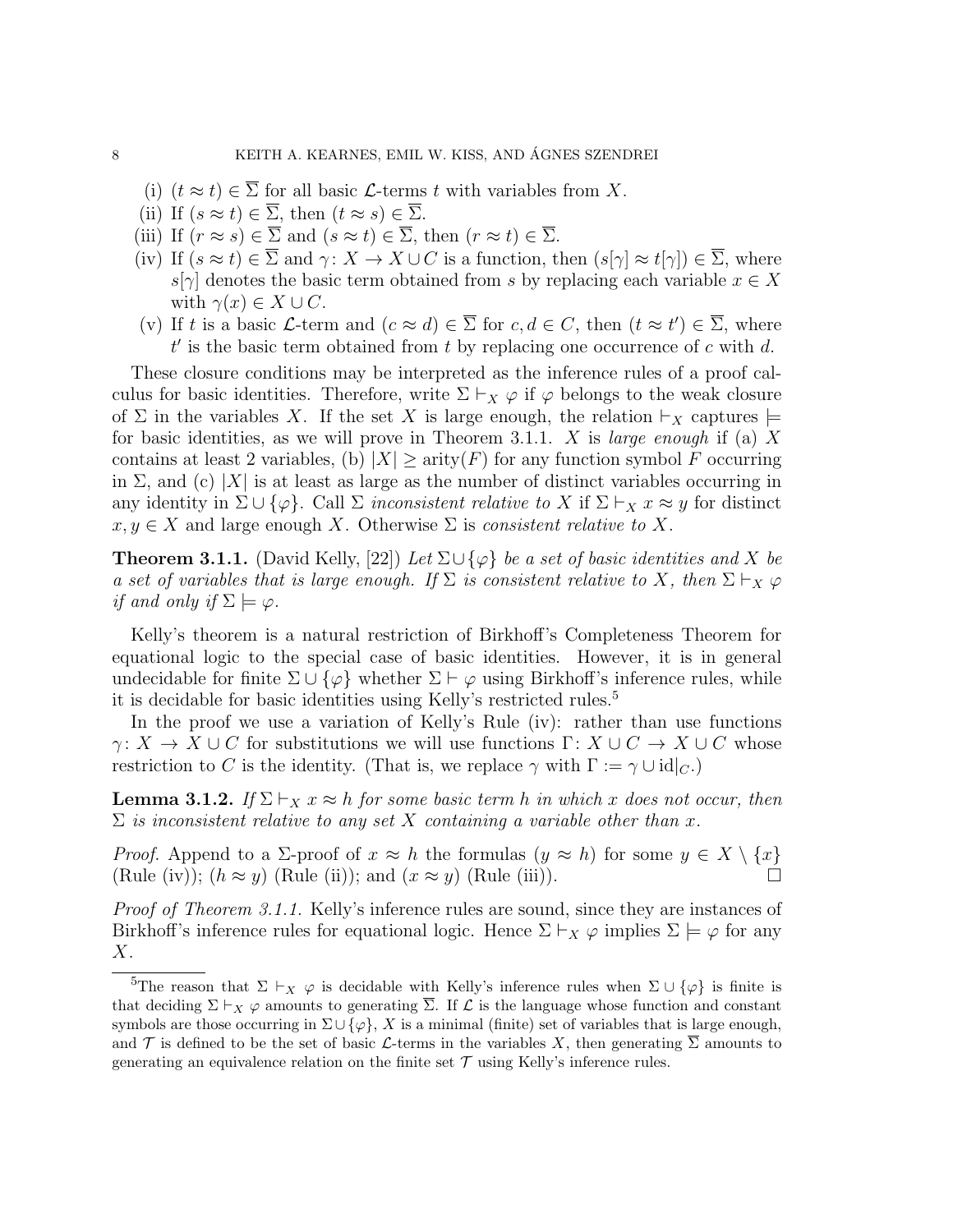(i) $(t \approx t) \in \overline{\Sigma}$ for all basic $\mathcal{L}$-terms $t$ with variables from $X$.

(ii) If $(s \approx t) \in \overline{\Sigma}$, then $(t \approx s) \in \overline{\Sigma}$.

(iii) If $(r \approx s) \in \overline{\Sigma}$ and $(s \approx t) \in \overline{\Sigma}$, then $(r \approx t) \in \overline{\Sigma}$.

(iv) If $(s \approx t) \in \overline{\Sigma}$ and $\gamma \colon X \to X \cup C$ is a function, then $(s[\gamma] \approx t[\gamma]) \in \overline{\Sigma}$, where $s[\gamma]$ denotes the basic term obtained from $s$ by replacing each variable $x \in X$ with $\gamma(x) \in X \cup C$.

(v) If $t$ is a basic $\mathcal{L}$-term and $(c \approx d) \in \overline{\Sigma}$ for $c, d \in C$, then $(t \approx t') \in \overline{\Sigma}$, where $t'$ is the basic term obtained from $t$ by replacing one occurrence of $c$ with $d$.

These closure conditions may be interpreted as the inference rules of a proof calculus for basic identities. Therefore, write $\Sigma \vdash_X \varphi$ if $\varphi$ belongs to the weak closure of $\Sigma$ in the variables $X$. If the set $X$ is large enough, the relation $\vdash_X$ captures $\models$ for basic identities, as we will prove in Theorem 3.1.1. $X$ is *large enough* if (a) $X$ contains at least 2 variables, (b) $|X| \geq \text{arity}(F)$ for any function symbol $F$ occurring in $\Sigma$, and (c) $|X|$ is at least as large as the number of distinct variables occurring in any identity in $\Sigma \cup \{\varphi\}$. Call $\Sigma$ *inconsistent relative to* $X$ if $\Sigma \vdash_X x \approx y$ for distinct $x, y \in X$ and large enough $X$. Otherwise $\Sigma$ is *consistent relative to* $X$.

**Theorem 3.1.1.** (David Kelly, [22]) *Let $\Sigma \cup \{\varphi\}$ be a set of basic identities and $X$ be a set of variables that is large enough. If $\Sigma$ is consistent relative to $X$, then $\Sigma \vdash_X \varphi$ if and only if $\Sigma \models \varphi$.*

Kelly's theorem is a natural restriction of Birkhoff's Completeness Theorem for equational logic to the special case of basic identities. However, it is in general undecidable for finite $\Sigma \cup \{\varphi\}$ whether $\Sigma \vdash \varphi$ using Birkhoff's inference rules, while it is decidable for basic identities using Kelly's restricted rules.[5]

In the proof we use a variation of Kelly's Rule (iv): rather than use functions $\gamma \colon X \to X \cup C$ for substitutions we will use functions $\Gamma \colon X \cup C \to X \cup C$ whose restriction to $C$ is the identity. (That is, we replace $\gamma$ with $\Gamma := \gamma \cup \text{id}|_C$.)

**Lemma 3.1.2.** *If $\Sigma \vdash_X x \approx h$ for some basic term $h$ in which $x$ does not occur, then $\Sigma$ is inconsistent relative to any set $X$ containing a variable other than $x$.*

*Proof.* Append to a $\Sigma$-proof of $x \approx h$ the formulas $(y \approx h)$ for some $y \in X \setminus \{x\}$ (Rule (iv)); $(h \approx y)$ (Rule (ii)); and $(x \approx y)$ (Rule (iii)). $\square$

*Proof of Theorem 3.1.1.* Kelly's inference rules are sound, since they are instances of Birkhoff's inference rules for equational logic. Hence $\Sigma \vdash_X \varphi$ implies $\Sigma \models \varphi$ for any $X$.

---

[5]The reason that $\Sigma \vdash_X \varphi$ is decidable with Kelly's inference rules when $\Sigma \cup \{\varphi\}$ is finite is that deciding $\Sigma \vdash_X \varphi$ amounts to generating $\overline{\Sigma}$. If $\mathcal{L}$ is the language whose function and constant symbols are those occurring in $\Sigma \cup \{\varphi\}$, $X$ is a minimal (finite) set of variables that is large enough, and $\mathcal{T}$ is defined to be the set of basic $\mathcal{L}$-terms in the variables $X$, then generating $\overline{\Sigma}$ amounts to generating an equivalence relation on the finite set $\mathcal{T}$ using Kelly's inference rules.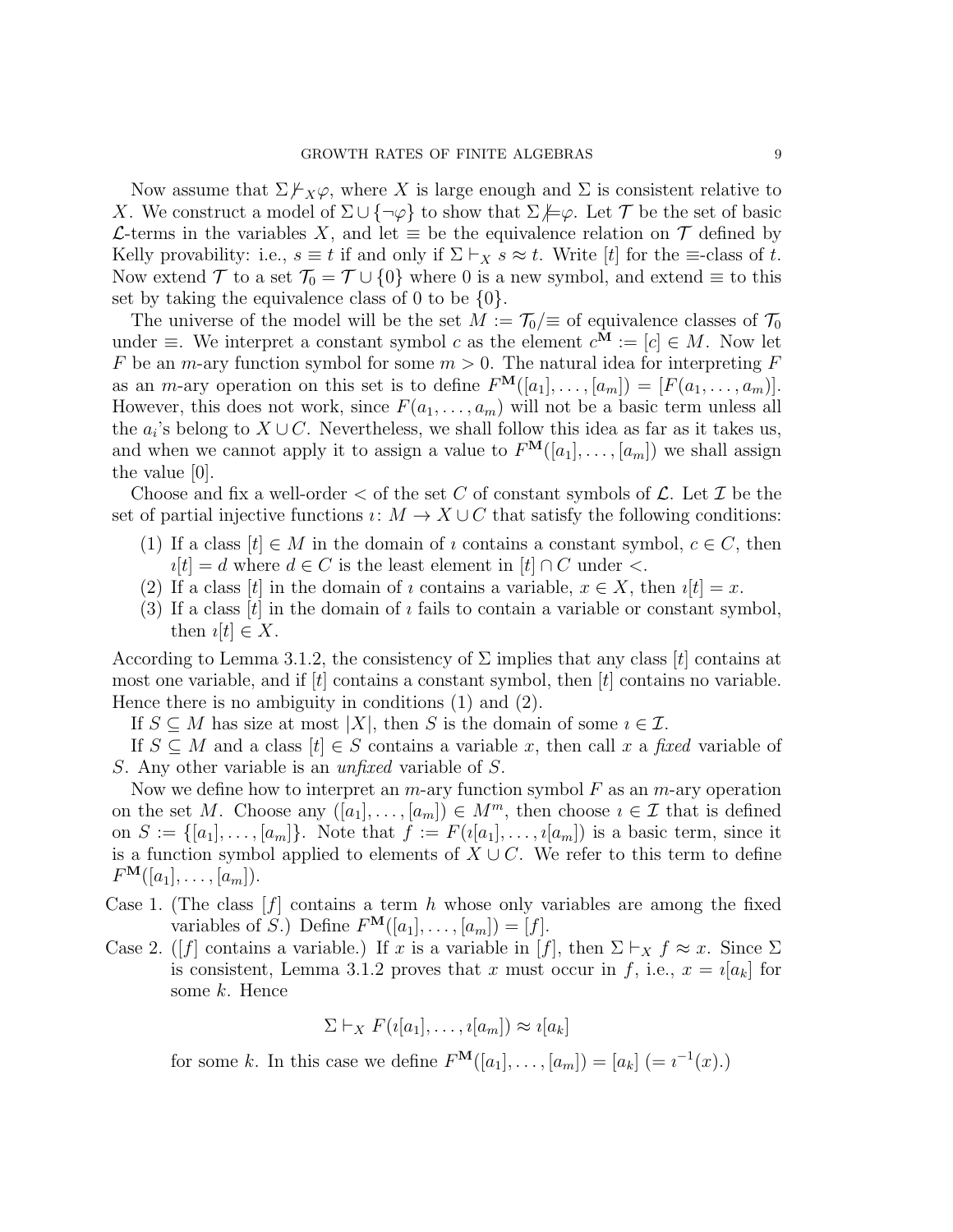Now assume that $\Sigma \not\vdash_X \varphi$, where $X$ is large enough and $\Sigma$ is consistent relative to $X$. We construct a model of $\Sigma \cup \{\neg\varphi\}$ to show that $\Sigma \not\models \varphi$. Let $\mathcal{T}$ be the set of basic $\mathcal{L}$-terms in the variables $X$, and let $\equiv$ be the equivalence relation on $\mathcal{T}$ defined by Kelly provability: i.e., $s \equiv t$ if and only if $\Sigma \vdash_X s \approx t$. Write $[t]$ for the $\equiv$-class of $t$. Now extend $\mathcal{T}$ to a set $\mathcal{T}_0 = \mathcal{T} \cup \{0\}$ where 0 is a new symbol, and extend $\equiv$ to this set by taking the equivalence class of 0 to be $\{0\}$.

The universe of the model will be the set $M := \mathcal{T}_0/\equiv$ of equivalence classes of $\mathcal{T}_0$ under $\equiv$. We interpret a constant symbol $c$ as the element $c^{\mathbf{M}} := [c] \in M$. Now let $F$ be an $m$-ary function symbol for some $m > 0$. The natural idea for interpreting $F$ as an $m$-ary operation on this set is to define $F^{\mathbf{M}}([a_1], \ldots, [a_m]) = [F(a_1, \ldots, a_m)]$. However, this does not work, since $F(a_1, \ldots, a_m)$ will not be a basic term unless all the $a_i$'s belong to $X \cup C$. Nevertheless, we shall follow this idea as far as it takes us, and when we cannot apply it to assign a value to $F^{\mathbf{M}}([a_1], \ldots, [a_m])$ we shall assign the value $[0]$.

Choose and fix a well-order $<$ of the set $C$ of constant symbols of $\mathcal{L}$. Let $\mathcal{I}$ be the set of partial injective functions $\imath\colon M \to X \cup C$ that satisfy the following conditions:

1. If a class $[t] \in M$ in the domain of $\imath$ contains a constant symbol, $c \in C$, then $\imath[t] = d$ where $d \in C$ is the least element in $[t] \cap C$ under $<$.
2. If a class $[t]$ in the domain of $\imath$ contains a variable, $x \in X$, then $\imath[t] = x$.
3. If a class $[t]$ in the domain of $\imath$ fails to contain a variable or constant symbol, then $\imath[t] \in X$.

According to Lemma 3.1.2, the consistency of $\Sigma$ implies that any class $[t]$ contains at most one variable, and if $[t]$ contains a constant symbol, then $[t]$ contains no variable. Hence there is no ambiguity in conditions (1) and (2).

If $S \subseteq M$ has size at most $|X|$, then $S$ is the domain of some $\imath \in \mathcal{I}$.

If $S \subseteq M$ and a class $[t] \in S$ contains a variable $x$, then call $x$ a *fixed* variable of $S$. Any other variable is an *unfixed* variable of $S$.

Now we define how to interpret an $m$-ary function symbol $F$ as an $m$-ary operation on the set $M$. Choose any $([a_1], \ldots, [a_m]) \in M^m$, then choose $\imath \in \mathcal{I}$ that is defined on $S := \{[a_1], \ldots, [a_m]\}$. Note that $f := F(\imath[a_1], \ldots, \imath[a_m])$ is a basic term, since it is a function symbol applied to elements of $X \cup C$. We refer to this term to define $F^{\mathbf{M}}([a_1], \ldots, [a_m])$.

Case 1. (The class $[f]$ contains a term $h$ whose only variables are among the fixed variables of $S$.) Define $F^{\mathbf{M}}([a_1], \ldots, [a_m]) = [f]$.

Case 2. ($[f]$ contains a variable.) If $x$ is a variable in $[f]$, then $\Sigma \vdash_X f \approx x$. Since $\Sigma$ is consistent, Lemma 3.1.2 proves that $x$ must occur in $f$, i.e., $x = \imath[a_k]$ for some $k$. Hence

$$\Sigma \vdash_X F(\imath[a_1], \ldots, \imath[a_m]) \approx \imath[a_k]$$

for some $k$. In this case we define $F^{\mathbf{M}}([a_1], \ldots, [a_m]) = [a_k]$ $(= \imath^{-1}(x).)$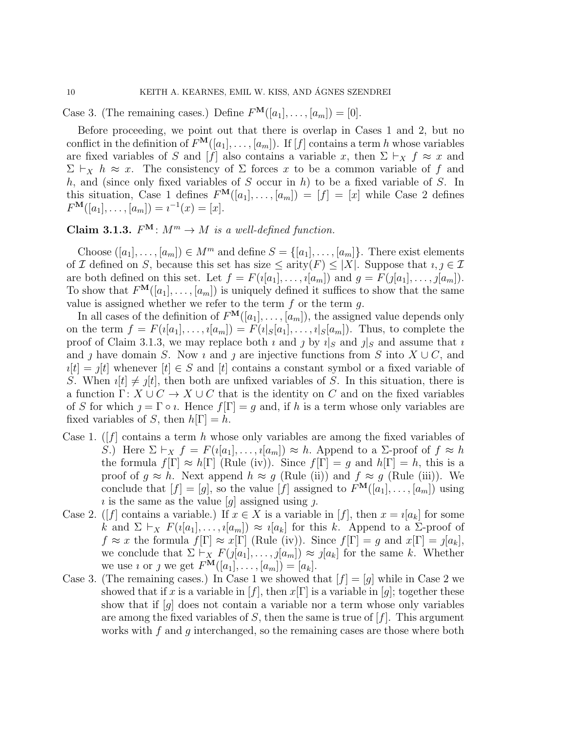Case 3. (The remaining cases.) Define $F^{\mathbf{M}}([a_1], \ldots, [a_m]) = [0]$.

Before proceeding, we point out that there is overlap in Cases 1 and 2, but no conflict in the definition of $F^{\mathbf{M}}([a_1], \ldots, [a_m])$. If $[f]$ contains a term $h$ whose variables are fixed variables of $S$ and $[f]$ also contains a variable $x$, then $\Sigma \vdash_X f \approx x$ and $\Sigma \vdash_X h \approx x$. The consistency of $\Sigma$ forces $x$ to be a common variable of $f$ and $h$, and (since only fixed variables of $S$ occur in $h$) to be a fixed variable of $S$. In this situation, Case 1 defines $F^{\mathbf{M}}([a_1], \ldots, [a_m]) = [f] = [x]$ while Case 2 defines $F^{\mathbf{M}}([a_1], \ldots, [a_m]) = \imath^{-1}(x) = [x]$.

**Claim 3.1.3.** *$F^{\mathbf{M}}: M^m \to M$ is a well-defined function.*

Choose $([a_1], \ldots, [a_m]) \in M^m$ and define $S = \{[a_1], \ldots, [a_m]\}$. There exist elements of $\mathcal{I}$ defined on $S$, because this set has size $\leq \text{arity}(F) \leq |X|$. Suppose that $\imath, \jmath \in \mathcal{I}$ are both defined on this set. Let $f = F(\imath[a_1], \ldots, \imath[a_m])$ and $g = F(\jmath[a_1], \ldots, \jmath[a_m])$. To show that $F^{\mathbf{M}}([a_1], \ldots, [a_m])$ is uniquely defined it suffices to show that the same value is assigned whether we refer to the term $f$ or the term $g$.

In all cases of the definition of $F^{\mathbf{M}}([a_1], \ldots, [a_m])$, the assigned value depends only on the term $f = F(\imath[a_1], \ldots, \imath[a_m]) = F(\imath|_S[a_1], \ldots, \imath|_S[a_m])$. Thus, to complete the proof of Claim 3.1.3, we may replace both $\imath$ and $\jmath$ by $\imath|_S$ and $\jmath|_S$ and assume that $\imath$ and $\jmath$ have domain $S$. Now $\imath$ and $\jmath$ are injective functions from $S$ into $X \cup C$, and $\imath[t] = \jmath[t]$ whenever $[t] \in S$ and $[t]$ contains a constant symbol or a fixed variable of $S$. When $\imath[t] \neq \jmath[t]$, then both are unfixed variables of $S$. In this situation, there is a function $\Gamma: X \cup C \to X \cup C$ that is the identity on $C$ and on the fixed variables of $S$ for which $\jmath = \Gamma \circ \imath$. Hence $f[\Gamma] = g$ and, if $h$ is a term whose only variables are fixed variables of $S$, then $h[\Gamma] = h$.

Case 1. ($[f]$ contains a term $h$ whose only variables are among the fixed variables of $S$.) Here $\Sigma \vdash_X f = F(\imath[a_1], \ldots, \imath[a_m]) \approx h$. Append to a $\Sigma$-proof of $f \approx h$ the formula $f[\Gamma] \approx h[\Gamma]$ (Rule (iv)). Since $f[\Gamma] = g$ and $h[\Gamma] = h$, this is a proof of $g \approx h$. Next append $h \approx g$ (Rule (ii)) and $f \approx g$ (Rule (iii)). We conclude that $[f] = [g]$, so the value $[f]$ assigned to $F^{\mathbf{M}}([a_1], \ldots, [a_m])$ using $\imath$ is the same as the value $[g]$ assigned using $\jmath$.

Case 2. ($[f]$ contains a variable.) If $x \in X$ is a variable in $[f]$, then $x = \imath[a_k]$ for some $k$ and $\Sigma \vdash_X F(\imath[a_1], \ldots, \imath[a_m]) \approx \imath[a_k]$ for this $k$. Append to a $\Sigma$-proof of $f \approx x$ the formula $f[\Gamma] \approx x[\Gamma]$ (Rule (iv)). Since $f[\Gamma] = g$ and $x[\Gamma] = \jmath[a_k]$, we conclude that $\Sigma \vdash_X F(\jmath[a_1], \ldots, \jmath[a_m]) \approx \jmath[a_k]$ for the same $k$. Whether we use $\imath$ or $\jmath$ we get $F^{\mathbf{M}}([a_1], \ldots, [a_m]) = [a_k]$.

Case 3. (The remaining cases.) In Case 1 we showed that $[f] = [g]$ while in Case 2 we showed that if $x$ is a variable in $[f]$, then $x[\Gamma]$ is a variable in $[g]$; together these show that if $[g]$ does not contain a variable nor a term whose only variables are among the fixed variables of $S$, then the same is true of $[f]$. This argument works with $f$ and $g$ interchanged, so the remaining cases are those where both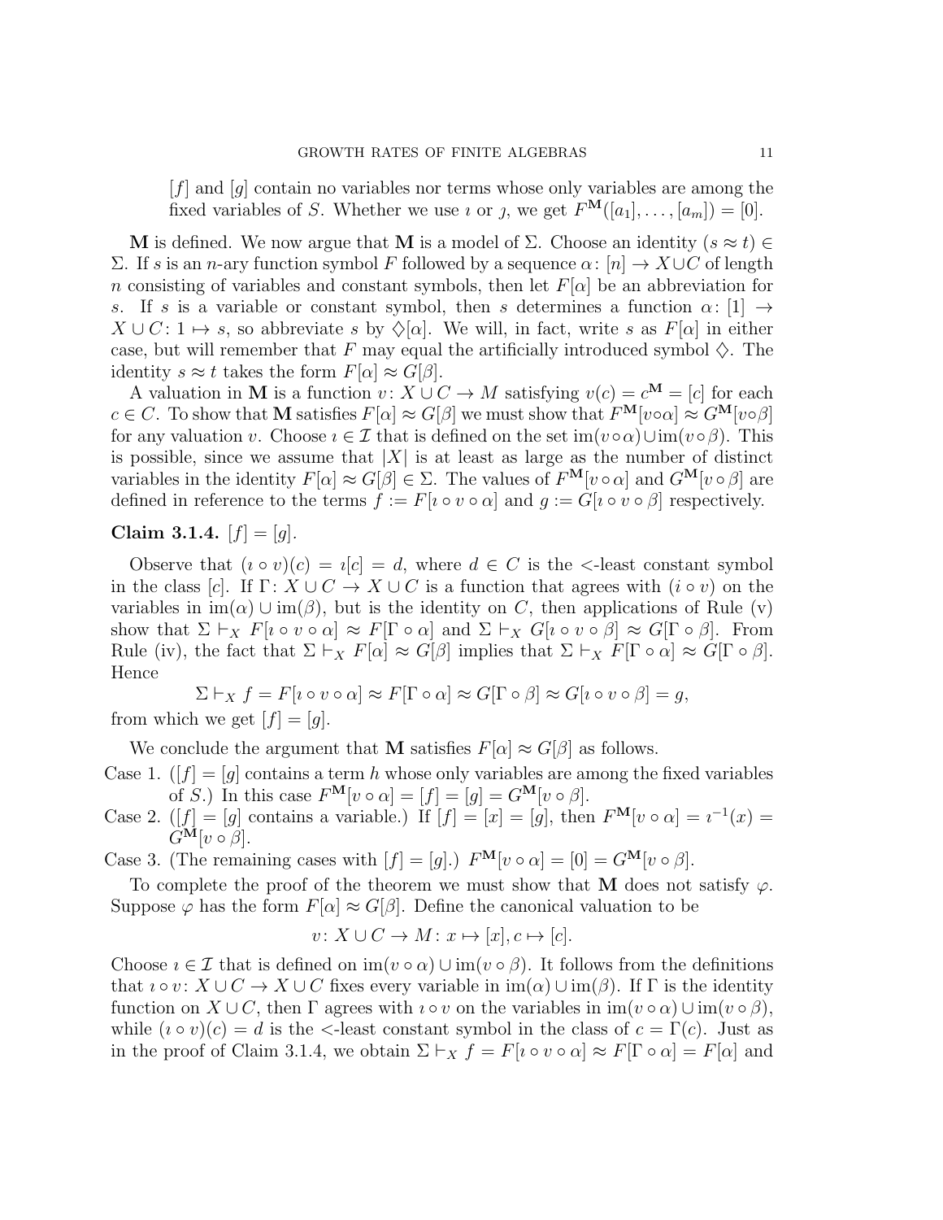$[f]$ and $[g]$ contain no variables nor terms whose only variables are among the fixed variables of $S$. Whether we use $\imath$ or $\jmath$, we get $F^{\mathbf{M}}([a_1], \ldots, [a_m]) = [0]$.

$\mathbf{M}$ is defined. We now argue that $\mathbf{M}$ is a model of $\Sigma$. Choose an identity $(s \approx t) \in \Sigma$. If $s$ is an $n$-ary function symbol $F$ followed by a sequence $\alpha\colon [n] \to X \cup C$ of length $n$ consisting of variables and constant symbols, then let $F[\alpha]$ be an abbreviation for $s$. If $s$ is a variable or constant symbol, then $s$ determines a function $\alpha\colon [1] \to X \cup C\colon 1 \mapsto s$, so abbreviate $s$ by $\diamondsuit[\alpha]$. We will, in fact, write $s$ as $F[\alpha]$ in either case, but will remember that $F$ may equal the artificially introduced symbol $\diamondsuit$. The identity $s \approx t$ takes the form $F[\alpha] \approx G[\beta]$.

A valuation in $\mathbf{M}$ is a function $v\colon X \cup C \to M$ satisfying $v(c) = c^{\mathbf{M}} = [c]$ for each $c \in C$. To show that $\mathbf{M}$ satisfies $F[\alpha] \approx G[\beta]$ we must show that $F^{\mathbf{M}}[v \circ \alpha] \approx G^{\mathbf{M}}[v \circ \beta]$ for any valuation $v$. Choose $\imath \in \mathcal{I}$ that is defined on the set $\mathrm{im}(v \circ \alpha) \cup \mathrm{im}(v \circ \beta)$. This is possible, since we assume that $|X|$ is at least as large as the number of distinct variables in the identity $F[\alpha] \approx G[\beta] \in \Sigma$. The values of $F^{\mathbf{M}}[v \circ \alpha]$ and $G^{\mathbf{M}}[v \circ \beta]$ are defined in reference to the terms $f := F[\imath \circ v \circ \alpha]$ and $g := G[\imath \circ v \circ \beta]$ respectively.

**Claim 3.1.4.** $[f] = [g]$.

Observe that $(\imath \circ v)(c) = \imath[c] = d$, where $d \in C$ is the $<$-least constant symbol in the class $[c]$. If $\Gamma\colon X \cup C \to X \cup C$ is a function that agrees with $(i \circ v)$ on the variables in $\mathrm{im}(\alpha) \cup \mathrm{im}(\beta)$, but is the identity on $C$, then applications of Rule (v) show that $\Sigma \vdash_X F[\imath \circ v \circ \alpha] \approx F[\Gamma \circ \alpha]$ and $\Sigma \vdash_X G[\imath \circ v \circ \beta] \approx G[\Gamma \circ \beta]$. From Rule (iv), the fact that $\Sigma \vdash_X F[\alpha] \approx G[\beta]$ implies that $\Sigma \vdash_X F[\Gamma \circ \alpha] \approx G[\Gamma \circ \beta]$. Hence

$$\Sigma \vdash_X f = F[\imath \circ v \circ \alpha] \approx F[\Gamma \circ \alpha] \approx G[\Gamma \circ \beta] \approx G[\imath \circ v \circ \beta] = g,$$

from which we get $[f] = [g]$.

We conclude the argument that $\mathbf{M}$ satisfies $F[\alpha] \approx G[\beta]$ as follows.

Case 1. ($[f] = [g]$ contains a term $h$ whose only variables are among the fixed variables of $S$.) In this case $F^{\mathbf{M}}[v \circ \alpha] = [f] = [g] = G^{\mathbf{M}}[v \circ \beta]$.

Case 2. ($[f] = [g]$ contains a variable.) If $[f] = [x] = [g]$, then $F^{\mathbf{M}}[v \circ \alpha] = \imath^{-1}(x) = G^{\mathbf{M}}[v \circ \beta]$.

Case 3. (The remaining cases with $[f] = [g]$.) $F^{\mathbf{M}}[v \circ \alpha] = [0] = G^{\mathbf{M}}[v \circ \beta]$.

To complete the proof of the theorem we must show that $\mathbf{M}$ does not satisfy $\varphi$. Suppose $\varphi$ has the form $F[\alpha] \approx G[\beta]$. Define the canonical valuation to be

$$v\colon X \cup C \to M\colon x \mapsto [x], c \mapsto [c].$$

Choose $\imath \in \mathcal{I}$ that is defined on $\mathrm{im}(v \circ \alpha) \cup \mathrm{im}(v \circ \beta)$. It follows from the definitions that $\imath \circ v\colon X \cup C \to X \cup C$ fixes every variable in $\mathrm{im}(\alpha) \cup \mathrm{im}(\beta)$. If $\Gamma$ is the identity function on $X \cup C$, then $\Gamma$ agrees with $\imath \circ v$ on the variables in $\mathrm{im}(v \circ \alpha) \cup \mathrm{im}(v \circ \beta)$, while $(\imath \circ v)(c) = d$ is the $<$-least constant symbol in the class of $c = \Gamma(c)$. Just as in the proof of Claim 3.1.4, we obtain $\Sigma \vdash_X f = F[\imath \circ v \circ \alpha] \approx F[\Gamma \circ \alpha] = F[\alpha]$ and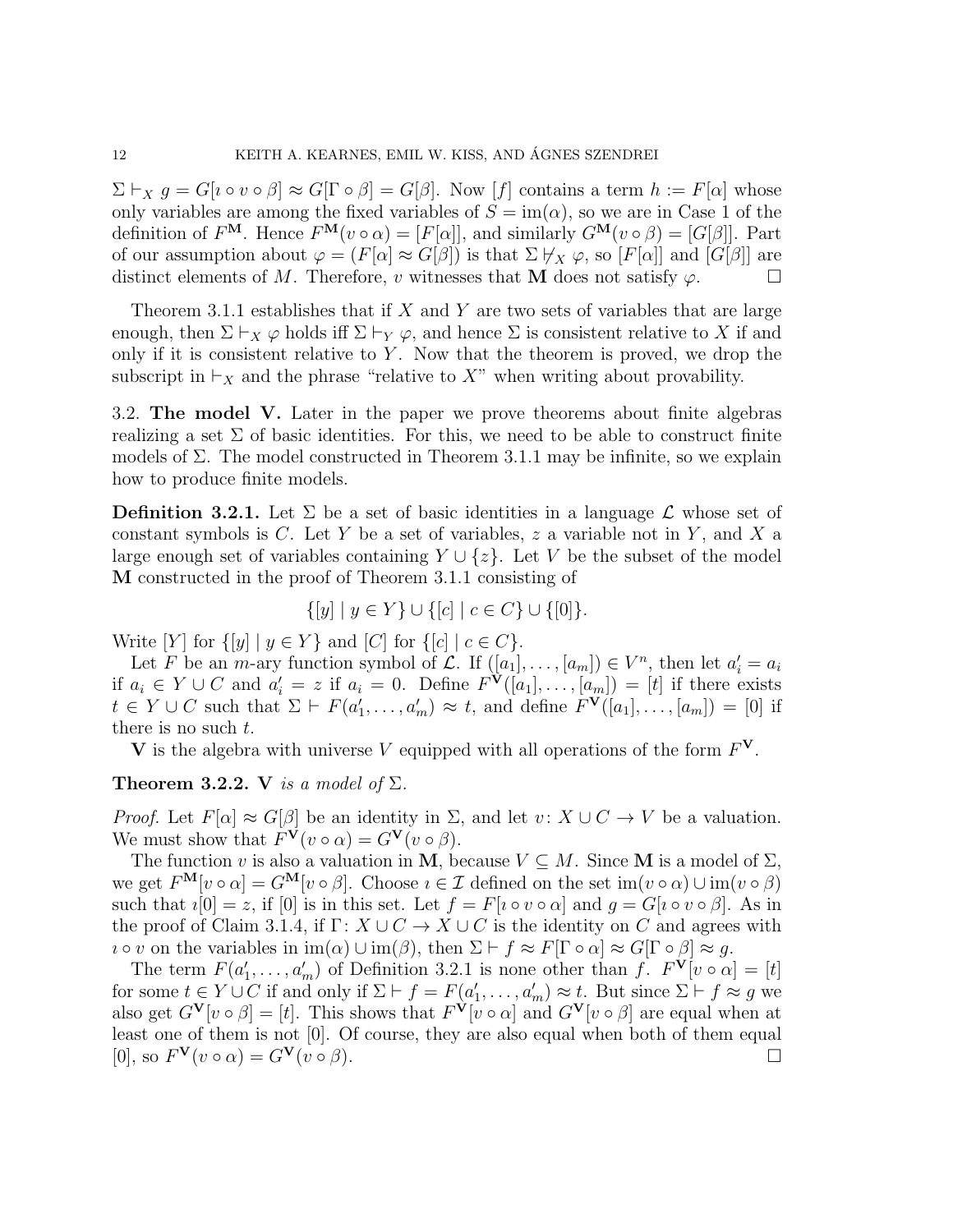$\Sigma \vdash_X g = G[\imath \circ v \circ \beta] \approx G[\Gamma \circ \beta] = G[\beta]$. Now $[f]$ contains a term $h := F[\alpha]$ whose only variables are among the fixed variables of $S = \mathrm{im}(\alpha)$, so we are in Case 1 of the definition of $F^{\mathbf{M}}$. Hence $F^{\mathbf{M}}(v \circ \alpha) = [F[\alpha]]$, and similarly $G^{\mathbf{M}}(v \circ \beta) = [G[\beta]]$. Part of our assumption about $\varphi = (F[\alpha] \approx G[\beta])$ is that $\Sigma \not\vdash_X \varphi$, so $[F[\alpha]]$ and $[G[\beta]]$ are distinct elements of $M$. Therefore, $v$ witnesses that $\mathbf{M}$ does not satisfy $\varphi$. □

Theorem 3.1.1 establishes that if $X$ and $Y$ are two sets of variables that are large enough, then $\Sigma \vdash_X \varphi$ holds iff $\Sigma \vdash_Y \varphi$, and hence $\Sigma$ is consistent relative to $X$ if and only if it is consistent relative to $Y$. Now that the theorem is proved, we drop the subscript in $\vdash_X$ and the phrase "relative to $X$" when writing about provability.

## 3.2. The model V.

Later in the paper we prove theorems about finite algebras realizing a set $\Sigma$ of basic identities. For this, we need to be able to construct finite models of $\Sigma$. The model constructed in Theorem 3.1.1 may be infinite, so we explain how to produce finite models.

**Definition 3.2.1.** Let $\Sigma$ be a set of basic identities in a language $\mathcal{L}$ whose set of constant symbols is $C$. Let $Y$ be a set of variables, $z$ a variable not in $Y$, and $X$ a large enough set of variables containing $Y \cup \{z\}$. Let $V$ be the subset of the model $\mathbf{M}$ constructed in the proof of Theorem 3.1.1 consisting of

$$\{[y] \mid y \in Y\} \cup \{[c] \mid c \in C\} \cup \{[0]\}.$$

Write $[Y]$ for $\{[y] \mid y \in Y\}$ and $[C]$ for $\{[c] \mid c \in C\}$.

Let $F$ be an $m$-ary function symbol of $\mathcal{L}$. If $([a_1], \ldots, [a_m]) \in V^n$, then let $a'_i = a_i$ if $a_i \in Y \cup C$ and $a'_i = z$ if $a_i = 0$. Define $F^{\mathbf{V}}([a_1], \ldots, [a_m]) = [t]$ if there exists $t \in Y \cup C$ such that $\Sigma \vdash F(a'_1, \ldots, a'_m) \approx t$, and define $F^{\mathbf{V}}([a_1], \ldots, [a_m]) = [0]$ if there is no such $t$.

$\mathbf{V}$ is the algebra with universe $V$ equipped with all operations of the form $F^{\mathbf{V}}$.

**Theorem 3.2.2.** *$\mathbf{V}$ is a model of $\Sigma$.*

*Proof.* Let $F[\alpha] \approx G[\beta]$ be an identity in $\Sigma$, and let $v \colon X \cup C \to V$ be a valuation. We must show that $F^{\mathbf{V}}(v \circ \alpha) = G^{\mathbf{V}}(v \circ \beta)$.

The function $v$ is also a valuation in $\mathbf{M}$, because $V \subseteq M$. Since $\mathbf{M}$ is a model of $\Sigma$, we get $F^{\mathbf{M}}[v \circ \alpha] = G^{\mathbf{M}}[v \circ \beta]$. Choose $\imath \in \mathcal{I}$ defined on the set $\mathrm{im}(v \circ \alpha) \cup \mathrm{im}(v \circ \beta)$ such that $\imath[0] = z$, if $[0]$ is in this set. Let $f = F[\imath \circ v \circ \alpha]$ and $g = G[\imath \circ v \circ \beta]$. As in the proof of Claim 3.1.4, if $\Gamma \colon X \cup C \to X \cup C$ is the identity on $C$ and agrees with $\imath \circ v$ on the variables in $\mathrm{im}(\alpha) \cup \mathrm{im}(\beta)$, then $\Sigma \vdash f \approx F[\Gamma \circ \alpha] \approx G[\Gamma \circ \beta] \approx g$.

The term $F(a'_1, \ldots, a'_m)$ of Definition 3.2.1 is none other than $f$. $F^{\mathbf{V}}[v \circ \alpha] = [t]$ for some $t \in Y \cup C$ if and only if $\Sigma \vdash f = F(a'_1, \ldots, a'_m) \approx t$. But since $\Sigma \vdash f \approx g$ we also get $G^{\mathbf{V}}[v \circ \beta] = [t]$. This shows that $F^{\mathbf{V}}[v \circ \alpha]$ and $G^{\mathbf{V}}[v \circ \beta]$ are equal when at least one of them is not $[0]$. Of course, they are also equal when both of them equal $[0]$, so $F^{\mathbf{V}}(v \circ \alpha) = G^{\mathbf{V}}(v \circ \beta)$. □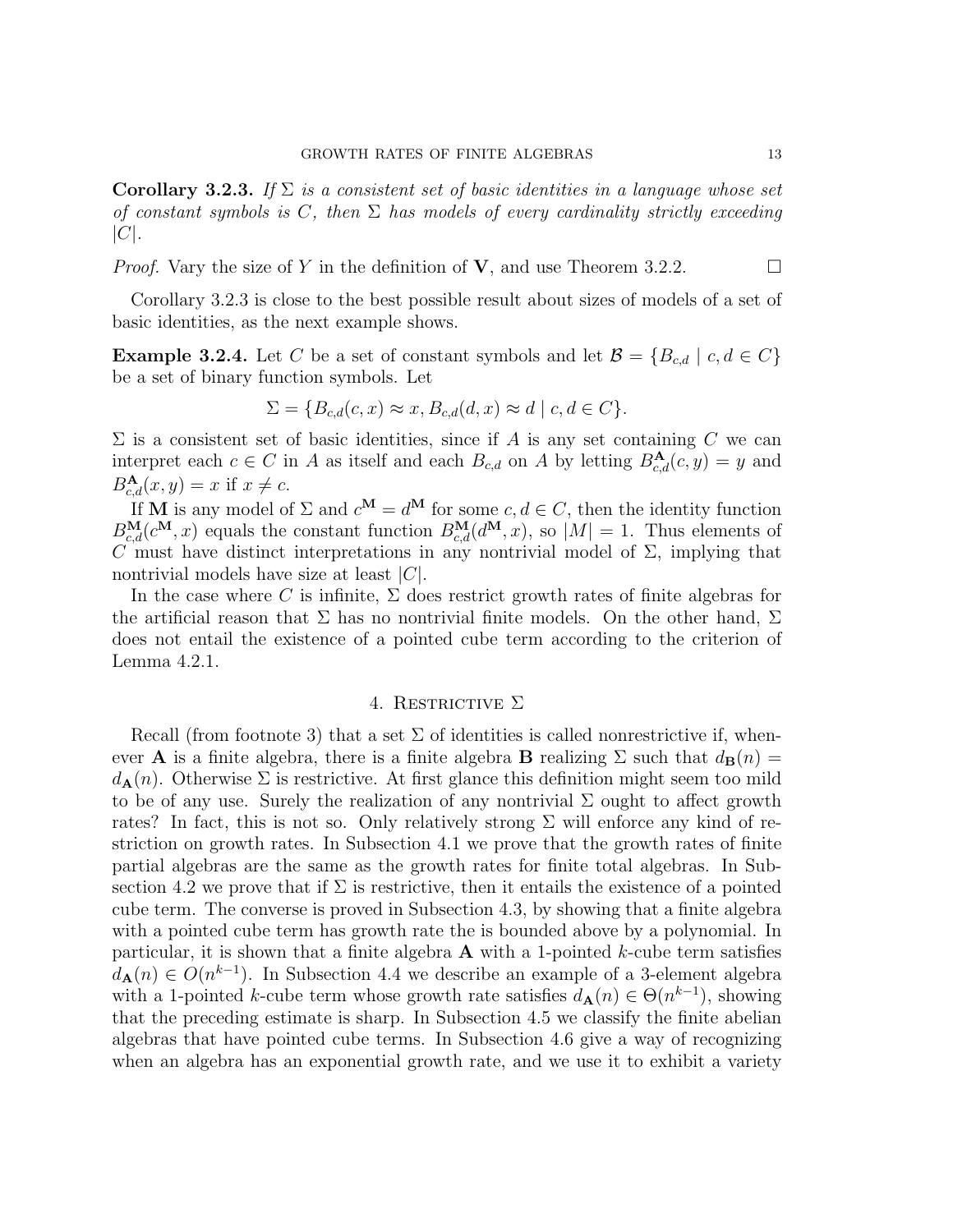**Corollary 3.2.3.** *If $\Sigma$ is a consistent set of basic identities in a language whose set of constant symbols is $C$, then $\Sigma$ has models of every cardinality strictly exceeding $|C|$.*

*Proof.* Vary the size of $Y$ in the definition of $\mathbf{V}$, and use Theorem 3.2.2. $\square$

Corollary 3.2.3 is close to the best possible result about sizes of models of a set of basic identities, as the next example shows.

**Example 3.2.4.** Let $C$ be a set of constant symbols and let $\mathcal{B} = \{B_{c,d} \mid c, d \in C\}$ be a set of binary function symbols. Let

$$\Sigma = \{B_{c,d}(c, x) \approx x, B_{c,d}(d, x) \approx d \mid c, d \in C\}.$$

$\Sigma$ is a consistent set of basic identities, since if $A$ is any set containing $C$ we can interpret each $c \in C$ in $A$ as itself and each $B_{c,d}$ on $A$ by letting $B^{\mathbf{A}}_{c,d}(c, y) = y$ and $B^{\mathbf{A}}_{c,d}(x, y) = x$ if $x \neq c$.

If $\mathbf{M}$ is any model of $\Sigma$ and $c^{\mathbf{M}} = d^{\mathbf{M}}$ for some $c, d \in C$, then the identity function $B^{\mathbf{M}}_{c,d}(c^{\mathbf{M}}, x)$ equals the constant function $B^{\mathbf{M}}_{c,d}(d^{\mathbf{M}}, x)$, so $|M| = 1$. Thus elements of $C$ must have distinct interpretations in any nontrivial model of $\Sigma$, implying that nontrivial models have size at least $|C|$.

In the case where $C$ is infinite, $\Sigma$ does restrict growth rates of finite algebras for the artificial reason that $\Sigma$ has no nontrivial finite models. On the other hand, $\Sigma$ does not entail the existence of a pointed cube term according to the criterion of Lemma 4.2.1.

## 4. Restrictive $\Sigma$

Recall (from footnote 3) that a set $\Sigma$ of identities is called nonrestrictive if, whenever $\mathbf{A}$ is a finite algebra, there is a finite algebra $\mathbf{B}$ realizing $\Sigma$ such that $d_{\mathbf{B}}(n) = d_{\mathbf{A}}(n)$. Otherwise $\Sigma$ is restrictive. At first glance this definition might seem too mild to be of any use. Surely the realization of any nontrivial $\Sigma$ ought to affect growth rates? In fact, this is not so. Only relatively strong $\Sigma$ will enforce any kind of restriction on growth rates. In Subsection 4.1 we prove that the growth rates of finite partial algebras are the same as the growth rates for finite total algebras. In Subsection 4.2 we prove that if $\Sigma$ is restrictive, then it entails the existence of a pointed cube term. The converse is proved in Subsection 4.3, by showing that a finite algebra with a pointed cube term has growth rate the is bounded above by a polynomial. In particular, it is shown that a finite algebra $\mathbf{A}$ with a 1-pointed $k$-cube term satisfies $d_{\mathbf{A}}(n) \in O(n^{k-1})$. In Subsection 4.4 we describe an example of a 3-element algebra with a 1-pointed $k$-cube term whose growth rate satisfies $d_{\mathbf{A}}(n) \in \Theta(n^{k-1})$, showing that the preceding estimate is sharp. In Subsection 4.5 we classify the finite abelian algebras that have pointed cube terms. In Subsection 4.6 give a way of recognizing when an algebra has an exponential growth rate, and we use it to exhibit a variety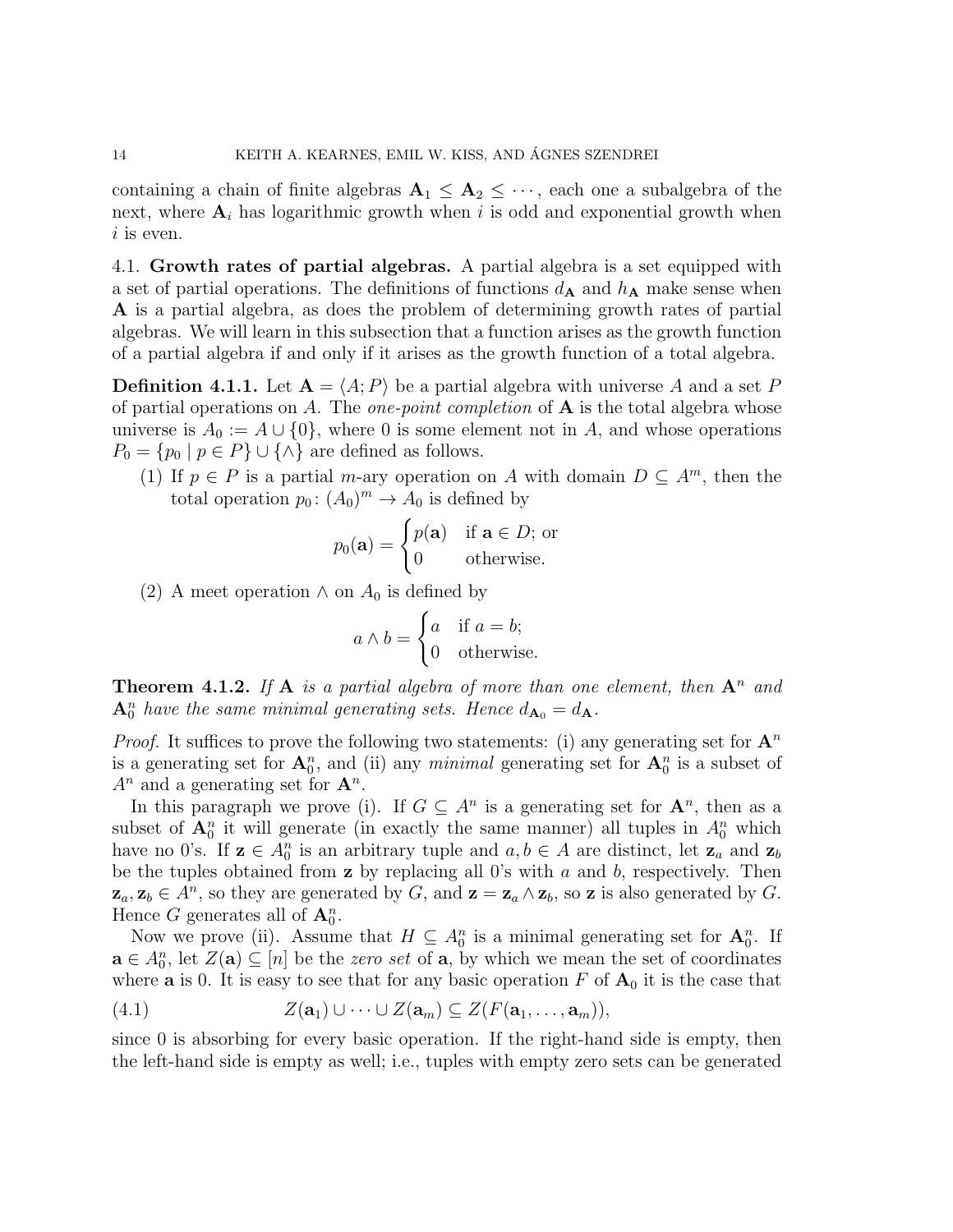containing a chain of finite algebras $\mathbf{A}_1 \leq \mathbf{A}_2 \leq \cdots$, each one a subalgebra of the next, where $\mathbf{A}_i$ has logarithmic growth when $i$ is odd and exponential growth when $i$ is even.

### 4.1. Growth rates of partial algebras.

A partial algebra is a set equipped with a set of partial operations. The definitions of functions $d_{\mathbf{A}}$ and $h_{\mathbf{A}}$ make sense when $\mathbf{A}$ is a partial algebra, as does the problem of determining growth rates of partial algebras. We will learn in this subsection that a function arises as the growth function of a partial algebra if and only if it arises as the growth function of a total algebra.

**Definition 4.1.1.** Let $\mathbf{A} = \langle A; P\rangle$ be a partial algebra with universe $A$ and a set $P$ of partial operations on $A$. The *one-point completion* of $\mathbf{A}$ is the total algebra whose universe is $A_0 := A \cup \{0\}$, where 0 is some element not in $A$, and whose operations $P_0 = \{p_0 \mid p \in P\} \cup \{\wedge\}$ are defined as follows.

(1) If $p \in P$ is a partial $m$-ary operation on $A$ with domain $D \subseteq A^m$, then the total operation $p_0 \colon (A_0)^m \to A_0$ is defined by

$$p_0(\mathbf{a}) = \begin{cases} p(\mathbf{a}) & \text{if } \mathbf{a} \in D; \text{ or} \\ 0 & \text{otherwise.} \end{cases}$$

(2) A meet operation $\wedge$ on $A_0$ is defined by

$$a \wedge b = \begin{cases} a & \text{if } a = b; \\ 0 & \text{otherwise.} \end{cases}$$

**Theorem 4.1.2.** *If $\mathbf{A}$ is a partial algebra of more than one element, then $\mathbf{A}^n$ and $\mathbf{A}_0^n$ have the same minimal generating sets. Hence $d_{\mathbf{A}_0} = d_{\mathbf{A}}$.*

*Proof.* It suffices to prove the following two statements: (i) any generating set for $\mathbf{A}^n$ is a generating set for $\mathbf{A}_0^n$, and (ii) any *minimal* generating set for $\mathbf{A}_0^n$ is a subset of $A^n$ and a generating set for $\mathbf{A}^n$.

In this paragraph we prove (i). If $G \subseteq A^n$ is a generating set for $\mathbf{A}^n$, then as a subset of $\mathbf{A}_0^n$ it will generate (in exactly the same manner) all tuples in $A_0^n$ which have no 0's. If $\mathbf{z} \in A_0^n$ is an arbitrary tuple and $a, b \in A$ are distinct, let $\mathbf{z}_a$ and $\mathbf{z}_b$ be the tuples obtained from $\mathbf{z}$ by replacing all 0's with $a$ and $b$, respectively. Then $\mathbf{z}_a, \mathbf{z}_b \in A^n$, so they are generated by $G$, and $\mathbf{z} = \mathbf{z}_a \wedge \mathbf{z}_b$, so $\mathbf{z}$ is also generated by $G$. Hence $G$ generates all of $\mathbf{A}_0^n$.

Now we prove (ii). Assume that $H \subseteq A_0^n$ is a minimal generating set for $\mathbf{A}_0^n$. If $\mathbf{a} \in A_0^n$, let $Z(\mathbf{a}) \subseteq [n]$ be the *zero set* of $\mathbf{a}$, by which we mean the set of coordinates where $\mathbf{a}$ is 0. It is easy to see that for any basic operation $F$ of $\mathbf{A}_0$ it is the case that

$$Z(\mathbf{a}_1) \cup \cdots \cup Z(\mathbf{a}_m) \subseteq Z(F(\mathbf{a}_1, \ldots, \mathbf{a}_m)), \tag{4.1}$$

since 0 is absorbing for every basic operation. If the right-hand side is empty, then the left-hand side is empty as well; i.e., tuples with empty zero sets can be generated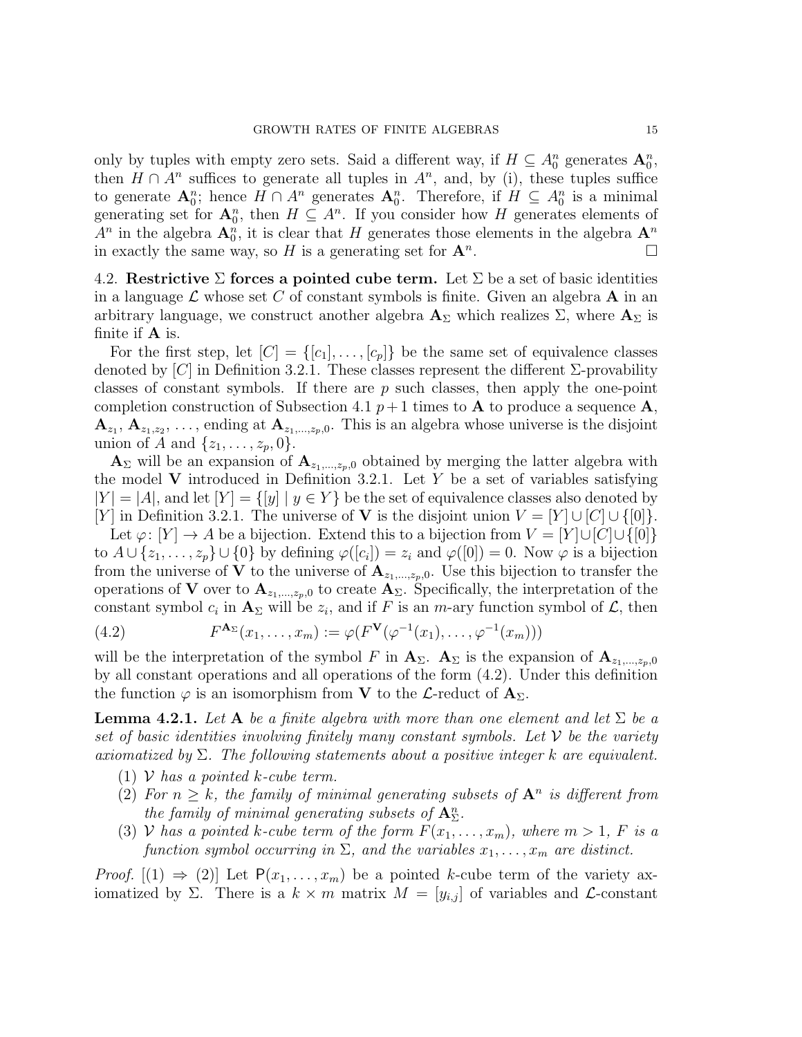only by tuples with empty zero sets. Said a different way, if $H \subseteq A_0^n$ generates $\mathbf{A}_0^n$, then $H \cap A^n$ suffices to generate all tuples in $A^n$, and, by (i), these tuples suffice to generate $\mathbf{A}_0^n$; hence $H \cap A^n$ generates $\mathbf{A}_0^n$. Therefore, if $H \subseteq A_0^n$ is a minimal generating set for $\mathbf{A}_0^n$, then $H \subseteq A^n$. If you consider how $H$ generates elements of $A^n$ in the algebra $\mathbf{A}_0^n$, it is clear that $H$ generates those elements in the algebra $\mathbf{A}^n$ in exactly the same way, so $H$ is a generating set for $\mathbf{A}^n$. □

### 4.2. Restrictive $\Sigma$ forces a pointed cube term.

Let $\Sigma$ be a set of basic identities in a language $\mathcal{L}$ whose set $C$ of constant symbols is finite. Given an algebra $\mathbf{A}$ in an arbitrary language, we construct another algebra $\mathbf{A}_\Sigma$ which realizes $\Sigma$, where $\mathbf{A}_\Sigma$ is finite if $\mathbf{A}$ is.

For the first step, let $[C] = \{[c_1], \dots, [c_p]\}$ be the same set of equivalence classes denoted by $[C]$ in Definition 3.2.1. These classes represent the different $\Sigma$-provability classes of constant symbols. If there are $p$ such classes, then apply the one-point completion construction of Subsection 4.1 $p+1$ times to $\mathbf{A}$ to produce a sequence $\mathbf{A}$, $\mathbf{A}_{z_1}$, $\mathbf{A}_{z_1,z_2}$, ..., ending at $\mathbf{A}_{z_1,\dots,z_p,0}$. This is an algebra whose universe is the disjoint union of $A$ and $\{z_1, \dots, z_p, 0\}$.

$\mathbf{A}_\Sigma$ will be an expansion of $\mathbf{A}_{z_1,\dots,z_p,0}$ obtained by merging the latter algebra with the model $\mathbf{V}$ introduced in Definition 3.2.1. Let $Y$ be a set of variables satisfying $|Y| = |A|$, and let $[Y] = \{[y] \mid y \in Y\}$ be the set of equivalence classes also denoted by $[Y]$ in Definition 3.2.1. The universe of $\mathbf{V}$ is the disjoint union $V = [Y] \cup [C] \cup \{[0]\}$.

Let $\varphi \colon [Y] \to A$ be a bijection. Extend this to a bijection from $V = [Y] \cup [C] \cup \{[0]\}$ to $A \cup \{z_1, \dots, z_p\} \cup \{0\}$ by defining $\varphi([c_i]) = z_i$ and $\varphi([0]) = 0$. Now $\varphi$ is a bijection from the universe of $\mathbf{V}$ to the universe of $\mathbf{A}_{z_1,\dots,z_p,0}$. Use this bijection to transfer the operations of $\mathbf{V}$ over to $\mathbf{A}_{z_1,\dots,z_p,0}$ to create $\mathbf{A}_\Sigma$. Specifically, the interpretation of the constant symbol $c_i$ in $\mathbf{A}_\Sigma$ will be $z_i$, and if $F$ is an $m$-ary function symbol of $\mathcal{L}$, then

$$F^{\mathbf{A}_\Sigma}(x_1, \dots, x_m) := \varphi(F^{\mathbf{V}}(\varphi^{-1}(x_1), \dots, \varphi^{-1}(x_m))) \tag{4.2}$$

will be the interpretation of the symbol $F$ in $\mathbf{A}_\Sigma$. $\mathbf{A}_\Sigma$ is the expansion of $\mathbf{A}_{z_1,\dots,z_p,0}$ by all constant operations and all operations of the form (4.2). Under this definition the function $\varphi$ is an isomorphism from $\mathbf{V}$ to the $\mathcal{L}$-reduct of $\mathbf{A}_\Sigma$.

**Lemma 4.2.1.** *Let $\mathbf{A}$ be a finite algebra with more than one element and let $\Sigma$ be a set of basic identities involving finitely many constant symbols. Let $\mathcal{V}$ be the variety axiomatized by $\Sigma$. The following statements about a positive integer $k$ are equivalent.*

1. *$\mathcal{V}$ has a pointed $k$-cube term.*
2. *For $n \geq k$, the family of minimal generating subsets of $\mathbf{A}^n$ is different from the family of minimal generating subsets of $\mathbf{A}_\Sigma^n$.*
3. *$\mathcal{V}$ has a pointed $k$-cube term of the form $F(x_1, \dots, x_m)$, where $m > 1$, $F$ is a function symbol occurring in $\Sigma$, and the variables $x_1, \dots, x_m$ are distinct.*

*Proof.* [(1) ⇒ (2)] Let $\mathsf{P}(x_1, \dots, x_m)$ be a pointed $k$-cube term of the variety axiomatized by $\Sigma$. There is a $k \times m$ matrix $M = [y_{i,j}]$ of variables and $\mathcal{L}$-constant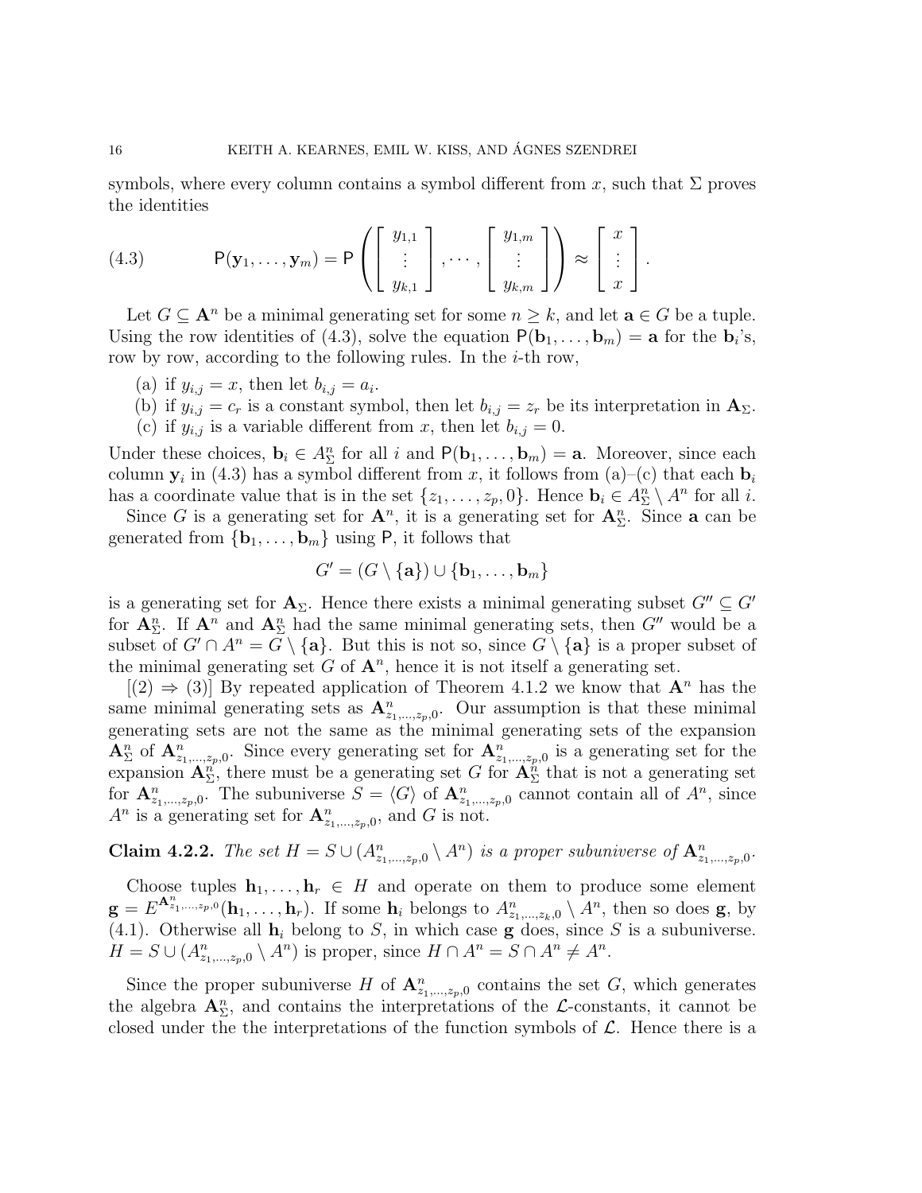symbols, where every column contains a symbol different from $x$, such that $\Sigma$ proves the identities

$$\mathsf{P}(\mathbf{y}_1, \ldots, \mathbf{y}_m) = \mathsf{P}\left( \begin{bmatrix} y_{1,1} \\ \vdots \\ y_{k,1} \end{bmatrix}, \cdots, \begin{bmatrix} y_{1,m} \\ \vdots \\ y_{k,m} \end{bmatrix} \right) \approx \begin{bmatrix} x \\ \vdots \\ x \end{bmatrix}. \tag{4.3}$$

Let $G \subseteq \mathbf{A}^n$ be a minimal generating set for some $n \geq k$, and let $\mathbf{a} \in G$ be a tuple. Using the row identities of (4.3), solve the equation $\mathsf{P}(\mathbf{b}_1, \ldots, \mathbf{b}_m) = \mathbf{a}$ for the $\mathbf{b}_i$'s, row by row, according to the following rules. In the $i$-th row,

(a) if $y_{i,j} = x$, then let $b_{i,j} = a_i$.
(b) if $y_{i,j} = c_r$ is a constant symbol, then let $b_{i,j} = z_r$ be its interpretation in $\mathbf{A}_\Sigma$.
(c) if $y_{i,j}$ is a variable different from $x$, then let $b_{i,j} = 0$.

Under these choices, $\mathbf{b}_i \in A^n_\Sigma$ for all $i$ and $\mathsf{P}(\mathbf{b}_1, \ldots, \mathbf{b}_m) = \mathbf{a}$. Moreover, since each column $\mathbf{y}_i$ in (4.3) has a symbol different from $x$, it follows from (a)–(c) that each $\mathbf{b}_i$ has a coordinate value that is in the set $\{z_1, \ldots, z_p, 0\}$. Hence $\mathbf{b}_i \in A^n_\Sigma \setminus A^n$ for all $i$.

Since $G$ is a generating set for $\mathbf{A}^n$, it is a generating set for $\mathbf{A}^n_\Sigma$. Since $\mathbf{a}$ can be generated from $\{\mathbf{b}_1, \ldots, \mathbf{b}_m\}$ using $\mathsf{P}$, it follows that

$$G' = (G \setminus \{\mathbf{a}\}) \cup \{\mathbf{b}_1, \ldots, \mathbf{b}_m\}$$

is a generating set for $\mathbf{A}_\Sigma$. Hence there exists a minimal generating subset $G'' \subseteq G'$ for $\mathbf{A}^n_\Sigma$. If $\mathbf{A}^n$ and $\mathbf{A}^n_\Sigma$ had the same minimal generating sets, then $G''$ would be a subset of $G' \cap A^n = G \setminus \{\mathbf{a}\}$. But this is not so, since $G \setminus \{\mathbf{a}\}$ is a proper subset of the minimal generating set $G$ of $\mathbf{A}^n$, hence it is not itself a generating set.

[(2) $\Rightarrow$ (3)] By repeated application of Theorem 4.1.2 we know that $\mathbf{A}^n$ has the same minimal generating sets as $\mathbf{A}^n_{z_1,\ldots,z_p,0}$. Our assumption is that these minimal generating sets are not the same as the minimal generating sets of the expansion $\mathbf{A}^n_\Sigma$ of $\mathbf{A}^n_{z_1,\ldots,z_p,0}$. Since every generating set for $\mathbf{A}^n_{z_1,\ldots,z_p,0}$ is a generating set for the expansion $\mathbf{A}^n_\Sigma$, there must be a generating set $G$ for $\mathbf{A}^n_\Sigma$ that is not a generating set for $\mathbf{A}^n_{z_1,\ldots,z_p,0}$. The subuniverse $S = \langle G \rangle$ of $\mathbf{A}^n_{z_1,\ldots,z_p,0}$ cannot contain all of $A^n$, since $A^n$ is a generating set for $\mathbf{A}^n_{z_1,\ldots,z_p,0}$, and $G$ is not.

**Claim 4.2.2.** *The set $H = S \cup (A^n_{z_1,\ldots,z_p,0} \setminus A^n)$ is a proper subuniverse of $\mathbf{A}^n_{z_1,\ldots,z_p,0}$.*

Choose tuples $\mathbf{h}_1, \ldots, \mathbf{h}_r \in H$ and operate on them to produce some element $\mathbf{g} = E^{\mathbf{A}^n_{z_1,\ldots,z_p,0}}(\mathbf{h}_1, \ldots, \mathbf{h}_r)$. If some $\mathbf{h}_i$ belongs to $A^n_{z_1,\ldots,z_k,0} \setminus A^n$, then so does $\mathbf{g}$, by (4.1). Otherwise all $\mathbf{h}_i$ belong to $S$, in which case $\mathbf{g}$ does, since $S$ is a subuniverse. $H = S \cup (A^n_{z_1,\ldots,z_p,0} \setminus A^n)$ is proper, since $H \cap A^n = S \cap A^n \neq A^n$.

Since the proper subuniverse $H$ of $\mathbf{A}^n_{z_1,\ldots,z_p,0}$ contains the set $G$, which generates the algebra $\mathbf{A}^n_\Sigma$, and contains the interpretations of the $\mathcal{L}$-constants, it cannot be closed under the the interpretations of the function symbols of $\mathcal{L}$. Hence there is a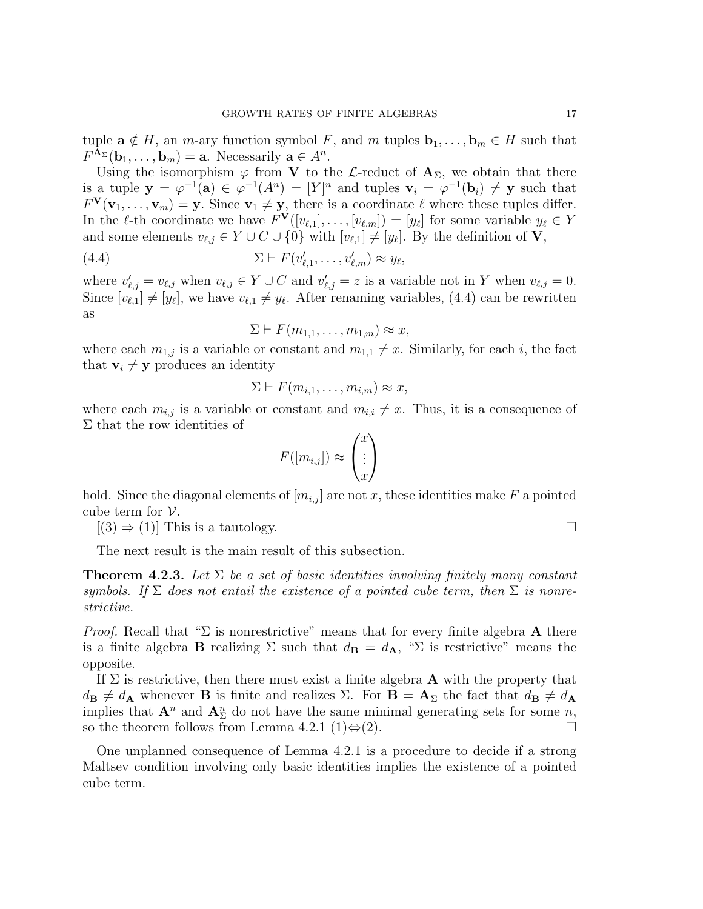tuple $\mathbf{a} \notin H$, an $m$-ary function symbol $F$, and $m$ tuples $\mathbf{b}_1, \dots, \mathbf{b}_m \in H$ such that $F^{\mathbf{A}_\Sigma}(\mathbf{b}_1, \dots, \mathbf{b}_m) = \mathbf{a}$. Necessarily $\mathbf{a} \in A^n$.

Using the isomorphism $\varphi$ from $\mathbf{V}$ to the $\mathcal{L}$-reduct of $\mathbf{A}_\Sigma$, we obtain that there is a tuple $\mathbf{y} = \varphi^{-1}(\mathbf{a}) \in \varphi^{-1}(A^n) = [Y]^n$ and tuples $\mathbf{v}_i = \varphi^{-1}(\mathbf{b}_i) \neq \mathbf{y}$ such that $F^{\mathbf{V}}(\mathbf{v}_1, \dots, \mathbf{v}_m) = \mathbf{y}$. Since $\mathbf{v}_1 \neq \mathbf{y}$, there is a coordinate $\ell$ where these tuples differ. In the $\ell$-th coordinate we have $F^{\mathbf{V}}([v_{\ell,1}], \dots, [v_{\ell,m}]) = [y_\ell]$ for some variable $y_\ell \in Y$ and some elements $v_{\ell,j} \in Y \cup C \cup \{0\}$ with $[v_{\ell,1}] \neq [y_\ell]$. By the definition of $\mathbf{V}$,

$$\Sigma \vdash F(v'_{\ell,1}, \dots, v'_{\ell,m}) \approx y_\ell, \tag{4.4}$$

where $v'_{\ell,j} = v_{\ell,j}$ when $v_{\ell,j} \in Y \cup C$ and $v'_{\ell,j} = z$ is a variable not in $Y$ when $v_{\ell,j} = 0$. Since $[v_{\ell,1}] \neq [y_\ell]$, we have $v_{\ell,1} \neq y_\ell$. After renaming variables, (4.4) can be rewritten as

$$\Sigma \vdash F(m_{1,1}, \dots, m_{1,m}) \approx x,$$

where each $m_{1,j}$ is a variable or constant and $m_{1,1} \neq x$. Similarly, for each $i$, the fact that $\mathbf{v}_i \neq \mathbf{y}$ produces an identity

$$\Sigma \vdash F(m_{i,1}, \dots, m_{i,m}) \approx x,$$

where each $m_{i,j}$ is a variable or constant and $m_{i,i} \neq x$. Thus, it is a consequence of $\Sigma$ that the row identities of

$$F([m_{i,j}]) \approx \begin{pmatrix} x \\ \vdots \\ x \end{pmatrix}$$

hold. Since the diagonal elements of $[m_{i,j}]$ are not $x$, these identities make $F$ a pointed cube term for $\mathcal{V}$.

[(3) $\Rightarrow$ (1)] This is a tautology. ☐

The next result is the main result of this subsection.

**Theorem 4.2.3.** *Let $\Sigma$ be a set of basic identities involving finitely many constant symbols. If $\Sigma$ does not entail the existence of a pointed cube term, then $\Sigma$ is nonrestrictive.*

*Proof.* Recall that "$\Sigma$ is nonrestrictive" means that for every finite algebra $\mathbf{A}$ there is a finite algebra $\mathbf{B}$ realizing $\Sigma$ such that $d_{\mathbf{B}} = d_{\mathbf{A}}$, "$\Sigma$ is restrictive" means the opposite.

If $\Sigma$ is restrictive, then there must exist a finite algebra $\mathbf{A}$ with the property that $d_{\mathbf{B}} \neq d_{\mathbf{A}}$ whenever $\mathbf{B}$ is finite and realizes $\Sigma$. For $\mathbf{B} = \mathbf{A}_\Sigma$ the fact that $d_{\mathbf{B}} \neq d_{\mathbf{A}}$ implies that $\mathbf{A}^n$ and $\mathbf{A}_\Sigma^n$ do not have the same minimal generating sets for some $n$, so the theorem follows from Lemma 4.2.1 (1)$\Leftrightarrow$(2). ☐

One unplanned consequence of Lemma 4.2.1 is a procedure to decide if a strong Maltsev condition involving only basic identities implies the existence of a pointed cube term.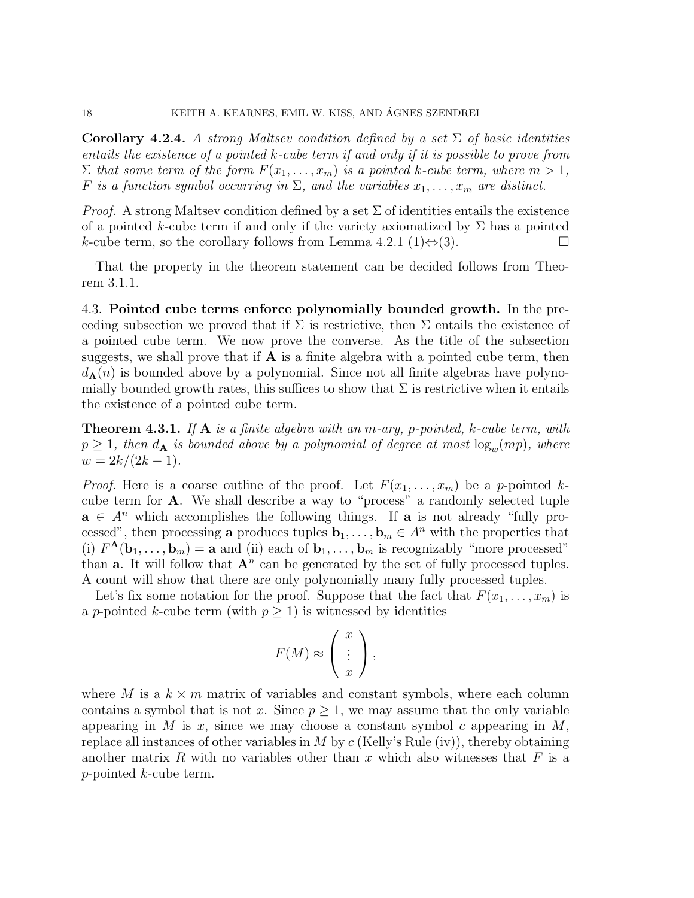**Corollary 4.2.4.** *A strong Maltsev condition defined by a set $\Sigma$ of basic identities entails the existence of a pointed $k$-cube term if and only if it is possible to prove from $\Sigma$ that some term of the form $F(x_1, \ldots, x_m)$ is a pointed $k$-cube term, where $m > 1$, $F$ is a function symbol occurring in $\Sigma$, and the variables $x_1, \ldots, x_m$ are distinct.*

*Proof.* A strong Maltsev condition defined by a set $\Sigma$ of identities entails the existence of a pointed $k$-cube term if and only if the variety axiomatized by $\Sigma$ has a pointed $k$-cube term, so the corollary follows from Lemma 4.2.1 (1)$\Leftrightarrow$(3). $\square$

That the property in the theorem statement can be decided follows from Theorem 3.1.1.

4.3. **Pointed cube terms enforce polynomially bounded growth.** In the preceding subsection we proved that if $\Sigma$ is restrictive, then $\Sigma$ entails the existence of a pointed cube term. We now prove the converse. As the title of the subsection suggests, we shall prove that if $\mathbf{A}$ is a finite algebra with a pointed cube term, then $d_{\mathbf{A}}(n)$ is bounded above by a polynomial. Since not all finite algebras have polynomially bounded growth rates, this suffices to show that $\Sigma$ is restrictive when it entails the existence of a pointed cube term.

**Theorem 4.3.1.** *If $\mathbf{A}$ is a finite algebra with an $m$-ary, $p$-pointed, $k$-cube term, with $p \geq 1$, then $d_{\mathbf{A}}$ is bounded above by a polynomial of degree at most $\log_w(mp)$, where $w = 2k/(2k-1)$.*

*Proof.* Here is a coarse outline of the proof. Let $F(x_1, \ldots, x_m)$ be a $p$-pointed $k$-cube term for $\mathbf{A}$. We shall describe a way to "process" a randomly selected tuple $\mathbf{a} \in A^n$ which accomplishes the following things. If $\mathbf{a}$ is not already "fully processed", then processing $\mathbf{a}$ produces tuples $\mathbf{b}_1, \ldots, \mathbf{b}_m \in A^n$ with the properties that (i) $F^{\mathbf{A}}(\mathbf{b}_1, \ldots, \mathbf{b}_m) = \mathbf{a}$ and (ii) each of $\mathbf{b}_1, \ldots, \mathbf{b}_m$ is recognizably "more processed" than $\mathbf{a}$. It will follow that $\mathbf{A}^n$ can be generated by the set of fully processed tuples. A count will show that there are only polynomially many fully processed tuples.

Let's fix some notation for the proof. Suppose that the fact that $F(x_1, \ldots, x_m)$ is a $p$-pointed $k$-cube term (with $p \geq 1$) is witnessed by identities

$$F(M) \approx \begin{pmatrix} x \\ \vdots \\ x \end{pmatrix},$$

where $M$ is a $k \times m$ matrix of variables and constant symbols, where each column contains a symbol that is not $x$. Since $p \geq 1$, we may assume that the only variable appearing in $M$ is $x$, since we may choose a constant symbol $c$ appearing in $M$, replace all instances of other variables in $M$ by $c$ (Kelly's Rule (iv)), thereby obtaining another matrix $R$ with no variables other than $x$ which also witnesses that $F$ is a $p$-pointed $k$-cube term.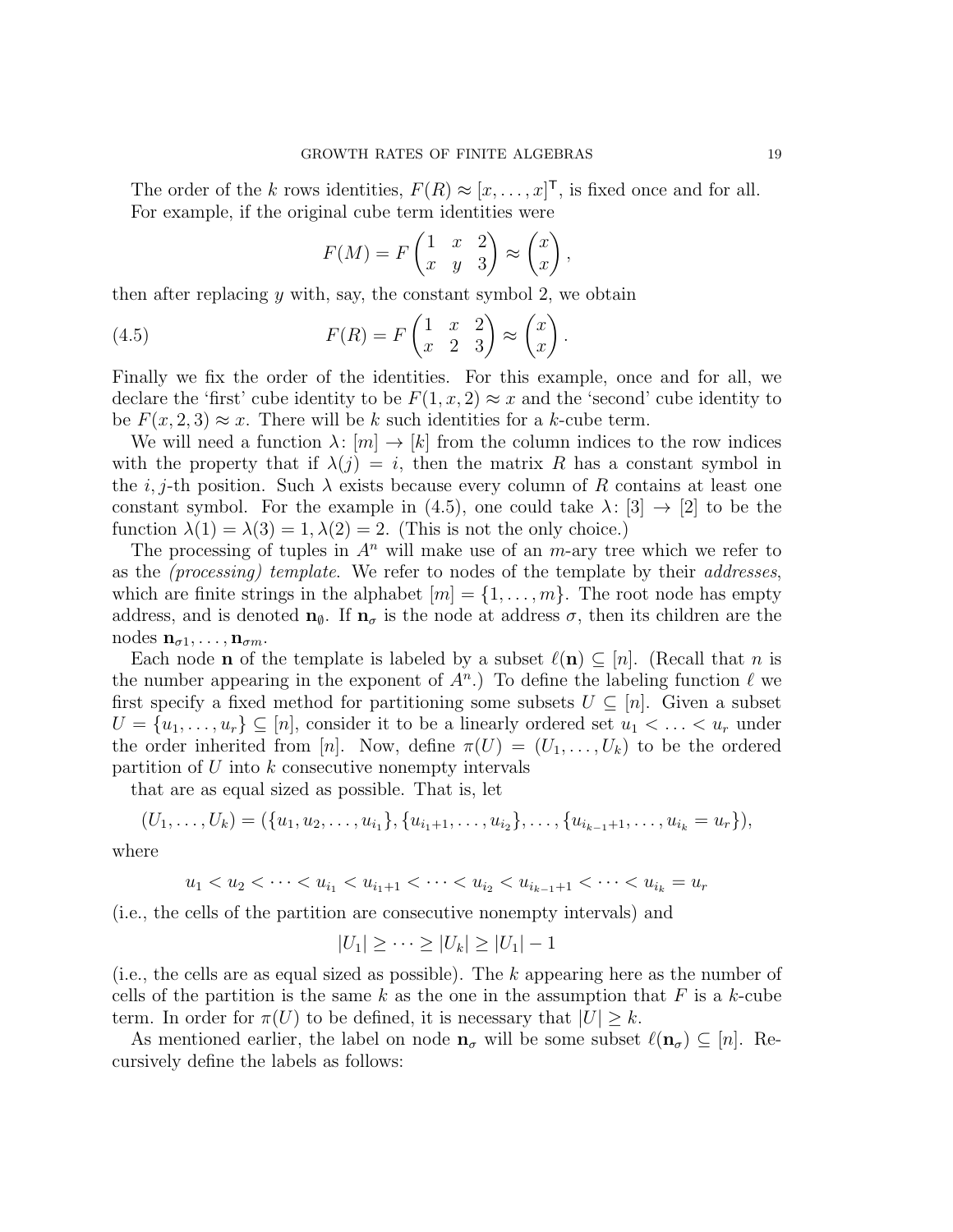The order of the $k$ rows identities, $F(R) \approx [x, \ldots, x]^{\mathsf{T}}$, is fixed once and for all. For example, if the original cube term identities were

$$F(M) = F\begin{pmatrix} 1 & x & 2 \\ x & y & 3 \end{pmatrix} \approx \begin{pmatrix} x \\ x \end{pmatrix},$$

then after replacing $y$ with, say, the constant symbol 2, we obtain

$$F(R) = F\begin{pmatrix} 1 & x & 2 \\ x & 2 & 3 \end{pmatrix} \approx \begin{pmatrix} x \\ x \end{pmatrix}. \tag{4.5}$$

Finally we fix the order of the identities. For this example, once and for all, we declare the 'first' cube identity to be $F(1, x, 2) \approx x$ and the 'second' cube identity to be $F(x, 2, 3) \approx x$. There will be $k$ such identities for a $k$-cube term.

We will need a function $\lambda\colon [m] \to [k]$ from the column indices to the row indices with the property that if $\lambda(j) = i$, then the matrix $R$ has a constant symbol in the $i, j$-th position. Such $\lambda$ exists because every column of $R$ contains at least one constant symbol. For the example in (4.5), one could take $\lambda\colon [3] \to [2]$ to be the function $\lambda(1) = \lambda(3) = 1, \lambda(2) = 2$. (This is not the only choice.)

The processing of tuples in $A^n$ will make use of an $m$-ary tree which we refer to as the *(processing) template*. We refer to nodes of the template by their *addresses*, which are finite strings in the alphabet $[m] = \{1, \ldots, m\}$. The root node has empty address, and is denoted $\mathbf{n}_\emptyset$. If $\mathbf{n}_\sigma$ is the node at address $\sigma$, then its children are the nodes $\mathbf{n}_{\sigma 1}, \ldots, \mathbf{n}_{\sigma m}$.

Each node $\mathbf{n}$ of the template is labeled by a subset $\ell(\mathbf{n}) \subseteq [n]$. (Recall that $n$ is the number appearing in the exponent of $A^n$.) To define the labeling function $\ell$ we first specify a fixed method for partitioning some subsets $U \subseteq [n]$. Given a subset $U = \{u_1, \ldots, u_r\} \subseteq [n]$, consider it to be a linearly ordered set $u_1 < \ldots < u_r$ under the order inherited from $[n]$. Now, define $\pi(U) = (U_1, \ldots, U_k)$ to be the ordered partition of $U$ into $k$ consecutive nonempty intervals

that are as equal sized as possible. That is, let

$$(U_1, \ldots, U_k) = (\{u_1, u_2, \ldots, u_{i_1}\}, \{u_{i_1+1}, \ldots, u_{i_2}\}, \ldots, \{u_{i_{k-1}+1}, \ldots, u_{i_k} = u_r\}),$$

where

$$u_1 < u_2 < \cdots < u_{i_1} < u_{i_1+1} < \cdots < u_{i_2} < u_{i_{k-1}+1} < \cdots < u_{i_k} = u_r$$

(i.e., the cells of the partition are consecutive nonempty intervals) and

$$|U_1| \geq \cdots \geq |U_k| \geq |U_1| - 1$$

(i.e., the cells are as equal sized as possible). The $k$ appearing here as the number of cells of the partition is the same $k$ as the one in the assumption that $F$ is a $k$-cube term. In order for $\pi(U)$ to be defined, it is necessary that $|U| \geq k$.

As mentioned earlier, the label on node $\mathbf{n}_\sigma$ will be some subset $\ell(\mathbf{n}_\sigma) \subseteq [n]$. Recursively define the labels as follows: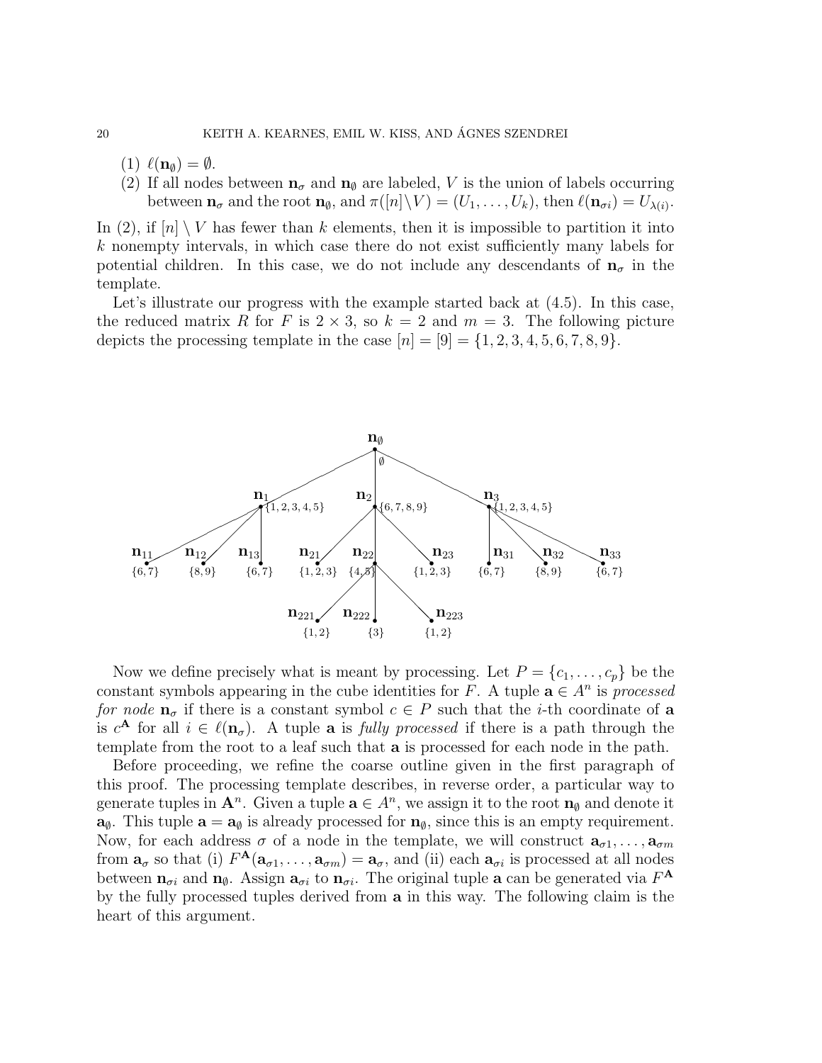(1) $\ell(\mathbf{n}_\emptyset) = \emptyset$.

(2) If all nodes between $\mathbf{n}_\sigma$ and $\mathbf{n}_\emptyset$ are labeled, $V$ is the union of labels occurring between $\mathbf{n}_\sigma$ and the root $\mathbf{n}_\emptyset$, and $\pi([n]\setminus V) = (U_1, \ldots, U_k)$, then $\ell(\mathbf{n}_{\sigma i}) = U_{\lambda(i)}$.

In (2), if $[n] \setminus V$ has fewer than $k$ elements, then it is impossible to partition it into $k$ nonempty intervals, in which case there do not exist sufficiently many labels for potential children. In this case, we do not include any descendants of $\mathbf{n}_\sigma$ in the template.

Let's illustrate our progress with the example started back at (4.5). In this case, the reduced matrix $R$ for $F$ is $2 \times 3$, so $k = 2$ and $m = 3$. The following picture depicts the processing template in the case $[n] = [9] = \{1, 2, 3, 4, 5, 6, 7, 8, 9\}$.

Now we define precisely what is meant by processing. Let $P = \{c_1, \ldots, c_p\}$ be the constant symbols appearing in the cube identities for $F$. A tuple $\mathbf{a} \in A^n$ is *processed for node* $\mathbf{n}_\sigma$ if there is a constant symbol $c \in P$ such that the $i$-th coordinate of $\mathbf{a}$ is $c^{\mathbf{A}}$ for all $i \in \ell(\mathbf{n}_\sigma)$. A tuple $\mathbf{a}$ is *fully processed* if there is a path through the template from the root to a leaf such that $\mathbf{a}$ is processed for each node in the path.

Before proceeding, we refine the coarse outline given in the first paragraph of this proof. The processing template describes, in reverse order, a particular way to generate tuples in $\mathbf{A}^n$. Given a tuple $\mathbf{a} \in A^n$, we assign it to the root $\mathbf{n}_\emptyset$ and denote it $\mathbf{a}_\emptyset$. This tuple $\mathbf{a} = \mathbf{a}_\emptyset$ is already processed for $\mathbf{n}_\emptyset$, since this is an empty requirement. Now, for each address $\sigma$ of a node in the template, we will construct $\mathbf{a}_{\sigma 1}, \ldots, \mathbf{a}_{\sigma m}$ from $\mathbf{a}_\sigma$ so that (i) $F^{\mathbf{A}}(\mathbf{a}_{\sigma 1}, \ldots, \mathbf{a}_{\sigma m}) = \mathbf{a}_\sigma$, and (ii) each $\mathbf{a}_{\sigma i}$ is processed at all nodes between $\mathbf{n}_{\sigma i}$ and $\mathbf{n}_\emptyset$. Assign $\mathbf{a}_{\sigma i}$ to $\mathbf{n}_{\sigma i}$. The original tuple $\mathbf{a}$ can be generated via $F^{\mathbf{A}}$ by the fully processed tuples derived from $\mathbf{a}$ in this way. The following claim is the heart of this argument.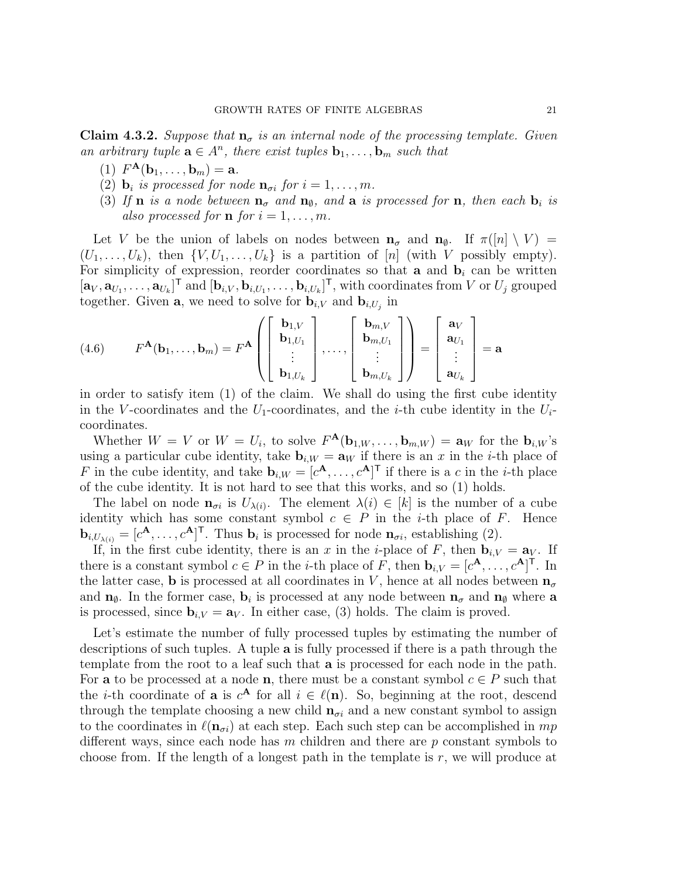**Claim 4.3.2.** *Suppose that $\mathbf{n}_\sigma$ is an internal node of the processing template. Given an arbitrary tuple $\mathbf{a} \in A^n$, there exist tuples $\mathbf{b}_1, \ldots, \mathbf{b}_m$ such that*

1. $F^{\mathbf{A}}(\mathbf{b}_1, \ldots, \mathbf{b}_m) = \mathbf{a}$.
2. *$\mathbf{b}_i$ is processed for node $\mathbf{n}_{\sigma i}$ for $i = 1, \ldots, m$.*
3. *If $\mathbf{n}$ is a node between $\mathbf{n}_\sigma$ and $\mathbf{n}_\emptyset$, and $\mathbf{a}$ is processed for $\mathbf{n}$, then each $\mathbf{b}_i$ is also processed for $\mathbf{n}$ for $i = 1, \ldots, m$.*

Let $V$ be the union of labels on nodes between $\mathbf{n}_\sigma$ and $\mathbf{n}_\emptyset$. If $\pi([n] \setminus V) = (U_1, \ldots, U_k)$, then $\{V, U_1, \ldots, U_k\}$ is a partition of $[n]$ (with $V$ possibly empty). For simplicity of expression, reorder coordinates so that $\mathbf{a}$ and $\mathbf{b}_i$ can be written $[\mathbf{a}_V, \mathbf{a}_{U_1}, \ldots, \mathbf{a}_{U_k}]^\intercal$ and $[\mathbf{b}_{i,V}, \mathbf{b}_{i,U_1}, \ldots, \mathbf{b}_{i,U_k}]^\intercal$, with coordinates from $V$ or $U_j$ grouped together. Given $\mathbf{a}$, we need to solve for $\mathbf{b}_{i,V}$ and $\mathbf{b}_{i,U_j}$ in

$$F^{\mathbf{A}}(\mathbf{b}_1, \ldots, \mathbf{b}_m) = F^{\mathbf{A}}\left(\begin{bmatrix} \mathbf{b}_{1,V} \\ \mathbf{b}_{1,U_1} \\ \vdots \\ \mathbf{b}_{1,U_k} \end{bmatrix}, \ldots, \begin{bmatrix} \mathbf{b}_{m,V} \\ \mathbf{b}_{m,U_1} \\ \vdots \\ \mathbf{b}_{m,U_k} \end{bmatrix}\right) = \begin{bmatrix} \mathbf{a}_V \\ \mathbf{a}_{U_1} \\ \vdots \\ \mathbf{a}_{U_k} \end{bmatrix} = \mathbf{a} \tag{4.6}$$

in order to satisfy item (1) of the claim. We shall do using the first cube identity in the $V$-coordinates and the $U_1$-coordinates, and the $i$-th cube identity in the $U_i$-coordinates.

Whether $W = V$ or $W = U_i$, to solve $F^{\mathbf{A}}(\mathbf{b}_{1,W}, \ldots, \mathbf{b}_{m,W}) = \mathbf{a}_W$ for the $\mathbf{b}_{i,W}$'s using a particular cube identity, take $\mathbf{b}_{i,W} = \mathbf{a}_W$ if there is an $x$ in the $i$-th place of $F$ in the cube identity, and take $\mathbf{b}_{i,W} = [c^{\mathbf{A}}, \ldots, c^{\mathbf{A}}]^\intercal$ if there is a $c$ in the $i$-th place of the cube identity. It is not hard to see that this works, and so (1) holds.

The label on node $\mathbf{n}_{\sigma i}$ is $U_{\lambda(i)}$. The element $\lambda(i) \in [k]$ is the number of a cube identity which has some constant symbol $c \in P$ in the $i$-th place of $F$. Hence $\mathbf{b}_{i,U_{\lambda(i)}} = [c^{\mathbf{A}}, \ldots, c^{\mathbf{A}}]^\intercal$. Thus $\mathbf{b}_i$ is processed for node $\mathbf{n}_{\sigma i}$, establishing (2).

If, in the first cube identity, there is an $x$ in the $i$-place of $F$, then $\mathbf{b}_{i,V} = \mathbf{a}_V$. If there is a constant symbol $c \in P$ in the $i$-th place of $F$, then $\mathbf{b}_{i,V} = [c^{\mathbf{A}}, \ldots, c^{\mathbf{A}}]^\intercal$. In the latter case, $\mathbf{b}$ is processed at all coordinates in $V$, hence at all nodes between $\mathbf{n}_\sigma$ and $\mathbf{n}_\emptyset$. In the former case, $\mathbf{b}_i$ is processed at any node between $\mathbf{n}_\sigma$ and $\mathbf{n}_\emptyset$ where $\mathbf{a}$ is processed, since $\mathbf{b}_{i,V} = \mathbf{a}_V$. In either case, (3) holds. The claim is proved.

Let's estimate the number of fully processed tuples by estimating the number of descriptions of such tuples. A tuple $\mathbf{a}$ is fully processed if there is a path through the template from the root to a leaf such that $\mathbf{a}$ is processed for each node in the path. For $\mathbf{a}$ to be processed at a node $\mathbf{n}$, there must be a constant symbol $c \in P$ such that the $i$-th coordinate of $\mathbf{a}$ is $c^{\mathbf{A}}$ for all $i \in \ell(\mathbf{n})$. So, beginning at the root, descend through the template choosing a new child $\mathbf{n}_{\sigma i}$ and a new constant symbol to assign to the coordinates in $\ell(\mathbf{n}_{\sigma i})$ at each step. Each such step can be accomplished in $mp$ different ways, since each node has $m$ children and there are $p$ constant symbols to choose from. If the length of a longest path in the template is $r$, we will produce at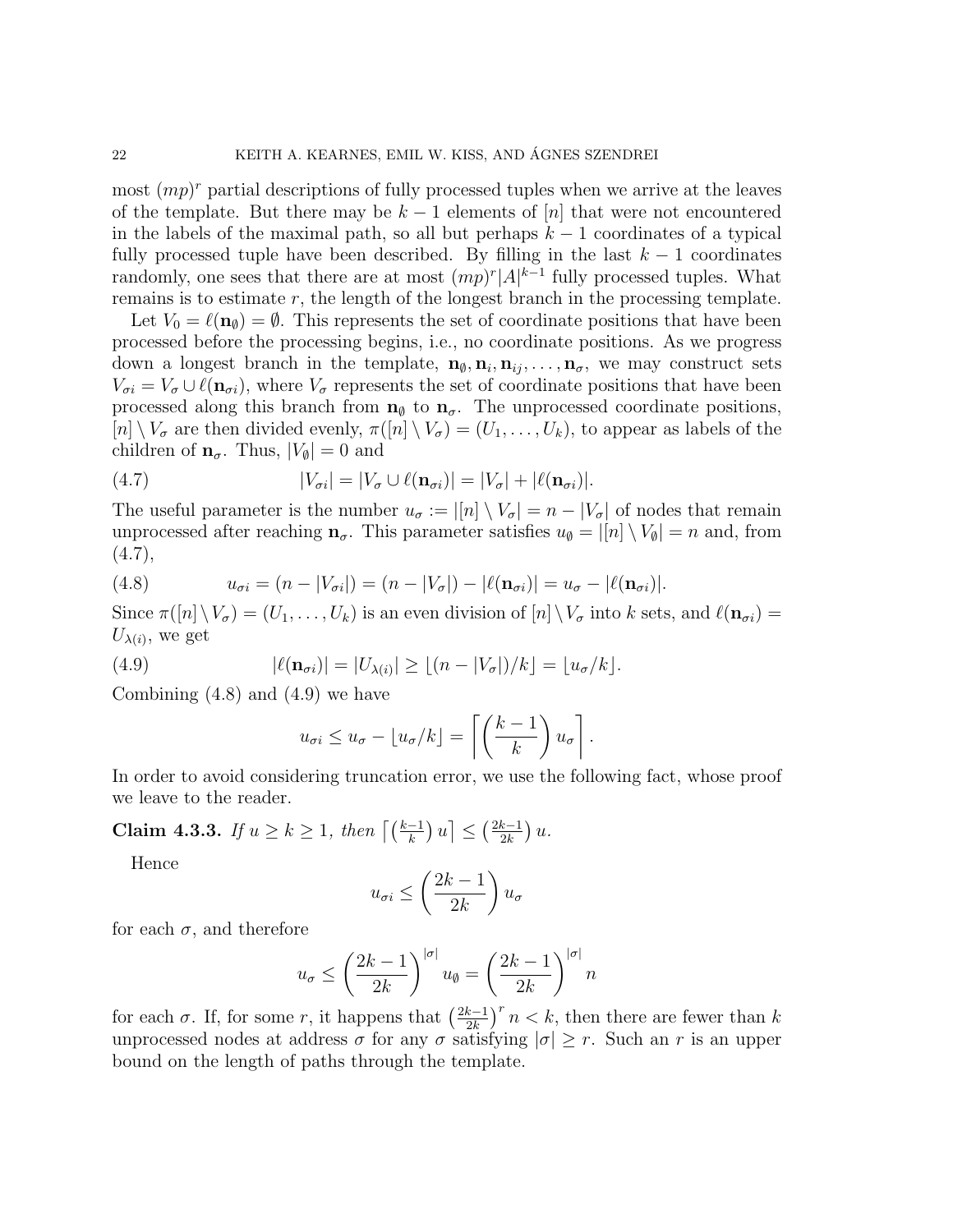most $(mp)^r$ partial descriptions of fully processed tuples when we arrive at the leaves of the template. But there may be $k-1$ elements of $[n]$ that were not encountered in the labels of the maximal path, so all but perhaps $k-1$ coordinates of a typical fully processed tuple have been described. By filling in the last $k-1$ coordinates randomly, one sees that there are at most $(mp)^r|A|^{k-1}$ fully processed tuples. What remains is to estimate $r$, the length of the longest branch in the processing template.

Let $V_0 = \ell(\mathbf{n}_\emptyset) = \emptyset$. This represents the set of coordinate positions that have been processed before the processing begins, i.e., no coordinate positions. As we progress down a longest branch in the template, $\mathbf{n}_\emptyset, \mathbf{n}_i, \mathbf{n}_{ij}, \ldots, \mathbf{n}_\sigma$, we may construct sets $V_{\sigma i} = V_\sigma \cup \ell(\mathbf{n}_{\sigma i})$, where $V_\sigma$ represents the set of coordinate positions that have been processed along this branch from $\mathbf{n}_\emptyset$ to $\mathbf{n}_\sigma$. The unprocessed coordinate positions, $[n] \setminus V_\sigma$ are then divided evenly, $\pi([n] \setminus V_\sigma) = (U_1, \ldots, U_k)$, to appear as labels of the children of $\mathbf{n}_\sigma$. Thus, $|V_\emptyset| = 0$ and

$$|V_{\sigma i}| = |V_\sigma \cup \ell(\mathbf{n}_{\sigma i})| = |V_\sigma| + |\ell(\mathbf{n}_{\sigma i})|. \tag{4.7}$$

The useful parameter is the number $u_\sigma := |[n] \setminus V_\sigma| = n - |V_\sigma|$ of nodes that remain unprocessed after reaching $\mathbf{n}_\sigma$. This parameter satisfies $u_\emptyset = |[n] \setminus V_\emptyset| = n$ and, from (4.7),

$$u_{\sigma i} = (n - |V_{\sigma i}|) = (n - |V_\sigma|) - |\ell(\mathbf{n}_{\sigma i})| = u_\sigma - |\ell(\mathbf{n}_{\sigma i})|. \tag{4.8}$$

Since $\pi([n] \setminus V_\sigma) = (U_1, \ldots, U_k)$ is an even division of $[n] \setminus V_\sigma$ into $k$ sets, and $\ell(\mathbf{n}_{\sigma i}) = U_{\lambda(i)}$, we get

$$|\ell(\mathbf{n}_{\sigma i})| = |U_{\lambda(i)}| \geq \lfloor (n - |V_\sigma|)/k \rfloor = \lfloor u_\sigma / k \rfloor. \tag{4.9}$$

Combining (4.8) and (4.9) we have

$$u_{\sigma i} \leq u_\sigma - \lfloor u_\sigma / k \rfloor = \left\lceil \left( \frac{k-1}{k} \right) u_\sigma \right\rceil.$$

In order to avoid considering truncation error, we use the following fact, whose proof we leave to the reader.

**Claim 4.3.3.** *If $u \geq k \geq 1$, then $\left\lceil \left( \frac{k-1}{k} \right) u \right\rceil \leq \left( \frac{2k-1}{2k} \right) u$.*

Hence

$$u_{\sigma i} \leq \left( \frac{2k-1}{2k} \right) u_\sigma$$

for each $\sigma$, and therefore

$$u_\sigma \leq \left( \frac{2k-1}{2k} \right)^{|\sigma|} u_\emptyset = \left( \frac{2k-1}{2k} \right)^{|\sigma|} n$$

for each $\sigma$. If, for some $r$, it happens that $\left( \frac{2k-1}{2k} \right)^r n < k$, then there are fewer than $k$ unprocessed nodes at address $\sigma$ for any $\sigma$ satisfying $|\sigma| \geq r$. Such an $r$ is an upper bound on the length of paths through the template.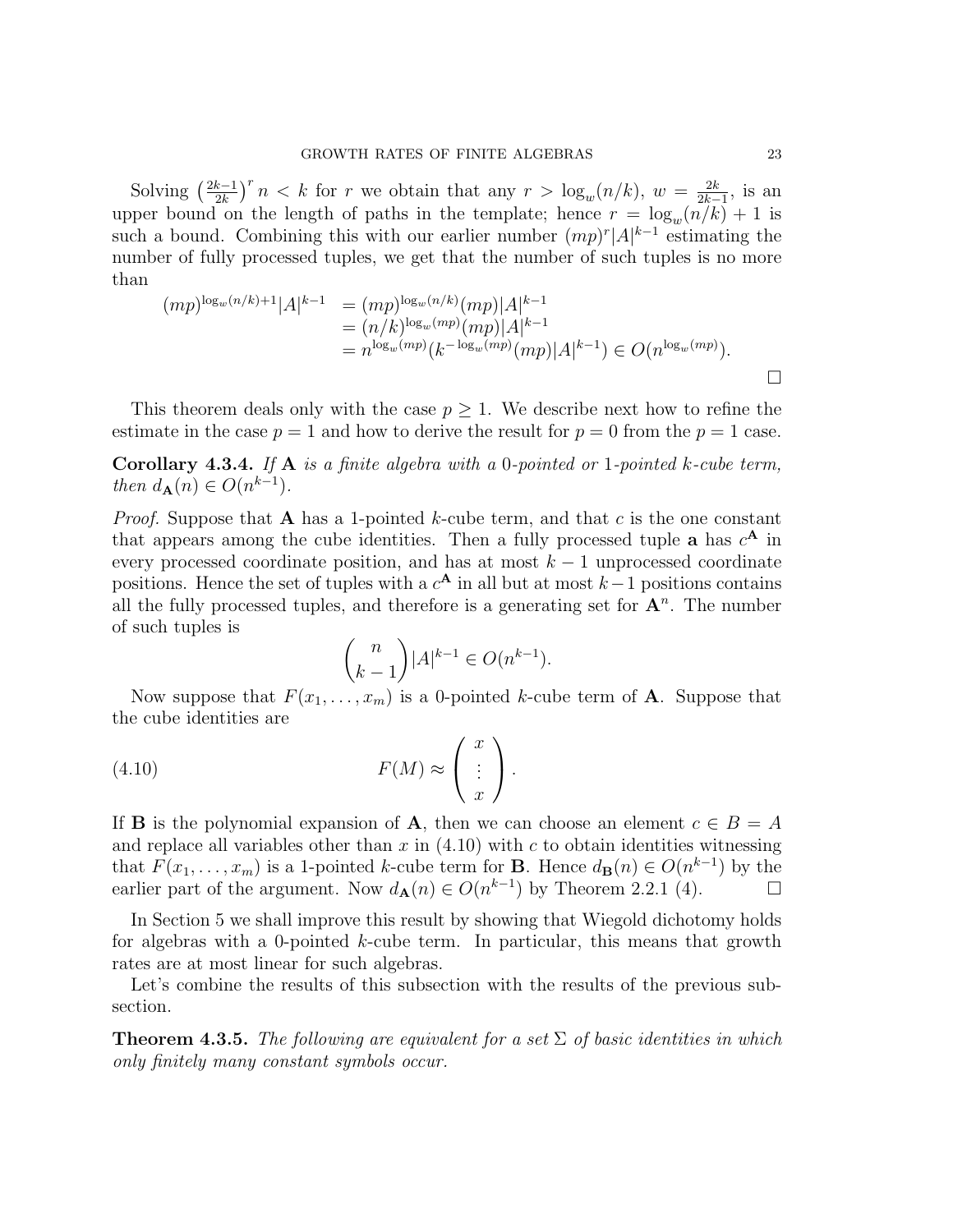Solving $\left(\frac{2k-1}{2k}\right)^r n < k$ for $r$ we obtain that any $r > \log_w(n/k)$, $w = \frac{2k}{2k-1}$, is an upper bound on the length of paths in the template; hence $r = \log_w(n/k) + 1$ is such a bound. Combining this with our earlier number $(mp)^r|A|^{k-1}$ estimating the number of fully processed tuples, we get that the number of such tuples is no more than

$$\begin{aligned}
(mp)^{\log_w(n/k)+1}|A|^{k-1} &= (mp)^{\log_w(n/k)}(mp)|A|^{k-1} \\
&= (n/k)^{\log_w(mp)}(mp)|A|^{k-1} \\
&= n^{\log_w(mp)}(k^{-\log_w(mp)}(mp)|A|^{k-1}) \in O(n^{\log_w(mp)}).
\end{aligned}$$

□

This theorem deals only with the case $p \geq 1$. We describe next how to refine the estimate in the case $p = 1$ and how to derive the result for $p = 0$ from the $p = 1$ case.

**Corollary 4.3.4.** *If $\mathbf{A}$ is a finite algebra with a 0-pointed or 1-pointed $k$-cube term, then $d_{\mathbf{A}}(n) \in O(n^{k-1})$.*

*Proof.* Suppose that $\mathbf{A}$ has a 1-pointed $k$-cube term, and that $c$ is the one constant that appears among the cube identities. Then a fully processed tuple $\mathbf{a}$ has $c^{\mathbf{A}}$ in every processed coordinate position, and has at most $k-1$ unprocessed coordinate positions. Hence the set of tuples with a $c^{\mathbf{A}}$ in all but at most $k-1$ positions contains all the fully processed tuples, and therefore is a generating set for $\mathbf{A}^n$. The number of such tuples is

$$\binom{n}{k-1}|A|^{k-1} \in O(n^{k-1}).$$

Now suppose that $F(x_1, \ldots, x_m)$ is a 0-pointed $k$-cube term of $\mathbf{A}$. Suppose that the cube identities are

$$F(M) \approx \begin{pmatrix} x \\ \vdots \\ x \end{pmatrix}. \tag{4.10}$$

If $\mathbf{B}$ is the polynomial expansion of $\mathbf{A}$, then we can choose an element $c \in B = A$ and replace all variables other than $x$ in (4.10) with $c$ to obtain identities witnessing that $F(x_1, \ldots, x_m)$ is a 1-pointed $k$-cube term for $\mathbf{B}$. Hence $d_{\mathbf{B}}(n) \in O(n^{k-1})$ by the earlier part of the argument. Now $d_{\mathbf{A}}(n) \in O(n^{k-1})$ by Theorem 2.2.1 (4). □

In Section 5 we shall improve this result by showing that Wiegold dichotomy holds for algebras with a 0-pointed $k$-cube term. In particular, this means that growth rates are at most linear for such algebras.

Let's combine the results of this subsection with the results of the previous subsection.

**Theorem 4.3.5.** *The following are equivalent for a set $\Sigma$ of basic identities in which only finitely many constant symbols occur.*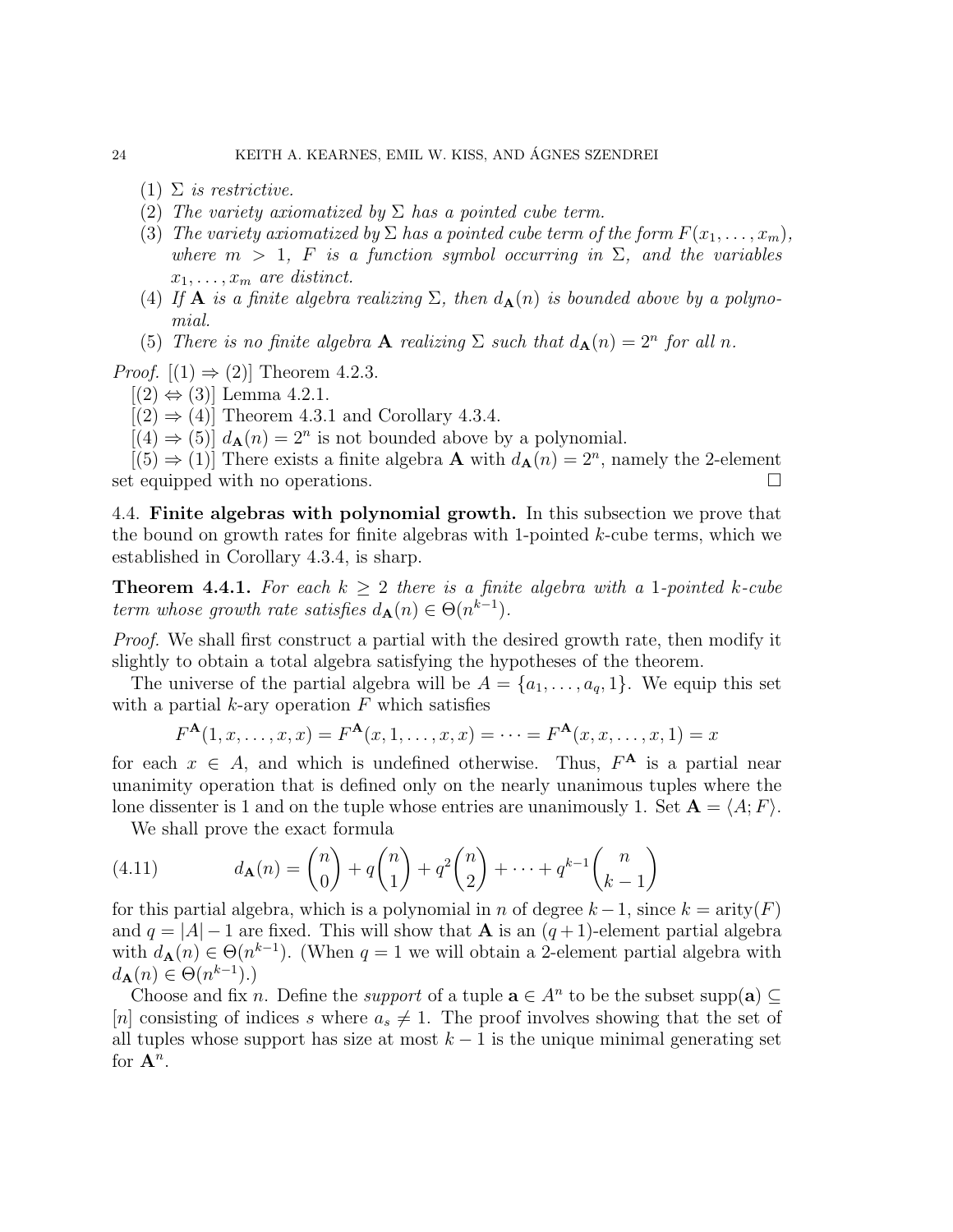(1) $\Sigma$ *is restrictive.*

(2) *The variety axiomatized by* $\Sigma$ *has a pointed cube term.*

(3) *The variety axiomatized by* $\Sigma$ *has a pointed cube term of the form* $F(x_1, \ldots, x_m)$, *where* $m > 1$, $F$ *is a function symbol occurring in* $\Sigma$, *and the variables* $x_1, \ldots, x_m$ *are distinct.*

(4) *If* $\mathbf{A}$ *is a finite algebra realizing* $\Sigma$, *then* $d_{\mathbf{A}}(n)$ *is bounded above by a polynomial.*

(5) *There is no finite algebra* $\mathbf{A}$ *realizing* $\Sigma$ *such that* $d_{\mathbf{A}}(n) = 2^n$ *for all* $n$.

*Proof.* [(1) $\Rightarrow$ (2)] Theorem 4.2.3.

[(2) $\Leftrightarrow$ (3)] Lemma 4.2.1.

[(2) $\Rightarrow$ (4)] Theorem 4.3.1 and Corollary 4.3.4.

[(4) $\Rightarrow$ (5)] $d_{\mathbf{A}}(n) = 2^n$ is not bounded above by a polynomial.

[(5) $\Rightarrow$ (1)] There exists a finite algebra $\mathbf{A}$ with $d_{\mathbf{A}}(n) = 2^n$, namely the 2-element set equipped with no operations. $\square$

4.4. **Finite algebras with polynomial growth.** In this subsection we prove that the bound on growth rates for finite algebras with 1-pointed $k$-cube terms, which we established in Corollary 4.3.4, is sharp.

**Theorem 4.4.1.** *For each* $k \geq 2$ *there is a finite algebra with a* 1*-pointed* $k$*-cube term whose growth rate satisfies* $d_{\mathbf{A}}(n) \in \Theta(n^{k-1})$.

*Proof.* We shall first construct a partial with the desired growth rate, then modify it slightly to obtain a total algebra satisfying the hypotheses of the theorem.

The universe of the partial algebra will be $A = \{a_1, \ldots, a_q, 1\}$. We equip this set with a partial $k$-ary operation $F$ which satisfies

$$F^{\mathbf{A}}(1, x, \ldots, x, x) = F^{\mathbf{A}}(x, 1, \ldots, x, x) = \cdots = F^{\mathbf{A}}(x, x, \ldots, x, 1) = x$$

for each $x \in A$, and which is undefined otherwise. Thus, $F^{\mathbf{A}}$ is a partial near unanimity operation that is defined only on the nearly unanimous tuples where the lone dissenter is 1 and on the tuple whose entries are unanimously 1. Set $\mathbf{A} = \langle A; F \rangle$.

We shall prove the exact formula

$$d_{\mathbf{A}}(n) = \binom{n}{0} + q\binom{n}{1} + q^2\binom{n}{2} + \cdots + q^{k-1}\binom{n}{k-1} \tag{4.11}$$

for this partial algebra, which is a polynomial in $n$ of degree $k-1$, since $k = \text{arity}(F)$ and $q = |A| - 1$ are fixed. This will show that $\mathbf{A}$ is an $(q+1)$-element partial algebra with $d_{\mathbf{A}}(n) \in \Theta(n^{k-1})$. (When $q = 1$ we will obtain a 2-element partial algebra with $d_{\mathbf{A}}(n) \in \Theta(n^{k-1})$.)

Choose and fix $n$. Define the *support* of a tuple $\mathbf{a} \in A^n$ to be the subset $\text{supp}(\mathbf{a}) \subseteq [n]$ consisting of indices $s$ where $a_s \neq 1$. The proof involves showing that the set of all tuples whose support has size at most $k-1$ is the unique minimal generating set for $\mathbf{A}^n$.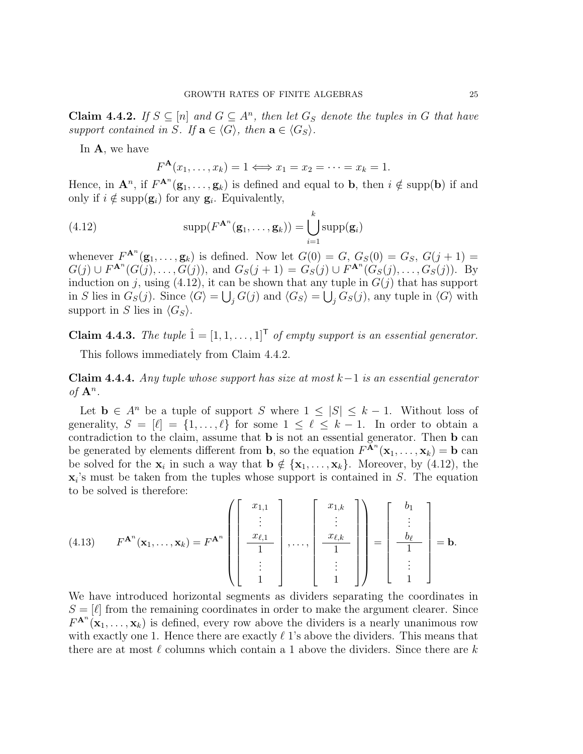**Claim 4.4.2.** *If $S \subseteq [n]$ and $G \subseteq A^n$, then let $G_S$ denote the tuples in $G$ that have support contained in $S$. If $\mathbf{a} \in \langle G \rangle$, then $\mathbf{a} \in \langle G_S \rangle$.*

In $\mathbf{A}$, we have

$$F^{\mathbf{A}}(x_1, \ldots, x_k) = 1 \Longleftrightarrow x_1 = x_2 = \cdots = x_k = 1.$$

Hence, in $\mathbf{A}^n$, if $F^{\mathbf{A}^n}(\mathbf{g}_1, \ldots, \mathbf{g}_k)$ is defined and equal to $\mathbf{b}$, then $i \notin \operatorname{supp}(\mathbf{b})$ if and only if $i \notin \operatorname{supp}(\mathbf{g}_i)$ for any $\mathbf{g}_i$. Equivalently,

$$\operatorname{supp}(F^{\mathbf{A}^n}(\mathbf{g}_1, \ldots, \mathbf{g}_k)) = \bigcup_{i=1}^{k} \operatorname{supp}(\mathbf{g}_i) \tag{4.12}$$

whenever $F^{\mathbf{A}^n}(\mathbf{g}_1, \ldots, \mathbf{g}_k)$ is defined. Now let $G(0) = G$, $G_S(0) = G_S$, $G(j+1) = G(j) \cup F^{\mathbf{A}^n}(G(j), \ldots, G(j))$, and $G_S(j+1) = G_S(j) \cup F^{\mathbf{A}^n}(G_S(j), \ldots, G_S(j))$. By induction on $j$, using (4.12), it can be shown that any tuple in $G(j)$ that has support in $S$ lies in $G_S(j)$. Since $\langle G \rangle = \bigcup_j G(j)$ and $\langle G_S \rangle = \bigcup_j G_S(j)$, any tuple in $\langle G \rangle$ with support in $S$ lies in $\langle G_S \rangle$.

**Claim 4.4.3.** *The tuple $\hat{1} = [1, 1, \ldots, 1]^{\mathsf{T}}$ of empty support is an essential generator.*

This follows immediately from Claim 4.4.2.

**Claim 4.4.4.** *Any tuple whose support has size at most $k-1$ is an essential generator of $\mathbf{A}^n$.*

Let $\mathbf{b} \in A^n$ be a tuple of support $S$ where $1 \le |S| \le k-1$. Without loss of generality, $S = [\ell] = \{1, \ldots, \ell\}$ for some $1 \le \ell \le k-1$. In order to obtain a contradiction to the claim, assume that $\mathbf{b}$ is not an essential generator. Then $\mathbf{b}$ can be generated by elements different from $\mathbf{b}$, so the equation $F^{\mathbf{A}^n}(\mathbf{x}_1, \ldots, \mathbf{x}_k) = \mathbf{b}$ can be solved for the $\mathbf{x}_i$ in such a way that $\mathbf{b} \notin \{\mathbf{x}_1, \ldots, \mathbf{x}_k\}$. Moreover, by (4.12), the $\mathbf{x}_i$'s must be taken from the tuples whose support is contained in $S$. The equation to be solved is therefore:

$$F^{\mathbf{A}^n}(\mathbf{x}_1, \ldots, \mathbf{x}_k) = F^{\mathbf{A}^n}\left( \begin{bmatrix} x_{1,1} \\ \vdots \\ x_{\ell,1} \\ \hline 1 \\ \vdots \\ 1 \end{bmatrix}, \ldots, \begin{bmatrix} x_{1,k} \\ \vdots \\ x_{\ell,k} \\ \hline 1 \\ \vdots \\ 1 \end{bmatrix} \right) = \begin{bmatrix} b_1 \\ \vdots \\ b_\ell \\ \hline 1 \\ \vdots \\ 1 \end{bmatrix} = \mathbf{b}. \tag{4.13}$$

We have introduced horizontal segments as dividers separating the coordinates in $S = [\ell]$ from the remaining coordinates in order to make the argument clearer. Since $F^{\mathbf{A}^n}(\mathbf{x}_1, \ldots, \mathbf{x}_k)$ is defined, every row above the dividers is a nearly unanimous row with exactly one 1. Hence there are exactly $\ell$ 1's above the dividers. This means that there are at most $\ell$ columns which contain a 1 above the dividers. Since there are $k$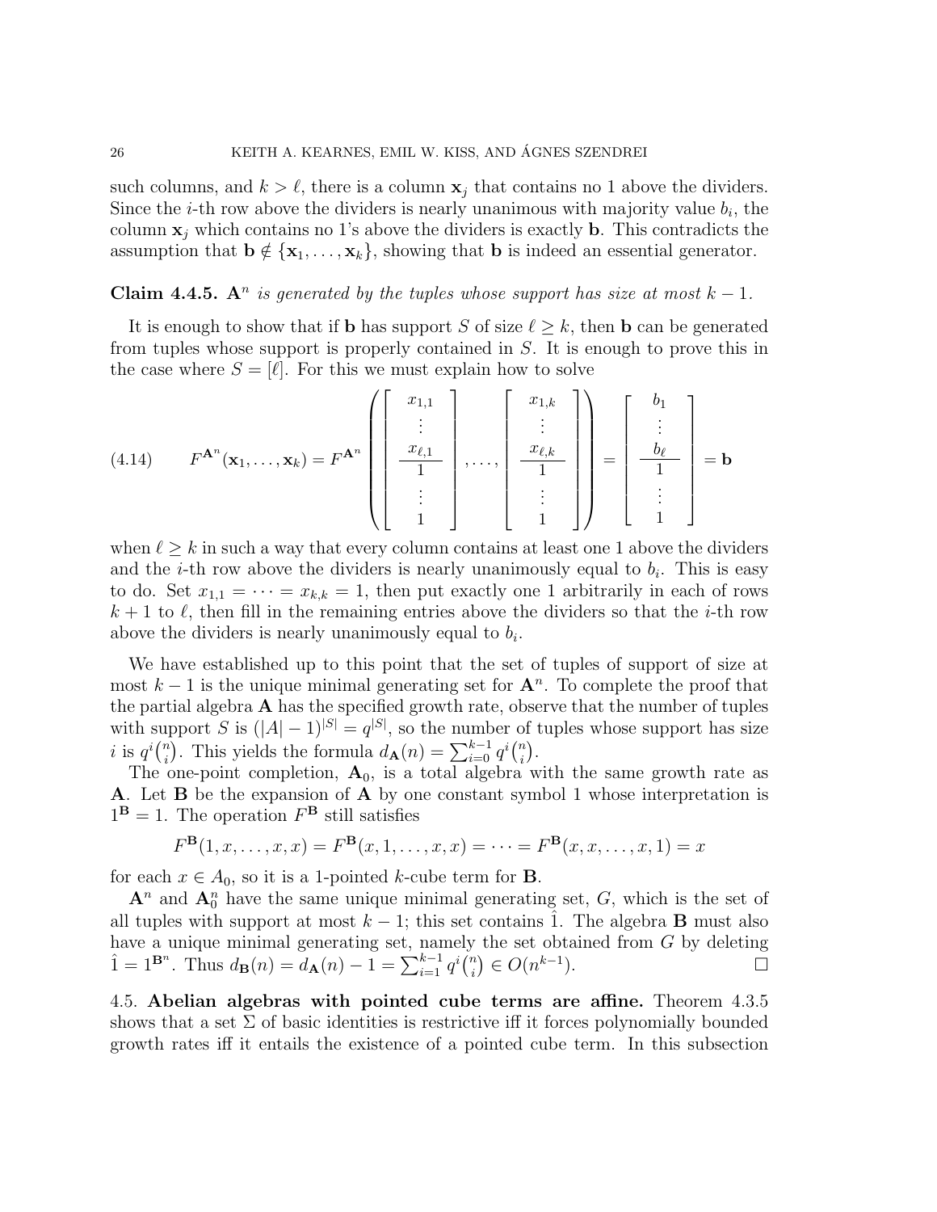such columns, and $k > \ell$, there is a column $\mathbf{x}_j$ that contains no 1 above the dividers. Since the $i$-th row above the dividers is nearly unanimous with majority value $b_i$, the column $\mathbf{x}_j$ which contains no 1's above the dividers is exactly $\mathbf{b}$. This contradicts the assumption that $\mathbf{b} \notin \{\mathbf{x}_1, \ldots, \mathbf{x}_k\}$, showing that $\mathbf{b}$ is indeed an essential generator.

**Claim 4.4.5.** *$\mathbf{A}^n$ is generated by the tuples whose support has size at most $k-1$.*

It is enough to show that if $\mathbf{b}$ has support $S$ of size $\ell \geq k$, then $\mathbf{b}$ can be generated from tuples whose support is properly contained in $S$. It is enough to prove this in the case where $S = [\ell]$. For this we must explain how to solve

$$F^{\mathbf{A}^n}(\mathbf{x}_1, \ldots, \mathbf{x}_k) = F^{\mathbf{A}^n}\left( \begin{bmatrix} x_{1,1} \\ \vdots \\ x_{\ell,1} \\ \hline 1 \\ \vdots \\ 1 \end{bmatrix}, \ldots, \begin{bmatrix} x_{1,k} \\ \vdots \\ x_{\ell,k} \\ \hline 1 \\ \vdots \\ 1 \end{bmatrix} \right) = \begin{bmatrix} b_1 \\ \vdots \\ b_\ell \\ \hline 1 \\ \vdots \\ 1 \end{bmatrix} = \mathbf{b} \tag{4.14}$$

when $\ell \geq k$ in such a way that every column contains at least one 1 above the dividers and the $i$-th row above the dividers is nearly unanimously equal to $b_i$. This is easy to do. Set $x_{1,1} = \cdots = x_{k,k} = 1$, then put exactly one 1 arbitrarily in each of rows $k+1$ to $\ell$, then fill in the remaining entries above the dividers so that the $i$-th row above the dividers is nearly unanimously equal to $b_i$.

We have established up to this point that the set of tuples of support of size at most $k-1$ is the unique minimal generating set for $\mathbf{A}^n$. To complete the proof that the partial algebra $\mathbf{A}$ has the specified growth rate, observe that the number of tuples with support $S$ is $(|A|-1)^{|S|} = q^{|S|}$, so the number of tuples whose support has size $i$ is $q^i\binom{n}{i}$. This yields the formula $d_{\mathbf{A}}(n) = \sum_{i=0}^{k-1} q^i\binom{n}{i}$.

The one-point completion, $\mathbf{A}_0$, is a total algebra with the same growth rate as $\mathbf{A}$. Let $\mathbf{B}$ be the expansion of $\mathbf{A}$ by one constant symbol 1 whose interpretation is $1^{\mathbf{B}} = 1$. The operation $F^{\mathbf{B}}$ still satisfies

$$F^{\mathbf{B}}(1, x, \ldots, x, x) = F^{\mathbf{B}}(x, 1, \ldots, x, x) = \cdots = F^{\mathbf{B}}(x, x, \ldots, x, 1) = x$$

for each $x \in A_0$, so it is a 1-pointed $k$-cube term for $\mathbf{B}$.

$\mathbf{A}^n$ and $\mathbf{A}_0^n$ have the same unique minimal generating set, $G$, which is the set of all tuples with support at most $k-1$; this set contains $\hat{1}$. The algebra $\mathbf{B}$ must also have a unique minimal generating set, namely the set obtained from $G$ by deleting $\hat{1} = 1^{\mathbf{B}^n}$. Thus $d_{\mathbf{B}}(n) = d_{\mathbf{A}}(n) - 1 = \sum_{i=1}^{k-1} q^i\binom{n}{i} \in O(n^{k-1})$. $\square$

4.5. **Abelian algebras with pointed cube terms are affine.** Theorem 4.3.5 shows that a set $\Sigma$ of basic identities is restrictive iff it forces polynomially bounded growth rates iff it entails the existence of a pointed cube term. In this subsection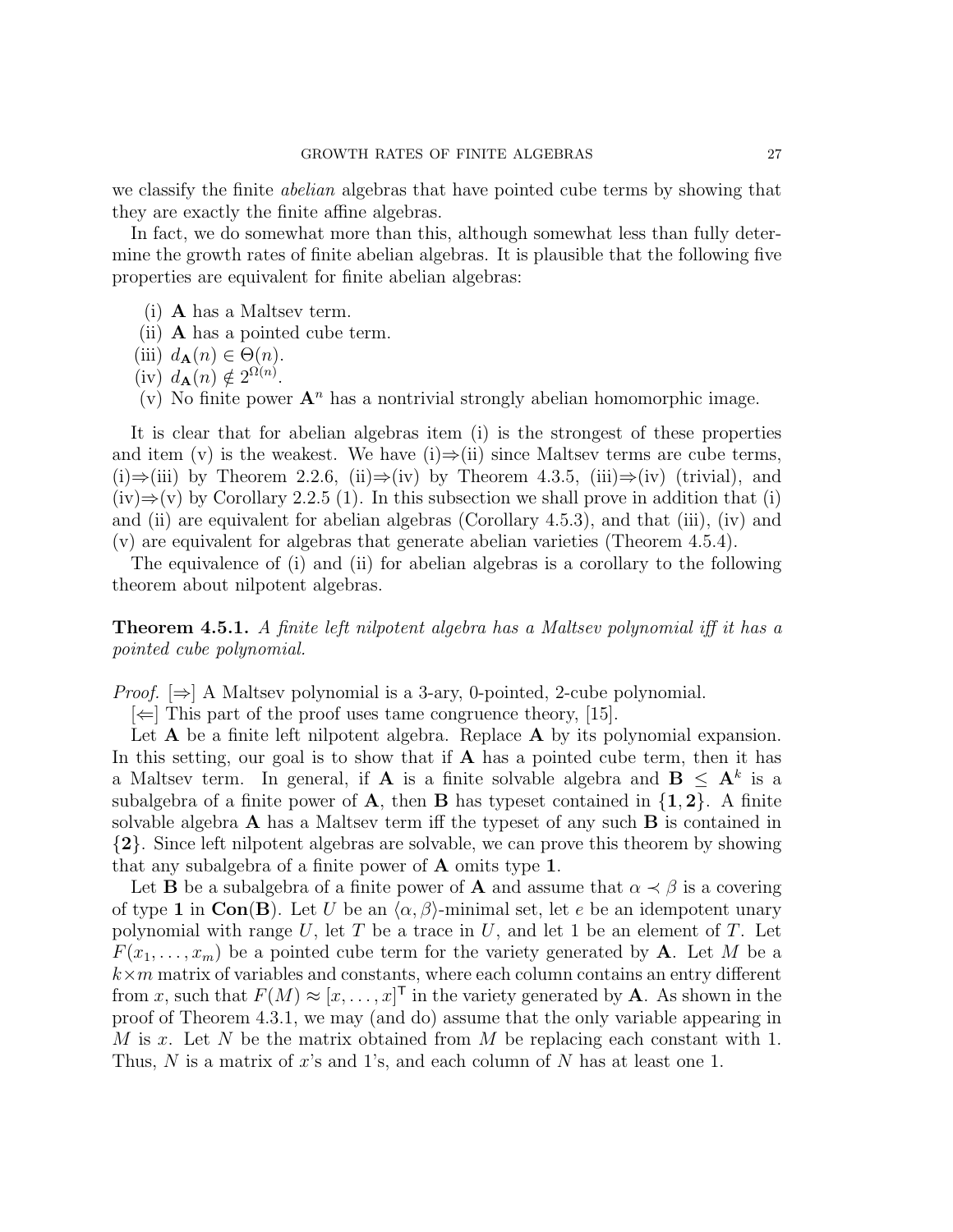we classify the finite *abelian* algebras that have pointed cube terms by showing that they are exactly the finite affine algebras.

In fact, we do somewhat more than this, although somewhat less than fully determine the growth rates of finite abelian algebras. It is plausible that the following five properties are equivalent for finite abelian algebras:

(i) $\mathbf{A}$ has a Maltsev term.
(ii) $\mathbf{A}$ has a pointed cube term.
(iii) $d_{\mathbf{A}}(n) \in \Theta(n)$.
(iv) $d_{\mathbf{A}}(n) \notin 2^{\Omega(n)}$.
(v) No finite power $\mathbf{A}^n$ has a nontrivial strongly abelian homomorphic image.

It is clear that for abelian algebras item (i) is the strongest of these properties and item (v) is the weakest. We have (i)⇒(ii) since Maltsev terms are cube terms, (i)⇒(iii) by Theorem 2.2.6, (ii)⇒(iv) by Theorem 4.3.5, (iii)⇒(iv) (trivial), and (iv)⇒(v) by Corollary 2.2.5 (1). In this subsection we shall prove in addition that (i) and (ii) are equivalent for abelian algebras (Corollary 4.5.3), and that (iii), (iv) and (v) are equivalent for algebras that generate abelian varieties (Theorem 4.5.4).

The equivalence of (i) and (ii) for abelian algebras is a corollary to the following theorem about nilpotent algebras.

**Theorem 4.5.1.** *A finite left nilpotent algebra has a Maltsev polynomial iff it has a pointed cube polynomial.*

*Proof.* [⇒] A Maltsev polynomial is a 3-ary, 0-pointed, 2-cube polynomial.

[⇐] This part of the proof uses tame congruence theory, [15].

Let $\mathbf{A}$ be a finite left nilpotent algebra. Replace $\mathbf{A}$ by its polynomial expansion. In this setting, our goal is to show that if $\mathbf{A}$ has a pointed cube term, then it has a Maltsev term. In general, if $\mathbf{A}$ is a finite solvable algebra and $\mathbf{B} \leq \mathbf{A}^k$ is a subalgebra of a finite power of $\mathbf{A}$, then $\mathbf{B}$ has typeset contained in $\{\mathbf{1}, \mathbf{2}\}$. A finite solvable algebra $\mathbf{A}$ has a Maltsev term iff the typeset of any such $\mathbf{B}$ is contained in $\{\mathbf{2}\}$. Since left nilpotent algebras are solvable, we can prove this theorem by showing that any subalgebra of a finite power of $\mathbf{A}$ omits type $\mathbf{1}$.

Let $\mathbf{B}$ be a subalgebra of a finite power of $\mathbf{A}$ and assume that $\alpha \prec \beta$ is a covering of type $\mathbf{1}$ in $\mathbf{Con}(\mathbf{B})$. Let $U$ be an $\langle \alpha, \beta \rangle$-minimal set, let $e$ be an idempotent unary polynomial with range $U$, let $T$ be a trace in $U$, and let 1 be an element of $T$. Let $F(x_1, \ldots, x_m)$ be a pointed cube term for the variety generated by $\mathbf{A}$. Let $M$ be a $k \times m$ matrix of variables and constants, where each column contains an entry different from $x$, such that $F(M) \approx [x, \ldots, x]^{\mathsf{T}}$ in the variety generated by $\mathbf{A}$. As shown in the proof of Theorem 4.3.1, we may (and do) assume that the only variable appearing in $M$ is $x$. Let $N$ be the matrix obtained from $M$ be replacing each constant with 1. Thus, $N$ is a matrix of $x$'s and 1's, and each column of $N$ has at least one 1.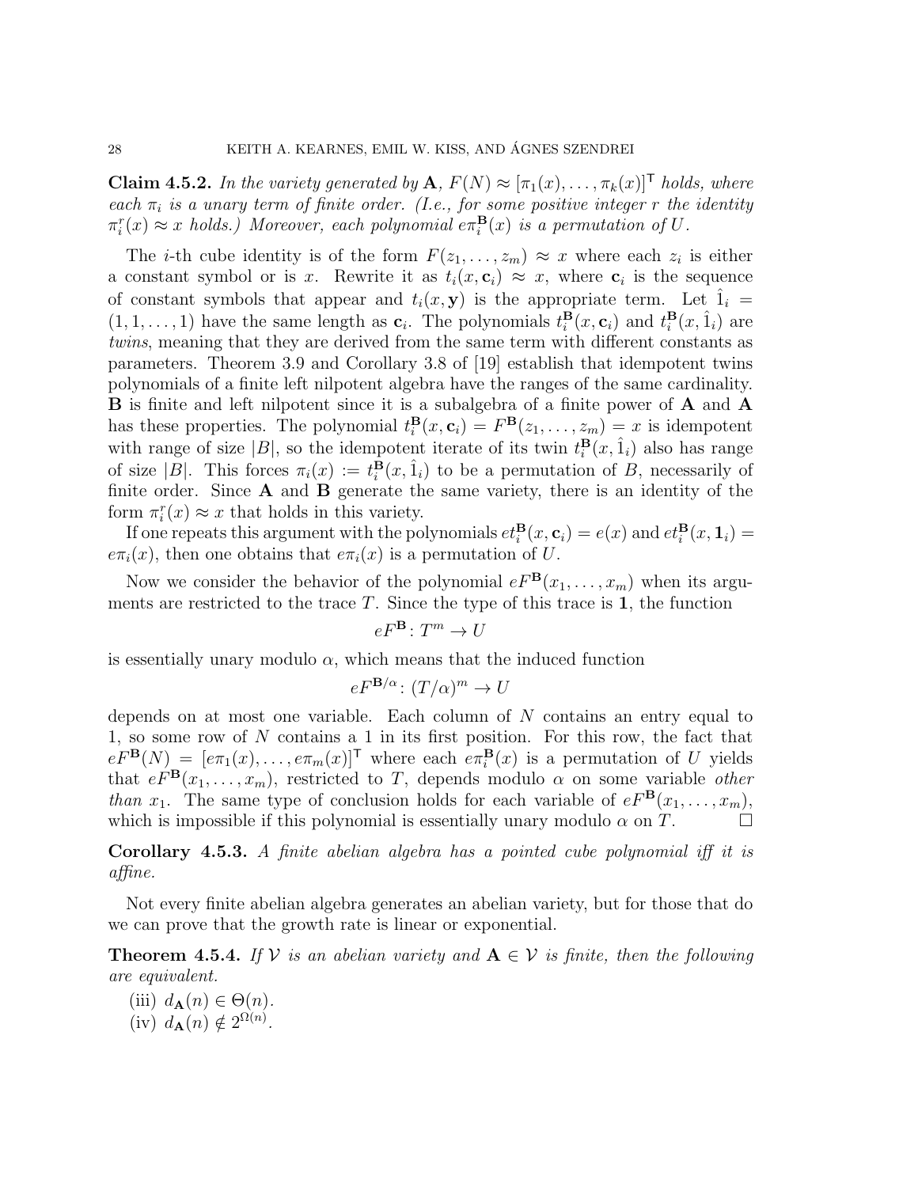**Claim 4.5.2.** *In the variety generated by* $\mathbf{A}$*,* $F(N) \approx [\pi_1(x), \ldots, \pi_k(x)]^{\mathsf{T}}$ *holds, where each* $\pi_i$ *is a unary term of finite order. (I.e., for some positive integer* $r$ *the identity* $\pi_i^r(x) \approx x$ *holds.) Moreover, each polynomial* $e\pi_i^{\mathbf{B}}(x)$ *is a permutation of* $U$*.*

The $i$-th cube identity is of the form $F(z_1, \ldots, z_m) \approx x$ where each $z_i$ is either a constant symbol or is $x$. Rewrite it as $t_i(x, \mathbf{c}_i) \approx x$, where $\mathbf{c}_i$ is the sequence of constant symbols that appear and $t_i(x, \mathbf{y})$ is the appropriate term. Let $\hat{1}_i = (1, 1, \ldots, 1)$ have the same length as $\mathbf{c}_i$. The polynomials $t_i^{\mathbf{B}}(x, \mathbf{c}_i)$ and $t_i^{\mathbf{B}}(x, \hat{1}_i)$ are *twins*, meaning that they are derived from the same term with different constants as parameters. Theorem 3.9 and Corollary 3.8 of [19] establish that idempotent twins polynomials of a finite left nilpotent algebra have the ranges of the same cardinality. $\mathbf{B}$ is finite and left nilpotent since it is a subalgebra of a finite power of $\mathbf{A}$ and $\mathbf{A}$ has these properties. The polynomial $t_i^{\mathbf{B}}(x, \mathbf{c}_i) = F^{\mathbf{B}}(z_1, \ldots, z_m) = x$ is idempotent with range of size $|B|$, so the idempotent iterate of its twin $t_i^{\mathbf{B}}(x, \hat{1}_i)$ also has range of size $|B|$. This forces $\pi_i(x) := t_i^{\mathbf{B}}(x, \hat{1}_i)$ to be a permutation of $B$, necessarily of finite order. Since $\mathbf{A}$ and $\mathbf{B}$ generate the same variety, there is an identity of the form $\pi_i^r(x) \approx x$ that holds in this variety.

If one repeats this argument with the polynomials $et_i^{\mathbf{B}}(x, \mathbf{c}_i) = e(x)$ and $et_i^{\mathbf{B}}(x, \mathbf{1}_i) = e\pi_i(x)$, then one obtains that $e\pi_i(x)$ is a permutation of $U$.

Now we consider the behavior of the polynomial $eF^{\mathbf{B}}(x_1, \ldots, x_m)$ when its arguments are restricted to the trace $T$. Since the type of this trace is $\mathbf{1}$, the function

$$eF^{\mathbf{B}} \colon T^m \to U$$

is essentially unary modulo $\alpha$, which means that the induced function

$$eF^{\mathbf{B}/\alpha} \colon (T/\alpha)^m \to U$$

depends on at most one variable. Each column of $N$ contains an entry equal to 1, so some row of $N$ contains a 1 in its first position. For this row, the fact that $eF^{\mathbf{B}}(N) = [e\pi_1(x), \ldots, e\pi_m(x)]^{\mathsf{T}}$ where each $e\pi_i^{\mathbf{B}}(x)$ is a permutation of $U$ yields that $eF^{\mathbf{B}}(x_1, \ldots, x_m)$, restricted to $T$, depends modulo $\alpha$ on some variable *other than* $x_1$. The same type of conclusion holds for each variable of $eF^{\mathbf{B}}(x_1, \ldots, x_m)$, which is impossible if this polynomial is essentially unary modulo $\alpha$ on $T$. $\square$

**Corollary 4.5.3.** *A finite abelian algebra has a pointed cube polynomial iff it is affine.*

Not every finite abelian algebra generates an abelian variety, but for those that do we can prove that the growth rate is linear or exponential.

**Theorem 4.5.4.** *If* $\mathcal{V}$ *is an abelian variety and* $\mathbf{A} \in \mathcal{V}$ *is finite, then the following are equivalent.*

(iii) $d_{\mathbf{A}}(n) \in \Theta(n)$.
(iv) $d_{\mathbf{A}}(n) \notin 2^{\Omega(n)}$.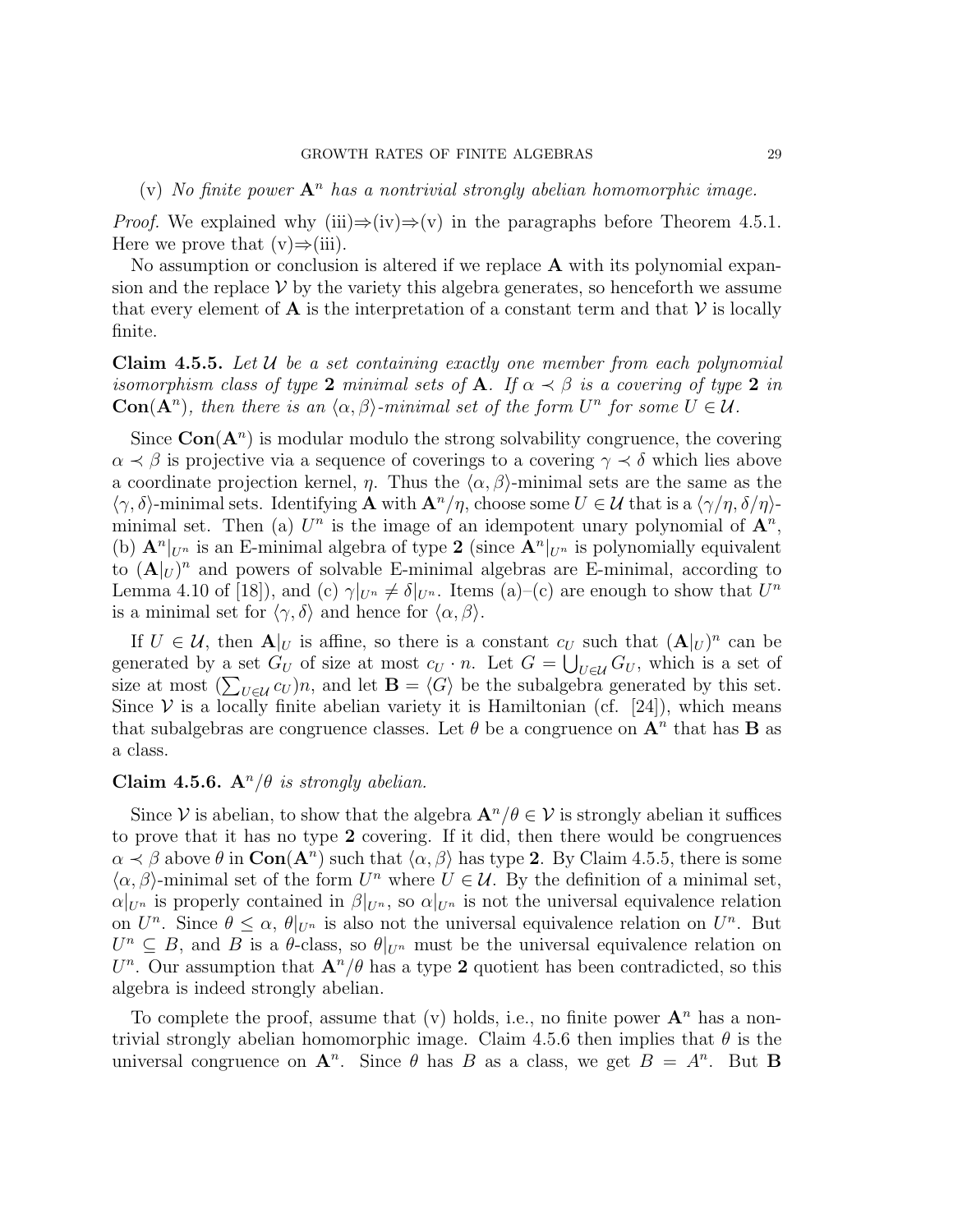(v) *No finite power* $\mathbf{A}^n$ *has a nontrivial strongly abelian homomorphic image.*

*Proof.* We explained why (iii)⇒(iv)⇒(v) in the paragraphs before Theorem 4.5.1. Here we prove that (v)⇒(iii).

No assumption or conclusion is altered if we replace $\mathbf{A}$ with its polynomial expansion and the replace $\mathcal{V}$ by the variety this algebra generates, so henceforth we assume that every element of $\mathbf{A}$ is the interpretation of a constant term and that $\mathcal{V}$ is locally finite.

**Claim 4.5.5.** *Let* $\mathcal{U}$ *be a set containing exactly one member from each polynomial isomorphism class of type* **2** *minimal sets of* $\mathbf{A}$. *If* $\alpha \prec \beta$ *is a covering of type* **2** *in* $\mathbf{Con}(\mathbf{A}^n)$*, then there is an* $\langle \alpha, \beta \rangle$*-minimal set of the form* $U^n$ *for some* $U \in \mathcal{U}$.

Since $\mathbf{Con}(\mathbf{A}^n)$ is modular modulo the strong solvability congruence, the covering $\alpha \prec \beta$ is projective via a sequence of coverings to a covering $\gamma \prec \delta$ which lies above a coordinate projection kernel, $\eta$. Thus the $\langle \alpha, \beta \rangle$-minimal sets are the same as the $\langle \gamma, \delta \rangle$-minimal sets. Identifying $\mathbf{A}$ with $\mathbf{A}^n/\eta$, choose some $U \in \mathcal{U}$ that is a $\langle \gamma/\eta, \delta/\eta \rangle$-minimal set. Then (a) $U^n$ is the image of an idempotent unary polynomial of $\mathbf{A}^n$, (b) $\mathbf{A}^n|_{U^n}$ is an E-minimal algebra of type **2** (since $\mathbf{A}^n|_{U^n}$ is polynomially equivalent to $(\mathbf{A}|_U)^n$ and powers of solvable E-minimal algebras are E-minimal, according to Lemma 4.10 of [18]), and (c) $\gamma|_{U^n} \neq \delta|_{U^n}$. Items (a)–(c) are enough to show that $U^n$ is a minimal set for $\langle \gamma, \delta \rangle$ and hence for $\langle \alpha, \beta \rangle$.

If $U \in \mathcal{U}$, then $\mathbf{A}|_U$ is affine, so there is a constant $c_U$ such that $(\mathbf{A}|_U)^n$ can be generated by a set $G_U$ of size at most $c_U \cdot n$. Let $G = \bigcup_{U \in \mathcal{U}} G_U$, which is a set of size at most $(\sum_{U \in \mathcal{U}} c_U)n$, and let $\mathbf{B} = \langle G \rangle$ be the subalgebra generated by this set. Since $\mathcal{V}$ is a locally finite abelian variety it is Hamiltonian (cf. [24]), which means that subalgebras are congruence classes. Let $\theta$ be a congruence on $\mathbf{A}^n$ that has $\mathbf{B}$ as a class.

**Claim 4.5.6.** $\mathbf{A}^n/\theta$ *is strongly abelian.*

Since $\mathcal{V}$ is abelian, to show that the algebra $\mathbf{A}^n/\theta \in \mathcal{V}$ is strongly abelian it suffices to prove that it has no type **2** covering. If it did, then there would be congruences $\alpha \prec \beta$ above $\theta$ in $\mathbf{Con}(\mathbf{A}^n)$ such that $\langle \alpha, \beta \rangle$ has type **2**. By Claim 4.5.5, there is some $\langle \alpha, \beta \rangle$-minimal set of the form $U^n$ where $U \in \mathcal{U}$. By the definition of a minimal set, $\alpha|_{U^n}$ is properly contained in $\beta|_{U^n}$, so $\alpha|_{U^n}$ is not the universal equivalence relation on $U^n$. Since $\theta \leq \alpha$, $\theta|_{U^n}$ is also not the universal equivalence relation on $U^n$. But $U^n \subseteq B$, and $B$ is a $\theta$-class, so $\theta|_{U^n}$ must be the universal equivalence relation on $U^n$. Our assumption that $\mathbf{A}^n/\theta$ has a type **2** quotient has been contradicted, so this algebra is indeed strongly abelian.

To complete the proof, assume that (v) holds, i.e., no finite power $\mathbf{A}^n$ has a nontrivial strongly abelian homomorphic image. Claim 4.5.6 then implies that $\theta$ is the universal congruence on $\mathbf{A}^n$. Since $\theta$ has $B$ as a class, we get $B = A^n$. But $\mathbf{B}$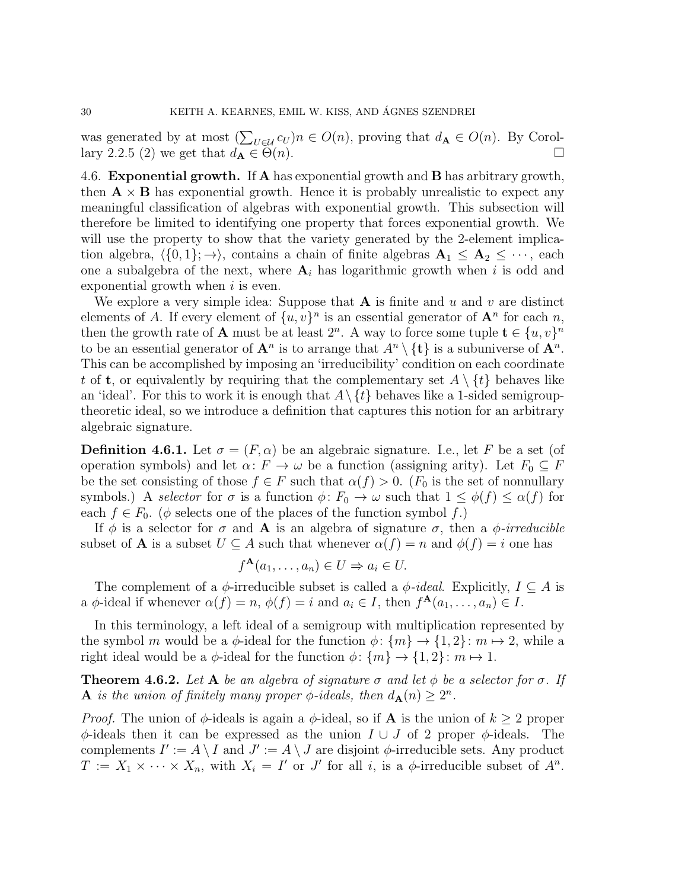was generated by at most $(\sum_{U\in\mathcal{U}} c_U)n \in O(n)$, proving that $d_{\mathbf{A}} \in O(n)$. By Corollary 2.2.5 (2) we get that $d_{\mathbf{A}} \in \Theta(n)$. □

### 4.6. Exponential growth.

If $\mathbf{A}$ has exponential growth and $\mathbf{B}$ has arbitrary growth, then $\mathbf{A} \times \mathbf{B}$ has exponential growth. Hence it is probably unrealistic to expect any meaningful classification of algebras with exponential growth. This subsection will therefore be limited to identifying one property that forces exponential growth. We will use the property to show that the variety generated by the 2-element implication algebra, $\langle \{0,1\}; \to \rangle$, contains a chain of finite algebras $\mathbf{A}_1 \leq \mathbf{A}_2 \leq \cdots$, each one a subalgebra of the next, where $\mathbf{A}_i$ has logarithmic growth when $i$ is odd and exponential growth when $i$ is even.

We explore a very simple idea: Suppose that $\mathbf{A}$ is finite and $u$ and $v$ are distinct elements of $A$. If every element of $\{u, v\}^n$ is an essential generator of $\mathbf{A}^n$ for each $n$, then the growth rate of $\mathbf{A}$ must be at least $2^n$. A way to force some tuple $\mathbf{t} \in \{u, v\}^n$ to be an essential generator of $\mathbf{A}^n$ is to arrange that $A^n \setminus \{\mathbf{t}\}$ is a subuniverse of $\mathbf{A}^n$. This can be accomplished by imposing an 'irreducibility' condition on each coordinate $t$ of $\mathbf{t}$, or equivalently by requiring that the complementary set $A \setminus \{t\}$ behaves like an 'ideal'. For this to work it is enough that $A \setminus \{t\}$ behaves like a 1-sided semigroup-theoretic ideal, so we introduce a definition that captures this notion for an arbitrary algebraic signature.

**Definition 4.6.1.** Let $\sigma = (F, \alpha)$ be an algebraic signature. I.e., let $F$ be a set (of operation symbols) and let $\alpha\colon F \to \omega$ be a function (assigning arity). Let $F_0 \subseteq F$ be the set consisting of those $f \in F$ such that $\alpha(f) > 0$. ($F_0$ is the set of nonnullary symbols.) A *selector* for $\sigma$ is a function $\phi\colon F_0 \to \omega$ such that $1 \leq \phi(f) \leq \alpha(f)$ for each $f \in F_0$. ($\phi$ selects one of the places of the function symbol $f$.)

If $\phi$ is a selector for $\sigma$ and $\mathbf{A}$ is an algebra of signature $\sigma$, then a *$\phi$-irreducible* subset of $\mathbf{A}$ is a subset $U \subseteq A$ such that whenever $\alpha(f) = n$ and $\phi(f) = i$ one has

$$f^{\mathbf{A}}(a_1, \ldots, a_n) \in U \Rightarrow a_i \in U.$$

The complement of a $\phi$-irreducible subset is called a *$\phi$-ideal*. Explicitly, $I \subseteq A$ is a $\phi$-ideal if whenever $\alpha(f) = n$, $\phi(f) = i$ and $a_i \in I$, then $f^{\mathbf{A}}(a_1, \ldots, a_n) \in I$.

In this terminology, a left ideal of a semigroup with multiplication represented by the symbol $m$ would be a $\phi$-ideal for the function $\phi\colon \{m\} \to \{1, 2\}\colon m \mapsto 2$, while a right ideal would be a $\phi$-ideal for the function $\phi\colon \{m\} \to \{1, 2\}\colon m \mapsto 1$.

**Theorem 4.6.2.** *Let $\mathbf{A}$ be an algebra of signature $\sigma$ and let $\phi$ be a selector for $\sigma$. If $\mathbf{A}$ is the union of finitely many proper $\phi$-ideals, then $d_{\mathbf{A}}(n) \geq 2^n$.*

*Proof.* The union of $\phi$-ideals is again a $\phi$-ideal, so if $\mathbf{A}$ is the union of $k \geq 2$ proper $\phi$-ideals then it can be expressed as the union $I \cup J$ of 2 proper $\phi$-ideals. The complements $I' := A \setminus I$ and $J' := A \setminus J$ are disjoint $\phi$-irreducible sets. Any product $T := X_1 \times \cdots \times X_n$, with $X_i = I'$ or $J'$ for all $i$, is a $\phi$-irreducible subset of $A^n$.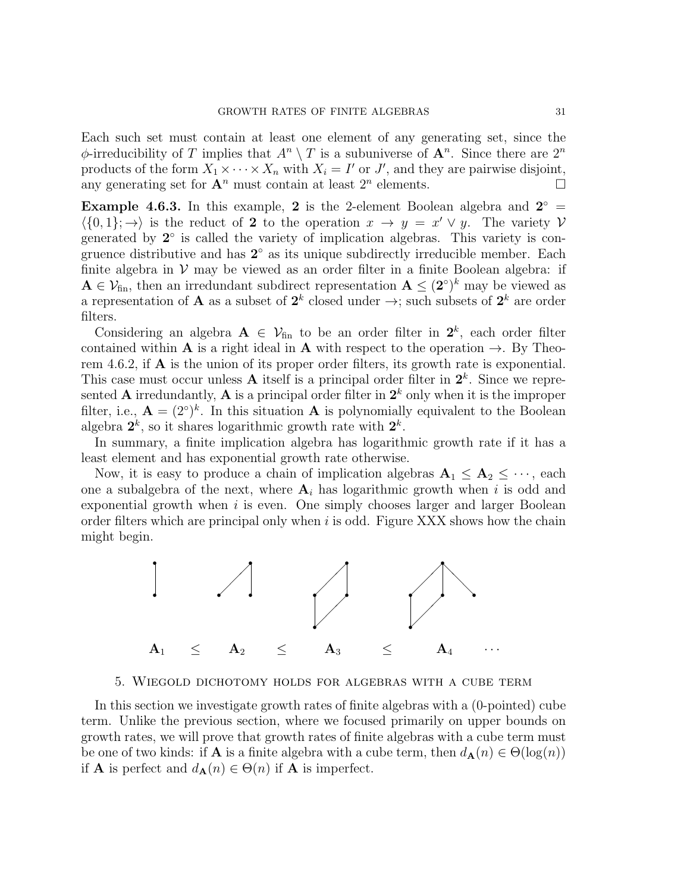Each such set must contain at least one element of any generating set, since the $\phi$-irreducibility of $T$ implies that $A^n \setminus T$ is a subuniverse of $\mathbf{A}^n$. Since there are $2^n$ products of the form $X_1 \times \cdots \times X_n$ with $X_i = I'$ or $J'$, and they are pairwise disjoint, any generating set for $\mathbf{A}^n$ must contain at least $2^n$ elements. $\square$

**Example 4.6.3.** In this example, $\mathbf{2}$ is the 2-element Boolean algebra and $\mathbf{2}^\circ = \langle \{0, 1\}; \to \rangle$ is the reduct of $\mathbf{2}$ to the operation $x \to y = x' \vee y$. The variety $\mathcal{V}$ generated by $\mathbf{2}^\circ$ is called the variety of implication algebras. This variety is congruence distributive and has $\mathbf{2}^\circ$ as its unique subdirectly irreducible member. Each finite algebra in $\mathcal{V}$ may be viewed as an order filter in a finite Boolean algebra: if $\mathbf{A} \in \mathcal{V}_{\text{fin}}$, then an irredundant subdirect representation $\mathbf{A} \leq (\mathbf{2}^\circ)^k$ may be viewed as a representation of $\mathbf{A}$ as a subset of $\mathbf{2}^k$ closed under $\to$; such subsets of $\mathbf{2}^k$ are order filters.

Considering an algebra $\mathbf{A} \in \mathcal{V}_{\text{fin}}$ to be an order filter in $\mathbf{2}^k$, each order filter contained within $\mathbf{A}$ is a right ideal in $\mathbf{A}$ with respect to the operation $\to$. By Theorem 4.6.2, if $\mathbf{A}$ is the union of its proper order filters, its growth rate is exponential. This case must occur unless $\mathbf{A}$ itself is a principal order filter in $\mathbf{2}^k$. Since we represented $\mathbf{A}$ irredundantly, $\mathbf{A}$ is a principal order filter in $\mathbf{2}^k$ only when it is the improper filter, i.e., $\mathbf{A} = (2^\circ)^k$. In this situation $\mathbf{A}$ is polynomially equivalent to the Boolean algebra $\mathbf{2}^k$, so it shares logarithmic growth rate with $\mathbf{2}^k$.

In summary, a finite implication algebra has logarithmic growth rate if it has a least element and has exponential growth rate otherwise.

Now, it is easy to produce a chain of implication algebras $\mathbf{A}_1 \leq \mathbf{A}_2 \leq \cdots$, each one a subalgebra of the next, where $\mathbf{A}_i$ has logarithmic growth when $i$ is odd and exponential growth when $i$ is even. One simply chooses larger and larger Boolean order filters which are principal only when $i$ is odd. Figure XXX shows how the chain might begin.

$\mathbf{A}_1 \quad \leq \quad \mathbf{A}_2 \quad \leq \quad \mathbf{A}_3 \quad \leq \quad \mathbf{A}_4 \quad \cdots$

## 5. Wiegold dichotomy holds for algebras with a cube term

In this section we investigate growth rates of finite algebras with a (0-pointed) cube term. Unlike the previous section, where we focused primarily on upper bounds on growth rates, we will prove that growth rates of finite algebras with a cube term must be one of two kinds: if $\mathbf{A}$ is a finite algebra with a cube term, then $d_{\mathbf{A}}(n) \in \Theta(\log(n))$ if $\mathbf{A}$ is perfect and $d_{\mathbf{A}}(n) \in \Theta(n)$ if $\mathbf{A}$ is imperfect.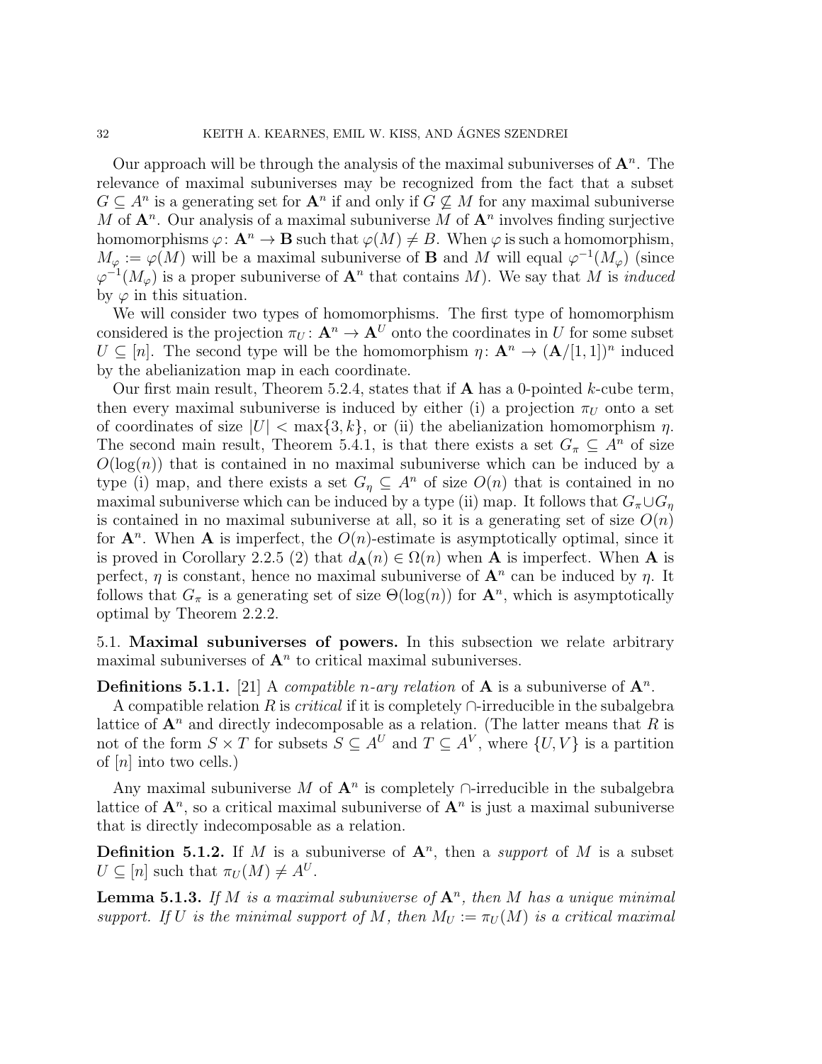Our approach will be through the analysis of the maximal subuniverses of $\mathbf{A}^n$. The relevance of maximal subuniverses may be recognized from the fact that a subset $G \subseteq A^n$ is a generating set for $\mathbf{A}^n$ if and only if $G \not\subseteq M$ for any maximal subuniverse $M$ of $\mathbf{A}^n$. Our analysis of a maximal subuniverse $M$ of $\mathbf{A}^n$ involves finding surjective homomorphisms $\varphi \colon \mathbf{A}^n \to \mathbf{B}$ such that $\varphi(M) \neq B$. When $\varphi$ is such a homomorphism, $M_\varphi := \varphi(M)$ will be a maximal subuniverse of $\mathbf{B}$ and $M$ will equal $\varphi^{-1}(M_\varphi)$ (since $\varphi^{-1}(M_\varphi)$ is a proper subuniverse of $\mathbf{A}^n$ that contains $M$). We say that $M$ is *induced* by $\varphi$ in this situation.

We will consider two types of homomorphisms. The first type of homomorphism considered is the projection $\pi_U \colon \mathbf{A}^n \to \mathbf{A}^U$ onto the coordinates in $U$ for some subset $U \subseteq [n]$. The second type will be the homomorphism $\eta \colon \mathbf{A}^n \to (\mathbf{A}/[1,1])^n$ induced by the abelianization map in each coordinate.

Our first main result, Theorem 5.2.4, states that if $\mathbf{A}$ has a 0-pointed $k$-cube term, then every maximal subuniverse is induced by either (i) a projection $\pi_U$ onto a set of coordinates of size $|U| < \max\{3, k\}$, or (ii) the abelianization homomorphism $\eta$. The second main result, Theorem 5.4.1, is that there exists a set $G_\pi \subseteq A^n$ of size $O(\log(n))$ that is contained in no maximal subuniverse which can be induced by a type (i) map, and there exists a set $G_\eta \subseteq A^n$ of size $O(n)$ that is contained in no maximal subuniverse which can be induced by a type (ii) map. It follows that $G_\pi \cup G_\eta$ is contained in no maximal subuniverse at all, so it is a generating set of size $O(n)$ for $\mathbf{A}^n$. When $\mathbf{A}$ is imperfect, the $O(n)$-estimate is asymptotically optimal, since it is proved in Corollary 2.2.5 (2) that $d_{\mathbf{A}}(n) \in \Omega(n)$ when $\mathbf{A}$ is imperfect. When $\mathbf{A}$ is perfect, $\eta$ is constant, hence no maximal subuniverse of $\mathbf{A}^n$ can be induced by $\eta$. It follows that $G_\pi$ is a generating set of size $\Theta(\log(n))$ for $\mathbf{A}^n$, which is asymptotically optimal by Theorem 2.2.2.

## 5.1. Maximal subuniverses of powers.

In this subsection we relate arbitrary maximal subuniverses of $\mathbf{A}^n$ to critical maximal subuniverses.

**Definitions 5.1.1.** [21] A *compatible $n$-ary relation* of $\mathbf{A}$ is a subuniverse of $\mathbf{A}^n$.

A compatible relation $R$ is *critical* if it is completely $\cap$-irreducible in the subalgebra lattice of $\mathbf{A}^n$ and directly indecomposable as a relation. (The latter means that $R$ is not of the form $S \times T$ for subsets $S \subseteq A^U$ and $T \subseteq A^V$, where $\{U, V\}$ is a partition of $[n]$ into two cells.)

Any maximal subuniverse $M$ of $\mathbf{A}^n$ is completely $\cap$-irreducible in the subalgebra lattice of $\mathbf{A}^n$, so a critical maximal subuniverse of $\mathbf{A}^n$ is just a maximal subuniverse that is directly indecomposable as a relation.

**Definition 5.1.2.** If $M$ is a subuniverse of $\mathbf{A}^n$, then a *support* of $M$ is a subset $U \subseteq [n]$ such that $\pi_U(M) \neq A^U$.

**Lemma 5.1.3.** *If $M$ is a maximal subuniverse of $\mathbf{A}^n$, then $M$ has a unique minimal support. If $U$ is the minimal support of $M$, then $M_U := \pi_U(M)$ is a critical maximal*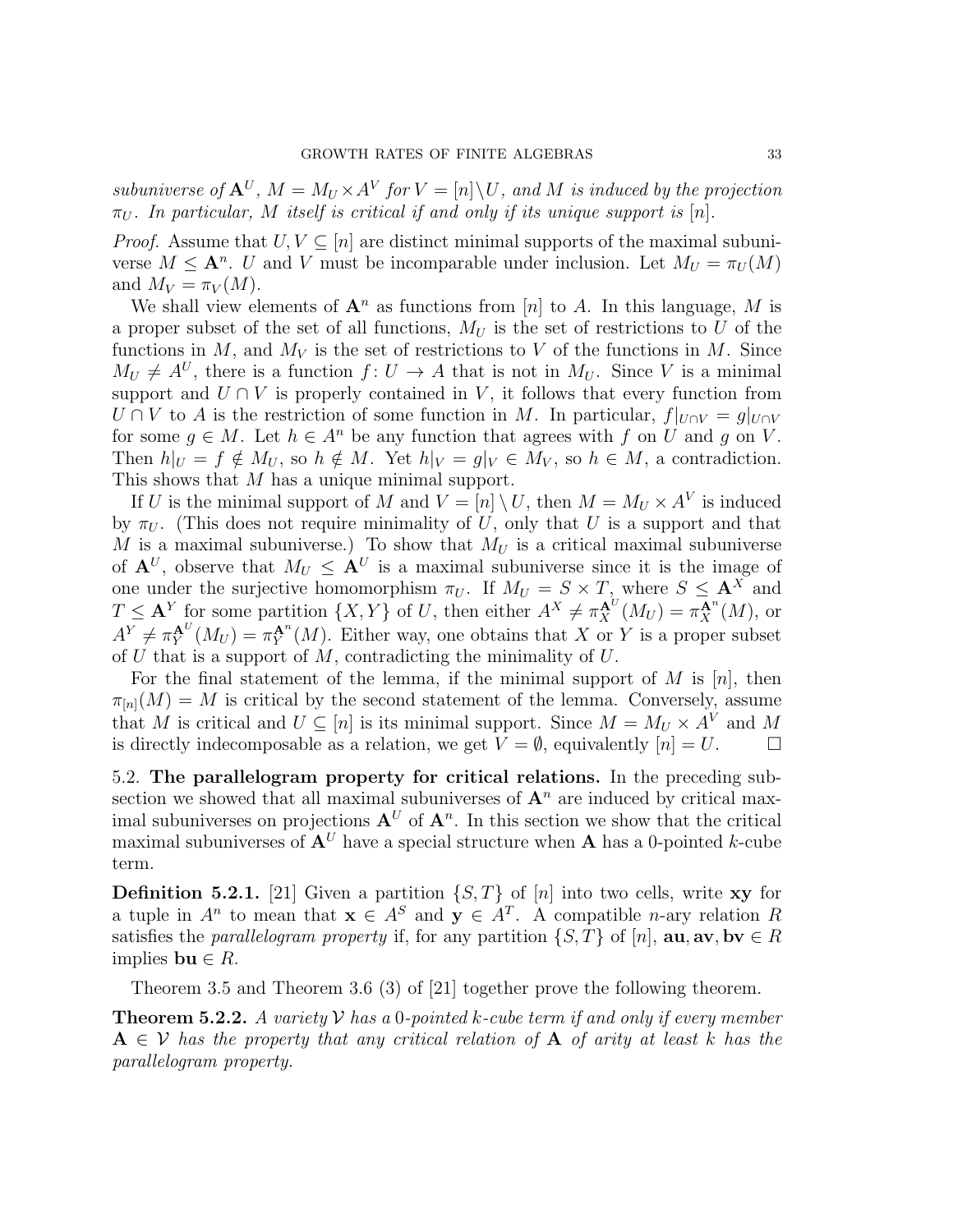*subuniverse of $\mathbf{A}^U$, $M = M_U \times A^V$ for $V = [n] \setminus U$, and $M$ is induced by the projection $\pi_U$. In particular, $M$ itself is critical if and only if its unique support is $[n]$.*

*Proof.* Assume that $U, V \subseteq [n]$ are distinct minimal supports of the maximal subuniverse $M \leq \mathbf{A}^n$. $U$ and $V$ must be incomparable under inclusion. Let $M_U = \pi_U(M)$ and $M_V = \pi_V(M)$.

We shall view elements of $\mathbf{A}^n$ as functions from $[n]$ to $A$. In this language, $M$ is a proper subset of the set of all functions, $M_U$ is the set of restrictions to $U$ of the functions in $M$, and $M_V$ is the set of restrictions to $V$ of the functions in $M$. Since $M_U \neq A^U$, there is a function $f: U \to A$ that is not in $M_U$. Since $V$ is a minimal support and $U \cap V$ is properly contained in $V$, it follows that every function from $U \cap V$ to $A$ is the restriction of some function in $M$. In particular, $f|_{U \cap V} = g|_{U \cap V}$ for some $g \in M$. Let $h \in A^n$ be any function that agrees with $f$ on $U$ and $g$ on $V$. Then $h|_U = f \notin M_U$, so $h \notin M$. Yet $h|_V = g|_V \in M_V$, so $h \in M$, a contradiction. This shows that $M$ has a unique minimal support.

If $U$ is the minimal support of $M$ and $V = [n] \setminus U$, then $M = M_U \times A^V$ is induced by $\pi_U$. (This does not require minimality of $U$, only that $U$ is a support and that $M$ is a maximal subuniverse.) To show that $M_U$ is a critical maximal subuniverse of $\mathbf{A}^U$, observe that $M_U \leq \mathbf{A}^U$ is a maximal subuniverse since it is the image of one under the surjective homomorphism $\pi_U$. If $M_U = S \times T$, where $S \leq \mathbf{A}^X$ and $T \leq \mathbf{A}^Y$ for some partition $\{X, Y\}$ of $U$, then either $A^X \neq \pi_X^{\mathbf{A}^U}(M_U) = \pi_X^{\mathbf{A}^n}(M)$, or $A^Y \neq \pi_Y^{\mathbf{A}^U}(M_U) = \pi_Y^{\mathbf{A}^n}(M)$. Either way, one obtains that $X$ or $Y$ is a proper subset of $U$ that is a support of $M$, contradicting the minimality of $U$.

For the final statement of the lemma, if the minimal support of $M$ is $[n]$, then $\pi_{[n]}(M) = M$ is critical by the second statement of the lemma. Conversely, assume that $M$ is critical and $U \subseteq [n]$ is its minimal support. Since $M = M_U \times A^V$ and $M$ is directly indecomposable as a relation, we get $V = \emptyset$, equivalently $[n] = U$. □

5.2. **The parallelogram property for critical relations.** In the preceding subsection we showed that all maximal subuniverses of $\mathbf{A}^n$ are induced by critical maximal subuniverses on projections $\mathbf{A}^U$ of $\mathbf{A}^n$. In this section we show that the critical maximal subuniverses of $\mathbf{A}^U$ have a special structure when $\mathbf{A}$ has a 0-pointed $k$-cube term.

**Definition 5.2.1.** [21] Given a partition $\{S, T\}$ of $[n]$ into two cells, write $\mathbf{xy}$ for a tuple in $A^n$ to mean that $\mathbf{x} \in A^S$ and $\mathbf{y} \in A^T$. A compatible $n$-ary relation $R$ satisfies the *parallelogram property* if, for any partition $\{S, T\}$ of $[n]$, $\mathbf{au}, \mathbf{av}, \mathbf{bv} \in R$ implies $\mathbf{bu} \in R$.

Theorem 3.5 and Theorem 3.6 (3) of [21] together prove the following theorem.

**Theorem 5.2.2.** *A variety $\mathcal{V}$ has a 0-pointed $k$-cube term if and only if every member $\mathbf{A} \in \mathcal{V}$ has the property that any critical relation of $\mathbf{A}$ of arity at least $k$ has the parallelogram property.*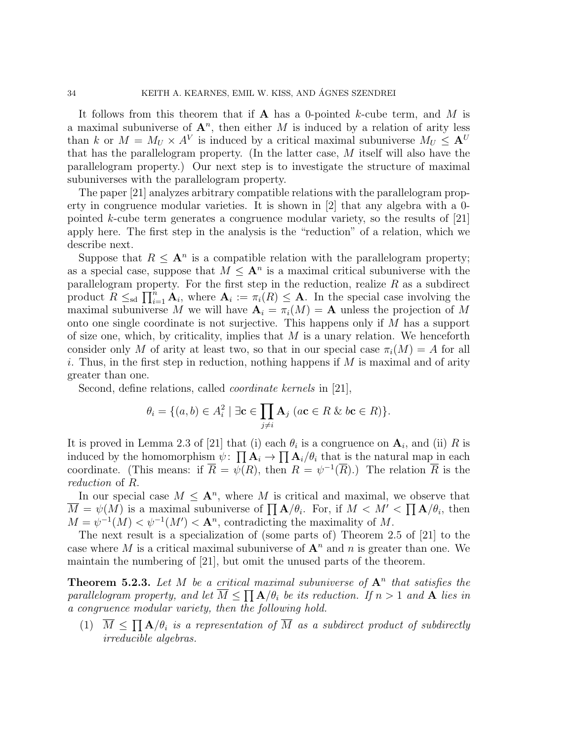It follows from this theorem that if $\mathbf{A}$ has a 0-pointed $k$-cube term, and $M$ is a maximal subuniverse of $\mathbf{A}^n$, then either $M$ is induced by a relation of arity less than $k$ or $M = M_U \times A^V$ is induced by a critical maximal subuniverse $M_U \leq \mathbf{A}^U$ that has the parallelogram property. (In the latter case, $M$ itself will also have the parallelogram property.) Our next step is to investigate the structure of maximal subuniverses with the parallelogram property.

The paper [21] analyzes arbitrary compatible relations with the parallelogram property in congruence modular varieties. It is shown in [2] that any algebra with a 0-pointed $k$-cube term generates a congruence modular variety, so the results of [21] apply here. The first step in the analysis is the "reduction" of a relation, which we describe next.

Suppose that $R \leq \mathbf{A}^n$ is a compatible relation with the parallelogram property; as a special case, suppose that $M \leq \mathbf{A}^n$ is a maximal critical subuniverse with the parallelogram property. For the first step in the reduction, realize $R$ as a subdirect product $R \leq_{\text{sd}} \prod_{i=1}^{n} \mathbf{A}_i$, where $\mathbf{A}_i := \pi_i(R) \leq \mathbf{A}$. In the special case involving the maximal subuniverse $M$ we will have $\mathbf{A}_i = \pi_i(M) = \mathbf{A}$ unless the projection of $M$ onto one single coordinate is not surjective. This happens only if $M$ has a support of size one, which, by criticality, implies that $M$ is a unary relation. We henceforth consider only $M$ of arity at least two, so that in our special case $\pi_i(M) = A$ for all $i$. Thus, in the first step in reduction, nothing happens if $M$ is maximal and of arity greater than one.

Second, define relations, called *coordinate kernels* in [21],

$$\theta_i = \{(a, b) \in A_i^2 \mid \exists \mathbf{c} \in \prod_{j \neq i} \mathbf{A}_j \ (a\mathbf{c} \in R \ \& \ b\mathbf{c} \in R)\}.$$

It is proved in Lemma 2.3 of [21] that (i) each $\theta_i$ is a congruence on $\mathbf{A}_i$, and (ii) $R$ is induced by the homomorphism $\psi\colon \prod \mathbf{A}_i \to \prod \mathbf{A}_i/\theta_i$ that is the natural map in each coordinate. (This means: if $\overline{R} = \psi(R)$, then $R = \psi^{-1}(\overline{R})$.) The relation $\overline{R}$ is the *reduction* of $R$.

In our special case $M \leq \mathbf{A}^n$, where $M$ is critical and maximal, we observe that $\overline{M} = \psi(M)$ is a maximal subuniverse of $\prod \mathbf{A}/\theta_i$. For, if $M < M' < \prod \mathbf{A}/\theta_i$, then $M = \psi^{-1}(M) < \psi^{-1}(M') < \mathbf{A}^n$, contradicting the maximality of $M$.

The next result is a specialization of (some parts of) Theorem 2.5 of [21] to the case where $M$ is a critical maximal subuniverse of $\mathbf{A}^n$ and $n$ is greater than one. We maintain the numbering of [21], but omit the unused parts of the theorem.

**Theorem 5.2.3.** *Let $M$ be a critical maximal subuniverse of $\mathbf{A}^n$ that satisfies the parallelogram property, and let $\overline{M} \leq \prod \mathbf{A}/\theta_i$ be its reduction. If $n > 1$ and $\mathbf{A}$ lies in a congruence modular variety, then the following hold.*

(1) *$\overline{M} \leq \prod \mathbf{A}/\theta_i$ is a representation of $\overline{M}$ as a subdirect product of subdirectly irreducible algebras.*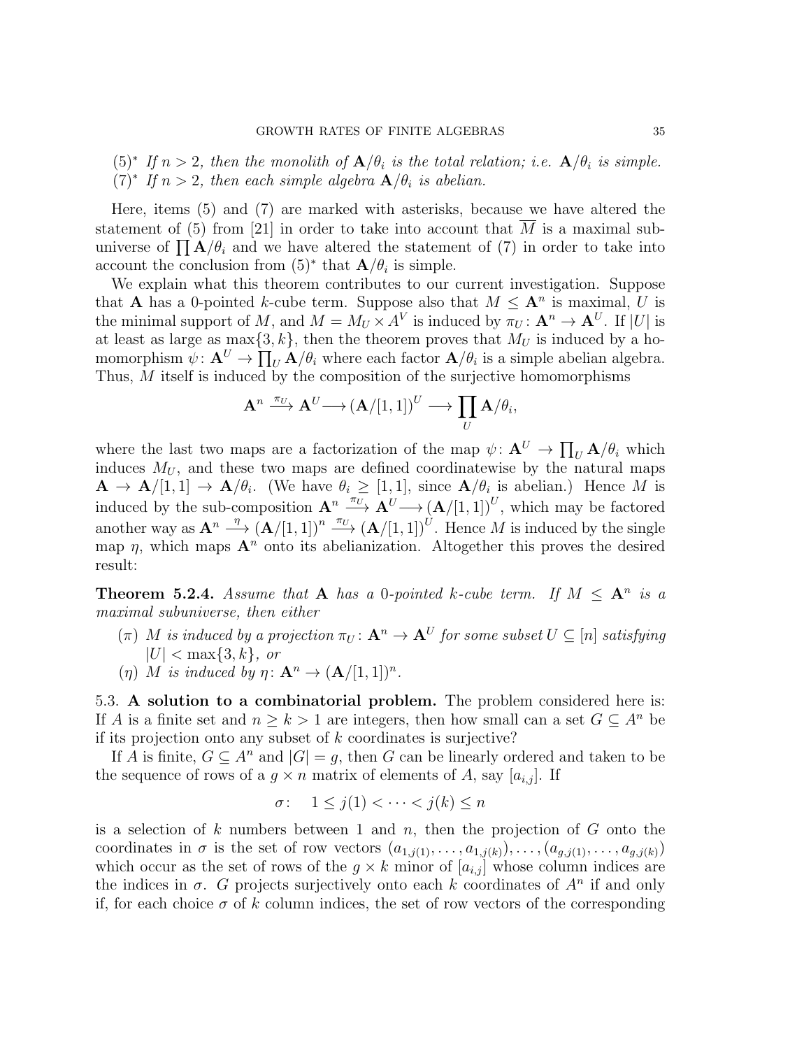(5)* *If $n > 2$, then the monolith of $\mathbf{A}/\theta_i$ is the total relation; i.e. $\mathbf{A}/\theta_i$ is simple.*
(7)* *If $n > 2$, then each simple algebra $\mathbf{A}/\theta_i$ is abelian.*

Here, items (5) and (7) are marked with asterisks, because we have altered the statement of (5) from [21] in order to take into account that $\overline{M}$ is a maximal subuniverse of $\prod \mathbf{A}/\theta_i$ and we have altered the statement of (7) in order to take into account the conclusion from (5)* that $\mathbf{A}/\theta_i$ is simple.

We explain what this theorem contributes to our current investigation. Suppose that $\mathbf{A}$ has a 0-pointed $k$-cube term. Suppose also that $M \leq \mathbf{A}^n$ is maximal, $U$ is the minimal support of $M$, and $M = M_U \times A^V$ is induced by $\pi_U : \mathbf{A}^n \to \mathbf{A}^U$. If $|U|$ is at least as large as $\max\{3, k\}$, then the theorem proves that $M_U$ is induced by a homomorphism $\psi : \mathbf{A}^U \to \prod_U \mathbf{A}/\theta_i$ where each factor $\mathbf{A}/\theta_i$ is a simple abelian algebra. Thus, $M$ itself is induced by the composition of the surjective homomorphisms

$$\mathbf{A}^n \xrightarrow{\pi_U} \mathbf{A}^U \longrightarrow (\mathbf{A}/[1,1])^U \longrightarrow \prod_U \mathbf{A}/\theta_i,$$

where the last two maps are a factorization of the map $\psi : \mathbf{A}^U \to \prod_U \mathbf{A}/\theta_i$ which induces $M_U$, and these two maps are defined coordinatewise by the natural maps $\mathbf{A} \to \mathbf{A}/[1,1] \to \mathbf{A}/\theta_i$. (We have $\theta_i \geq [1,1]$, since $\mathbf{A}/\theta_i$ is abelian.) Hence $M$ is induced by the sub-composition $\mathbf{A}^n \xrightarrow{\pi_U} \mathbf{A}^U \longrightarrow (\mathbf{A}/[1,1])^U$, which may be factored another way as $\mathbf{A}^n \xrightarrow{\eta} (\mathbf{A}/[1,1])^n \xrightarrow{\pi_U} (\mathbf{A}/[1,1])^U$. Hence $M$ is induced by the single map $\eta$, which maps $\mathbf{A}^n$ onto its abelianization. Altogether this proves the desired result:

**Theorem 5.2.4.** *Assume that $\mathbf{A}$ has a 0-pointed $k$-cube term. If $M \leq \mathbf{A}^n$ is a maximal subuniverse, then either*

- ($\pi$) *$M$ is induced by a projection $\pi_U : \mathbf{A}^n \to \mathbf{A}^U$ for some subset $U \subseteq [n]$ satisfying $|U| < \max\{3, k\}$, or*
- ($\eta$) *$M$ is induced by $\eta : \mathbf{A}^n \to (\mathbf{A}/[1,1])^n$.*

## 5.3. A solution to a combinatorial problem.

The problem considered here is: If $A$ is a finite set and $n \geq k > 1$ are integers, then how small can a set $G \subseteq A^n$ be if its projection onto any subset of $k$ coordinates is surjective?

If $A$ is finite, $G \subseteq A^n$ and $|G| = g$, then $G$ can be linearly ordered and taken to be the sequence of rows of a $g \times n$ matrix of elements of $A$, say $[a_{i,j}]$. If

$$\sigma : \quad 1 \leq j(1) < \cdots < j(k) \leq n$$

is a selection of $k$ numbers between 1 and $n$, then the projection of $G$ onto the coordinates in $\sigma$ is the set of row vectors $(a_{1,j(1)}, \ldots, a_{1,j(k)}), \ldots, (a_{g,j(1)}, \ldots, a_{g,j(k)})$ which occur as the set of rows of the $g \times k$ minor of $[a_{i,j}]$ whose column indices are the indices in $\sigma$. $G$ projects surjectively onto each $k$ coordinates of $A^n$ if and only if, for each choice $\sigma$ of $k$ column indices, the set of row vectors of the corresponding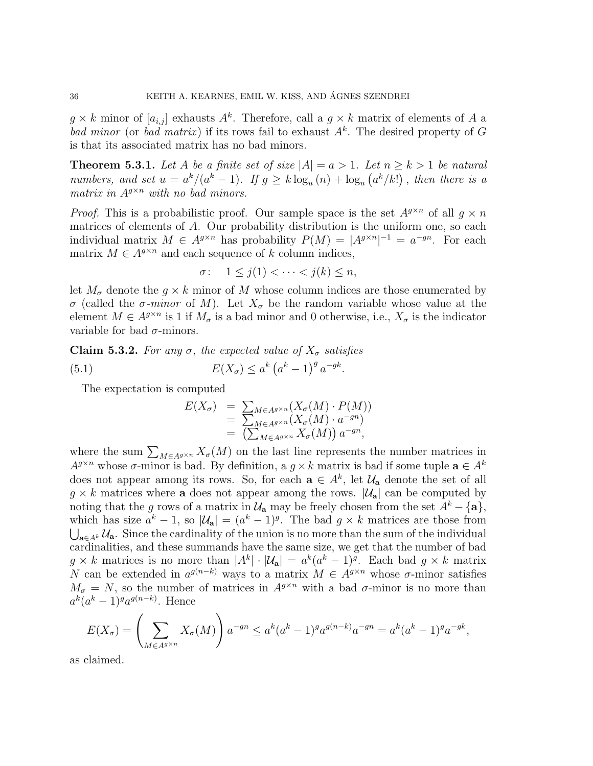$g \times k$ minor of $[a_{i,j}]$ exhausts $A^k$. Therefore, call a $g \times k$ matrix of elements of $A$ a *bad minor* (or *bad matrix*) if its rows fail to exhaust $A^k$. The desired property of $G$ is that its associated matrix has no bad minors.

**Theorem 5.3.1.** *Let $A$ be a finite set of size $|A| = a > 1$. Let $n \geq k > 1$ be natural numbers, and set $u = a^k/(a^k - 1)$. If $g \geq k \log_u(n) + \log_u\left(a^k/k!\right)$, then there is a matrix in $A^{g \times n}$ with no bad minors.*

*Proof.* This is a probabilistic proof. Our sample space is the set $A^{g\times n}$ of all $g \times n$ matrices of elements of $A$. Our probability distribution is the uniform one, so each individual matrix $M \in A^{g\times n}$ has probability $P(M) = |A^{g\times n}|^{-1} = a^{-gn}$. For each matrix $M \in A^{g\times n}$ and each sequence of $k$ column indices,

$$\sigma: \quad 1 \leq j(1) < \cdots < j(k) \leq n,$$

let $M_\sigma$ denote the $g \times k$ minor of $M$ whose column indices are those enumerated by $\sigma$ (called the *$\sigma$-minor* of $M$). Let $X_\sigma$ be the random variable whose value at the element $M \in A^{g\times n}$ is 1 if $M_\sigma$ is a bad minor and 0 otherwise, i.e., $X_\sigma$ is the indicator variable for bad $\sigma$-minors.

**Claim 5.3.2.** *For any $\sigma$, the expected value of $X_\sigma$ satisfies*

$$E(X_\sigma) \leq a^k \left(a^k - 1\right)^g a^{-gk}. \tag{5.1}$$

The expectation is computed

$$\begin{aligned} E(X_\sigma) &= \textstyle\sum_{M\in A^{g\times n}}(X_\sigma(M) \cdot P(M)) \\ &= \textstyle\sum_{M\in A^{g\times n}}(X_\sigma(M) \cdot a^{-gn}) \\ &= \left(\textstyle\sum_{M\in A^{g\times n}} X_\sigma(M)\right) a^{-gn}, \end{aligned}$$

where the sum $\sum_{M\in A^{g\times n}} X_\sigma(M)$ on the last line represents the number matrices in $A^{g\times n}$ whose $\sigma$-minor is bad. By definition, a $g\times k$ matrix is bad if some tuple $\mathbf{a} \in A^k$ does not appear among its rows. So, for each $\mathbf{a} \in A^k$, let $\mathcal{U}_\mathbf{a}$ denote the set of all $g \times k$ matrices where $\mathbf{a}$ does not appear among the rows. $|\mathcal{U}_\mathbf{a}|$ can be computed by noting that the $g$ rows of a matrix in $\mathcal{U}_\mathbf{a}$ may be freely chosen from the set $A^k - \{\mathbf{a}\}$, which has size $a^k - 1$, so $|\mathcal{U}_\mathbf{a}| = (a^k - 1)^g$. The bad $g \times k$ matrices are those from $\bigcup_{\mathbf{a}\in A^k} \mathcal{U}_\mathbf{a}$. Since the cardinality of the union is no more than the sum of the individual cardinalities, and these summands have the same size, we get that the number of bad $g \times k$ matrices is no more than $|A^k| \cdot |\mathcal{U}_\mathbf{a}| = a^k(a^k - 1)^g$. Each bad $g \times k$ matrix $N$ can be extended in $a^{g(n-k)}$ ways to a matrix $M \in A^{g\times n}$ whose $\sigma$-minor satisfies $M_\sigma = N$, so the number of matrices in $A^{g\times n}$ with a bad $\sigma$-minor is no more than $a^k(a^k - 1)^g a^{g(n-k)}$. Hence

$$E(X_\sigma) = \left(\sum_{M\in A^{g\times n}} X_\sigma(M)\right) a^{-gn} \leq a^k(a^k - 1)^g a^{g(n-k)} a^{-gn} = a^k(a^k - 1)^g a^{-gk},$$

as claimed.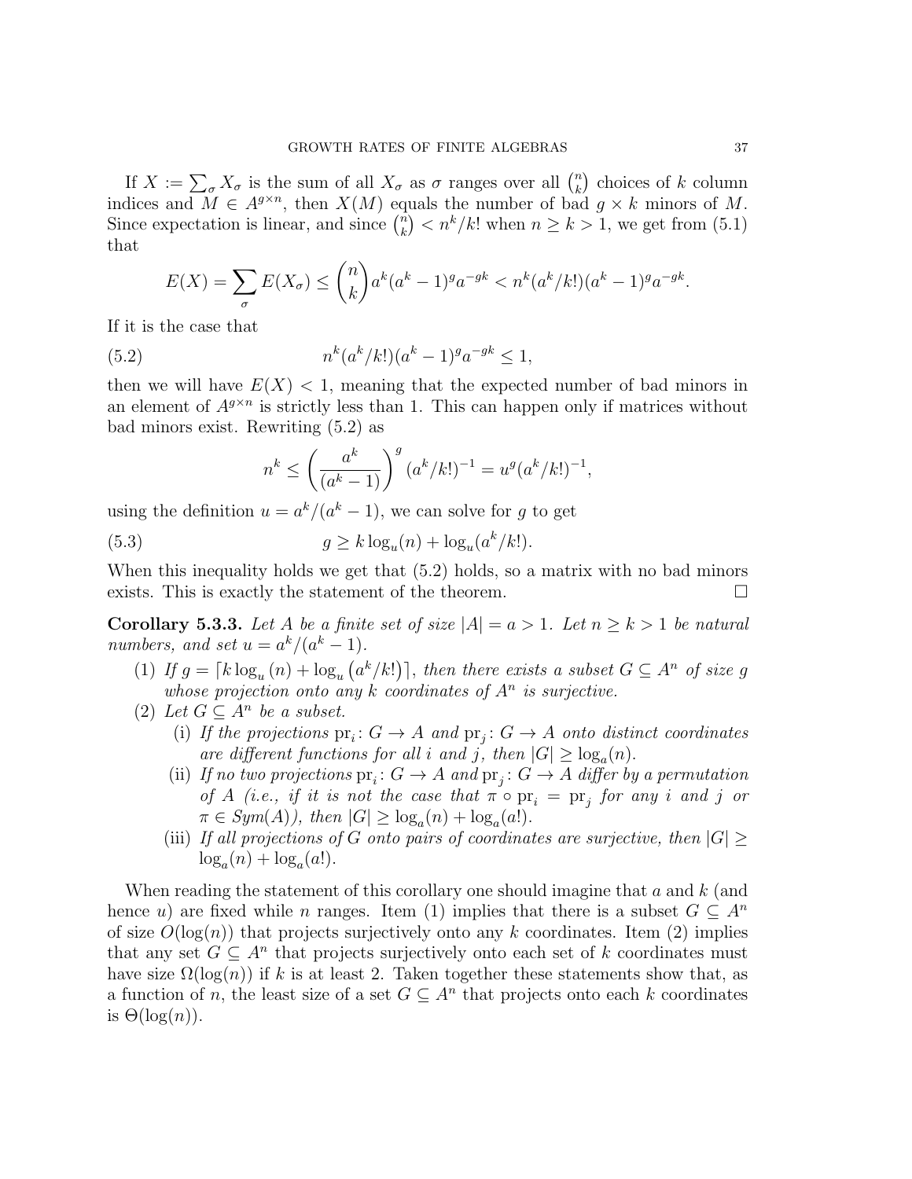If $X := \sum_\sigma X_\sigma$ is the sum of all $X_\sigma$ as $\sigma$ ranges over all $\binom{n}{k}$ choices of $k$ column indices and $M \in A^{g\times n}$, then $X(M)$ equals the number of bad $g \times k$ minors of $M$. Since expectation is linear, and since $\binom{n}{k} < n^k/k!$ when $n \geq k > 1$, we get from (5.1) that

$$E(X) = \sum_\sigma E(X_\sigma) \leq \binom{n}{k} a^k(a^k-1)^g a^{-gk} < n^k(a^k/k!)(a^k-1)^g a^{-gk}.$$

If it is the case that

$$n^k(a^k/k!)(a^k-1)^g a^{-gk} \leq 1, \tag{5.2}$$

then we will have $E(X) < 1$, meaning that the expected number of bad minors in an element of $A^{g\times n}$ is strictly less than 1. This can happen only if matrices without bad minors exist. Rewriting (5.2) as

$$n^k \leq \left(\frac{a^k}{(a^k-1)}\right)^g (a^k/k!)^{-1} = u^g(a^k/k!)^{-1},$$

using the definition $u = a^k/(a^k-1)$, we can solve for $g$ to get

$$g \geq k\log_u(n) + \log_u(a^k/k!). \tag{5.3}$$

When this inequality holds we get that (5.2) holds, so a matrix with no bad minors exists. This is exactly the statement of the theorem. $\square$

**Corollary 5.3.3.** *Let $A$ be a finite set of size $|A| = a > 1$. Let $n \geq k > 1$ be natural numbers, and set $u = a^k/(a^k-1)$.*

1. *If $g = \lceil k\log_u(n) + \log_u(a^k/k!)\rceil$, then there exists a subset $G \subseteq A^n$ of size $g$ whose projection onto any $k$ coordinates of $A^n$ is surjective.*
2. *Let $G \subseteq A^n$ be a subset.*
   - (i) *If the projections $\mathrm{pr}_i \colon G \to A$ and $\mathrm{pr}_j \colon G \to A$ onto distinct coordinates are different functions for all $i$ and $j$, then $|G| \geq \log_a(n)$.*
   - (ii) *If no two projections $\mathrm{pr}_i \colon G \to A$ and $\mathrm{pr}_j \colon G \to A$ differ by a permutation of $A$ (i.e., if it is not the case that $\pi \circ \mathrm{pr}_i = \mathrm{pr}_j$ for any $i$ and $j$ or $\pi \in Sym(A)$), then $|G| \geq \log_a(n) + \log_a(a!)$.*
   - (iii) *If all projections of $G$ onto pairs of coordinates are surjective, then $|G| \geq \log_a(n) + \log_a(a!)$.*

When reading the statement of this corollary one should imagine that $a$ and $k$ (and hence $u$) are fixed while $n$ ranges. Item (1) implies that there is a subset $G \subseteq A^n$ of size $O(\log(n))$ that projects surjectively onto any $k$ coordinates. Item (2) implies that any set $G \subseteq A^n$ that projects surjectively onto each set of $k$ coordinates must have size $\Omega(\log(n))$ if $k$ is at least 2. Taken together these statements show that, as a function of $n$, the least size of a set $G \subseteq A^n$ that projects onto each $k$ coordinates is $\Theta(\log(n))$.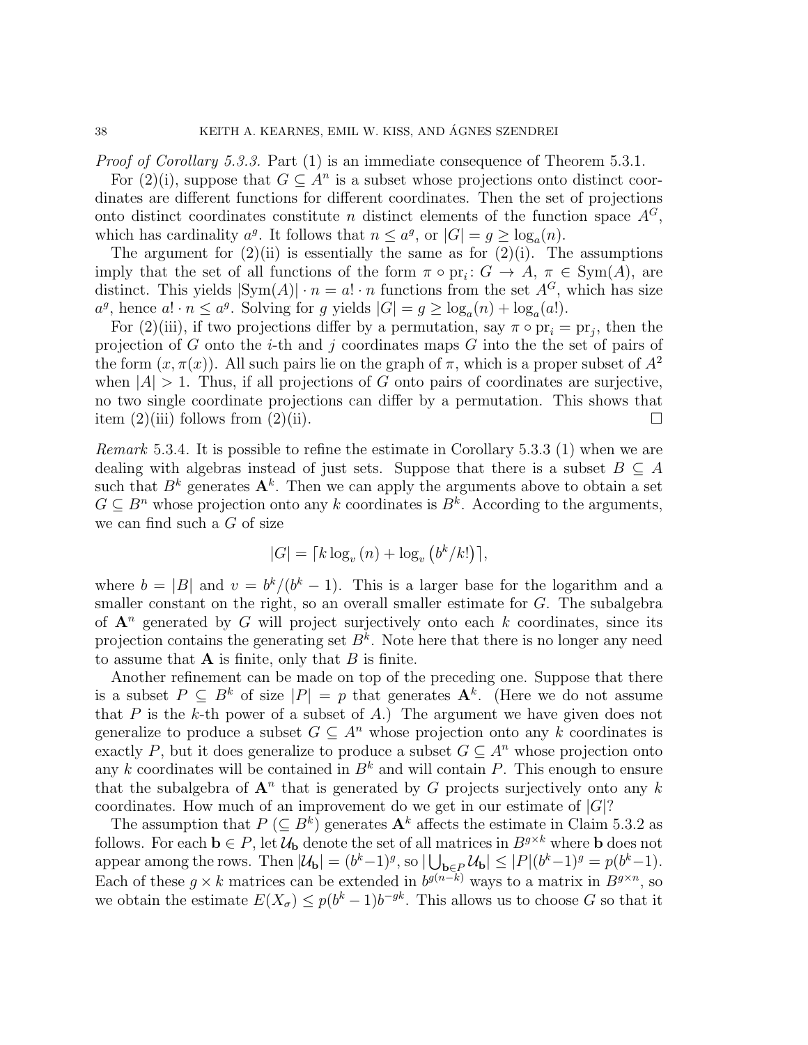*Proof of Corollary 5.3.3.* Part (1) is an immediate consequence of Theorem 5.3.1.

For (2)(i), suppose that $G \subseteq A^n$ is a subset whose projections onto distinct coordinates are different functions for different coordinates. Then the set of projections onto distinct coordinates constitute $n$ distinct elements of the function space $A^G$, which has cardinality $a^g$. It follows that $n \leq a^g$, or $|G| = g \geq \log_a(n)$.

The argument for (2)(ii) is essentially the same as for (2)(i). The assumptions imply that the set of all functions of the form $\pi \circ \mathrm{pr}_i \colon G \to A$, $\pi \in \mathrm{Sym}(A)$, are distinct. This yields $|\mathrm{Sym}(A)| \cdot n = a! \cdot n$ functions from the set $A^G$, which has size $a^g$, hence $a! \cdot n \leq a^g$. Solving for $g$ yields $|G| = g \geq \log_a(n) + \log_a(a!)$.

For (2)(iii), if two projections differ by a permutation, say $\pi \circ \mathrm{pr}_i = \mathrm{pr}_j$, then the projection of $G$ onto the $i$-th and $j$ coordinates maps $G$ into the the set of pairs of the form $(x, \pi(x))$. All such pairs lie on the graph of $\pi$, which is a proper subset of $A^2$ when $|A| > 1$. Thus, if all projections of $G$ onto pairs of coordinates are surjective, no two single coordinate projections can differ by a permutation. This shows that item (2)(iii) follows from (2)(ii). $\square$

*Remark* 5.3.4. It is possible to refine the estimate in Corollary 5.3.3 (1) when we are dealing with algebras instead of just sets. Suppose that there is a subset $B \subseteq A$ such that $B^k$ generates $\mathbf{A}^k$. Then we can apply the arguments above to obtain a set $G \subseteq B^n$ whose projection onto any $k$ coordinates is $B^k$. According to the arguments, we can find such a $G$ of size

$$|G| = \lceil k \log_v(n) + \log_v\left(b^k/k!\right)\rceil,$$

where $b = |B|$ and $v = b^k/(b^k - 1)$. This is a larger base for the logarithm and a smaller constant on the right, so an overall smaller estimate for $G$. The subalgebra of $\mathbf{A}^n$ generated by $G$ will project surjectively onto each $k$ coordinates, since its projection contains the generating set $B^k$. Note here that there is no longer any need to assume that $\mathbf{A}$ is finite, only that $B$ is finite.

Another refinement can be made on top of the preceding one. Suppose that there is a subset $P \subseteq B^k$ of size $|P| = p$ that generates $\mathbf{A}^k$. (Here we do not assume that $P$ is the $k$-th power of a subset of $A$.) The argument we have given does not generalize to produce a subset $G \subseteq A^n$ whose projection onto any $k$ coordinates is exactly $P$, but it does generalize to produce a subset $G \subseteq A^n$ whose projection onto any $k$ coordinates will be contained in $B^k$ and will contain $P$. This enough to ensure that the subalgebra of $\mathbf{A}^n$ that is generated by $G$ projects surjectively onto any $k$ coordinates. How much of an improvement do we get in our estimate of $|G|$?

The assumption that $P$ ($\subseteq B^k$) generates $\mathbf{A}^k$ affects the estimate in Claim 5.3.2 as follows. For each $\mathbf{b} \in P$, let $\mathcal{U}_{\mathbf{b}}$ denote the set of all matrices in $B^{g\times k}$ where $\mathbf{b}$ does not appear among the rows. Then $|\mathcal{U}_{\mathbf{b}}| = (b^k - 1)^g$, so $|\bigcup_{\mathbf{b}\in P} \mathcal{U}_{\mathbf{b}}| \leq |P|(b^k - 1)^g = p(b^k - 1)$. Each of these $g \times k$ matrices can be extended in $b^{g(n-k)}$ ways to a matrix in $B^{g\times n}$, so we obtain the estimate $E(X_\sigma) \leq p(b^k - 1)b^{-gk}$. This allows us to choose $G$ so that it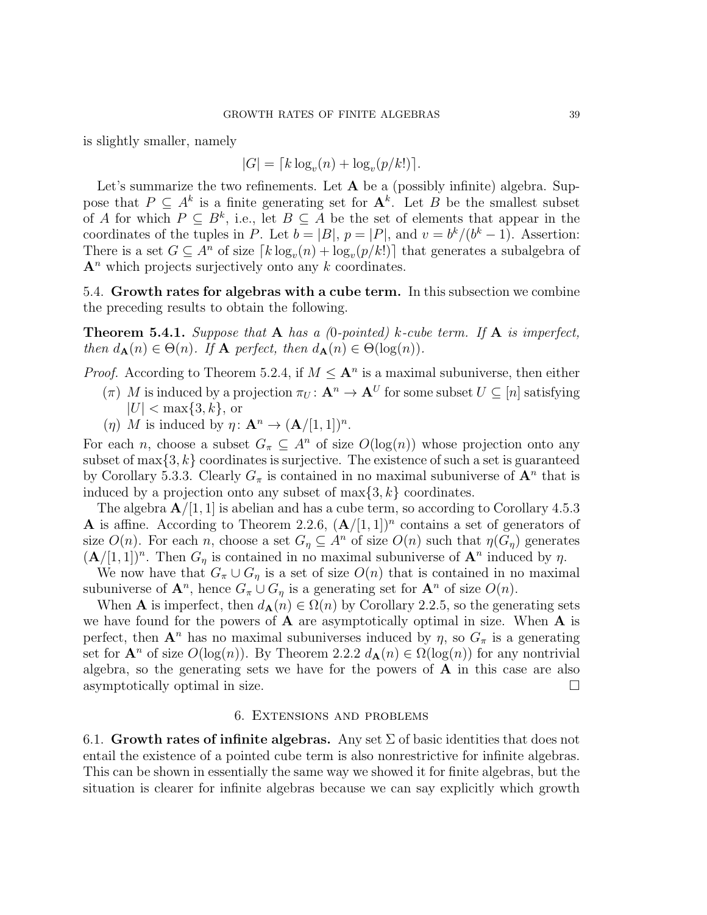is slightly smaller, namely

$$|G| = \lceil k \log_v(n) + \log_v(p/k!) \rceil.$$

Let's summarize the two refinements. Let $\mathbf{A}$ be a (possibly infinite) algebra. Suppose that $P \subseteq A^k$ is a finite generating set for $\mathbf{A}^k$. Let $B$ be the smallest subset of $A$ for which $P \subseteq B^k$, i.e., let $B \subseteq A$ be the set of elements that appear in the coordinates of the tuples in $P$. Let $b = |B|$, $p = |P|$, and $v = b^k/(b^k - 1)$. Assertion: There is a set $G \subseteq A^n$ of size $\lceil k \log_v(n) + \log_v(p/k!) \rceil$ that generates a subalgebra of $\mathbf{A}^n$ which projects surjectively onto any $k$ coordinates.

**5.4. Growth rates for algebras with a cube term.** In this subsection we combine the preceding results to obtain the following.

**Theorem 5.4.1.** *Suppose that $\mathbf{A}$ has a (0-pointed) $k$-cube term. If $\mathbf{A}$ is imperfect, then $d_{\mathbf{A}}(n) \in \Theta(n)$. If $\mathbf{A}$ perfect, then $d_{\mathbf{A}}(n) \in \Theta(\log(n))$.*

*Proof.* According to Theorem 5.2.4, if $M \leq \mathbf{A}^n$ is a maximal subuniverse, then either

- ($\pi$) $M$ is induced by a projection $\pi_U \colon \mathbf{A}^n \to \mathbf{A}^U$ for some subset $U \subseteq [n]$ satisfying $|U| < \max\{3, k\}$, or
- ($\eta$) $M$ is induced by $\eta \colon \mathbf{A}^n \to (\mathbf{A}/[1, 1])^n$.

For each $n$, choose a subset $G_\pi \subseteq A^n$ of size $O(\log(n))$ whose projection onto any subset of $\max\{3, k\}$ coordinates is surjective. The existence of such a set is guaranteed by Corollary 5.3.3. Clearly $G_\pi$ is contained in no maximal subuniverse of $\mathbf{A}^n$ that is induced by a projection onto any subset of $\max\{3, k\}$ coordinates.

The algebra $\mathbf{A}/[1, 1]$ is abelian and has a cube term, so according to Corollary 4.5.3 $\mathbf{A}$ is affine. According to Theorem 2.2.6, $(\mathbf{A}/[1, 1])^n$ contains a set of generators of size $O(n)$. For each $n$, choose a set $G_\eta \subseteq A^n$ of size $O(n)$ such that $\eta(G_\eta)$ generates $(\mathbf{A}/[1, 1])^n$. Then $G_\eta$ is contained in no maximal subuniverse of $\mathbf{A}^n$ induced by $\eta$.

We now have that $G_\pi \cup G_\eta$ is a set of size $O(n)$ that is contained in no maximal subuniverse of $\mathbf{A}^n$, hence $G_\pi \cup G_\eta$ is a generating set for $\mathbf{A}^n$ of size $O(n)$.

When $\mathbf{A}$ is imperfect, then $d_{\mathbf{A}}(n) \in \Omega(n)$ by Corollary 2.2.5, so the generating sets we have found for the powers of $\mathbf{A}$ are asymptotically optimal in size. When $\mathbf{A}$ is perfect, then $\mathbf{A}^n$ has no maximal subuniverses induced by $\eta$, so $G_\pi$ is a generating set for $\mathbf{A}^n$ of size $O(\log(n))$. By Theorem 2.2.2 $d_{\mathbf{A}}(n) \in \Omega(\log(n))$ for any nontrivial algebra, so the generating sets we have for the powers of $\mathbf{A}$ in this case are also asymptotically optimal in size. □

## 6. Extensions and problems

**6.1. Growth rates of infinite algebras.** Any set $\Sigma$ of basic identities that does not entail the existence of a pointed cube term is also nonrestrictive for infinite algebras. This can be shown in essentially the same way we showed it for finite algebras, but the situation is clearer for infinite algebras because we can say explicitly which growth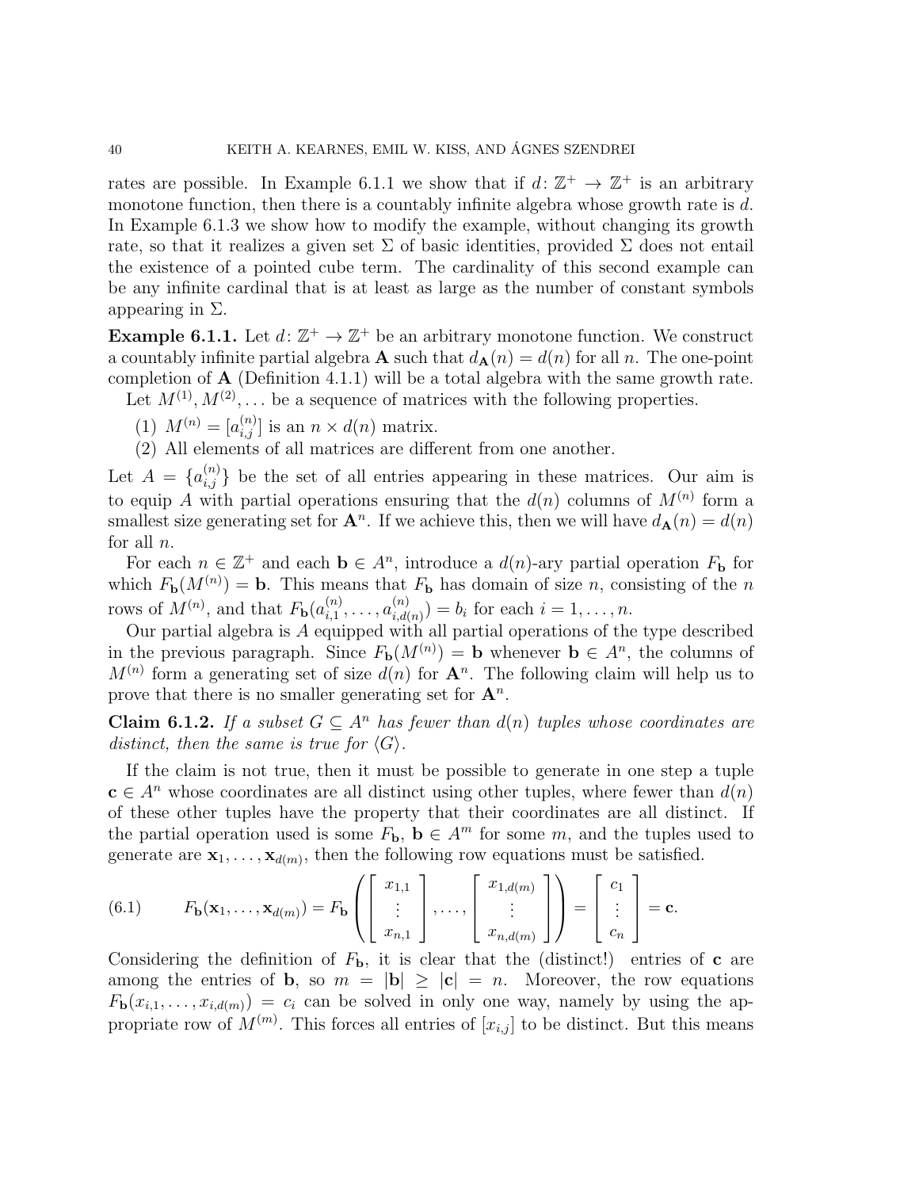rates are possible. In Example 6.1.1 we show that if $d\colon \mathbb{Z}^+ \to \mathbb{Z}^+$ is an arbitrary monotone function, then there is a countably infinite algebra whose growth rate is $d$. In Example 6.1.3 we show how to modify the example, without changing its growth rate, so that it realizes a given set $\Sigma$ of basic identities, provided $\Sigma$ does not entail the existence of a pointed cube term. The cardinality of this second example can be any infinite cardinal that is at least as large as the number of constant symbols appearing in $\Sigma$.

**Example 6.1.1.** Let $d\colon \mathbb{Z}^+ \to \mathbb{Z}^+$ be an arbitrary monotone function. We construct a countably infinite partial algebra $\mathbf{A}$ such that $d_{\mathbf{A}}(n) = d(n)$ for all $n$. The one-point completion of $\mathbf{A}$ (Definition 4.1.1) will be a total algebra with the same growth rate.

Let $M^{(1)}, M^{(2)}, \dots$ be a sequence of matrices with the following properties.

(1) $M^{(n)} = [a_{i,j}^{(n)}]$ is an $n \times d(n)$ matrix.
(2) All elements of all matrices are different from one another.

Let $A = \{a_{i,j}^{(n)}\}$ be the set of all entries appearing in these matrices. Our aim is to equip $A$ with partial operations ensuring that the $d(n)$ columns of $M^{(n)}$ form a smallest size generating set for $\mathbf{A}^n$. If we achieve this, then we will have $d_{\mathbf{A}}(n) = d(n)$ for all $n$.

For each $n \in \mathbb{Z}^+$ and each $\mathbf{b} \in A^n$, introduce a $d(n)$-ary partial operation $F_{\mathbf{b}}$ for which $F_{\mathbf{b}}(M^{(n)}) = \mathbf{b}$. This means that $F_{\mathbf{b}}$ has domain of size $n$, consisting of the $n$ rows of $M^{(n)}$, and that $F_{\mathbf{b}}(a_{i,1}^{(n)}, \dots, a_{i,d(n)}^{(n)}) = b_i$ for each $i = 1, \dots, n$.

Our partial algebra is $A$ equipped with all partial operations of the type described in the previous paragraph. Since $F_{\mathbf{b}}(M^{(n)}) = \mathbf{b}$ whenever $\mathbf{b} \in A^n$, the columns of $M^{(n)}$ form a generating set of size $d(n)$ for $\mathbf{A}^n$. The following claim will help us to prove that there is no smaller generating set for $\mathbf{A}^n$.

**Claim 6.1.2.** *If a subset $G \subseteq A^n$ has fewer than $d(n)$ tuples whose coordinates are distinct, then the same is true for $\langle G \rangle$.*

If the claim is not true, then it must be possible to generate in one step a tuple $\mathbf{c} \in A^n$ whose coordinates are all distinct using other tuples, where fewer than $d(n)$ of these other tuples have the property that their coordinates are all distinct. If the partial operation used is some $F_{\mathbf{b}}$, $\mathbf{b} \in A^m$ for some $m$, and the tuples used to generate are $\mathbf{x}_1, \dots, \mathbf{x}_{d(m)}$, then the following row equations must be satisfied.

$$F_{\mathbf{b}}(\mathbf{x}_1, \dots, \mathbf{x}_{d(m)}) = F_{\mathbf{b}}\left( \begin{bmatrix} x_{1,1} \\ \vdots \\ x_{n,1} \end{bmatrix}, \dots, \begin{bmatrix} x_{1,d(m)} \\ \vdots \\ x_{n,d(m)} \end{bmatrix} \right) = \begin{bmatrix} c_1 \\ \vdots \\ c_n \end{bmatrix} = \mathbf{c}. \tag{6.1}$$

Considering the definition of $F_{\mathbf{b}}$, it is clear that the (distinct!) entries of $\mathbf{c}$ are among the entries of $\mathbf{b}$, so $m = |\mathbf{b}| \geq |\mathbf{c}| = n$. Moreover, the row equations $F_{\mathbf{b}}(x_{i,1}, \dots, x_{i,d(m)}) = c_i$ can be solved in only one way, namely by using the appropriate row of $M^{(m)}$. This forces all entries of $[x_{i,j}]$ to be distinct. But this means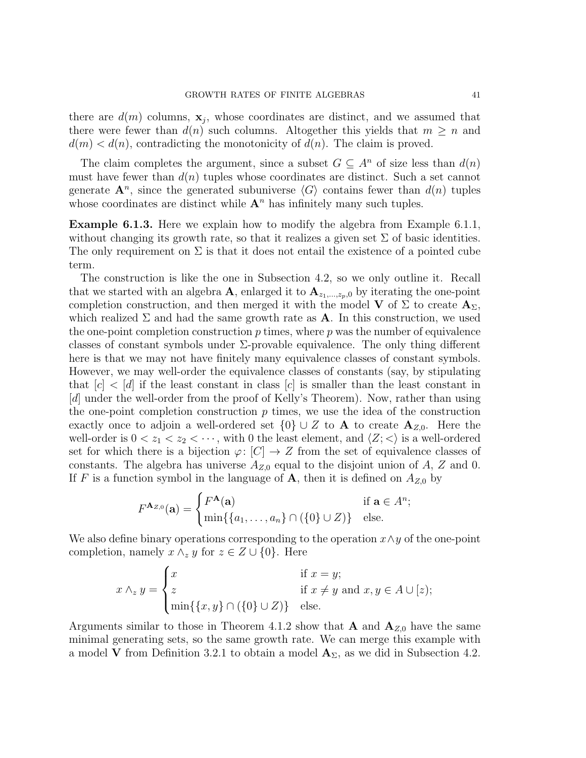there are $d(m)$ columns, $\mathbf{x}_j$, whose coordinates are distinct, and we assumed that there were fewer than $d(n)$ such columns. Altogether this yields that $m \geq n$ and $d(m) < d(n)$, contradicting the monotonicity of $d(n)$. The claim is proved.

The claim completes the argument, since a subset $G \subseteq A^n$ of size less than $d(n)$ must have fewer than $d(n)$ tuples whose coordinates are distinct. Such a set cannot generate $\mathbf{A}^n$, since the generated subuniverse $\langle G \rangle$ contains fewer than $d(n)$ tuples whose coordinates are distinct while $\mathbf{A}^n$ has infinitely many such tuples.

**Example 6.1.3.** Here we explain how to modify the algebra from Example 6.1.1, without changing its growth rate, so that it realizes a given set $\Sigma$ of basic identities. The only requirement on $\Sigma$ is that it does not entail the existence of a pointed cube term.

The construction is like the one in Subsection 4.2, so we only outline it. Recall that we started with an algebra $\mathbf{A}$, enlarged it to $\mathbf{A}_{z_1,\ldots,z_p,0}$ by iterating the one-point completion construction, and then merged it with the model $\mathbf{V}$ of $\Sigma$ to create $\mathbf{A}_\Sigma$, which realized $\Sigma$ and had the same growth rate as $\mathbf{A}$. In this construction, we used the one-point completion construction $p$ times, where $p$ was the number of equivalence classes of constant symbols under $\Sigma$-provable equivalence. The only thing different here is that we may not have finitely many equivalence classes of constant symbols. However, we may well-order the equivalence classes of constants (say, by stipulating that $[c] < [d]$ if the least constant in class $[c]$ is smaller than the least constant in $[d]$ under the well-order from the proof of Kelly's Theorem). Now, rather than using the one-point completion construction $p$ times, we use the idea of the construction exactly once to adjoin a well-ordered set $\{0\} \cup Z$ to $\mathbf{A}$ to create $\mathbf{A}_{Z,0}$. Here the well-order is $0 < z_1 < z_2 < \cdots$, with 0 the least element, and $\langle Z; < \rangle$ is a well-ordered set for which there is a bijection $\varphi \colon [C] \to Z$ from the set of equivalence classes of constants. The algebra has universe $A_{Z,0}$ equal to the disjoint union of $A$, $Z$ and 0. If $F$ is a function symbol in the language of $\mathbf{A}$, then it is defined on $A_{Z,0}$ by

$$F^{\mathbf{A}_{Z,0}}(\mathbf{a}) = \begin{cases} F^{\mathbf{A}}(\mathbf{a}) & \text{if } \mathbf{a} \in A^n; \\ \min\{\{a_1, \ldots, a_n\} \cap (\{0\} \cup Z)\} & \text{else.} \end{cases}$$

We also define binary operations corresponding to the operation $x \wedge y$ of the one-point completion, namely $x \wedge_z y$ for $z \in Z \cup \{0\}$. Here

$$x \wedge_z y = \begin{cases} x & \text{if } x = y; \\ z & \text{if } x \neq y \text{ and } x, y \in A \cup [z); \\ \min\{\{x, y\} \cap (\{0\} \cup Z)\} & \text{else.} \end{cases}$$

Arguments similar to those in Theorem 4.1.2 show that $\mathbf{A}$ and $\mathbf{A}_{Z,0}$ have the same minimal generating sets, so the same growth rate. We can merge this example with a model $\mathbf{V}$ from Definition 3.2.1 to obtain a model $\mathbf{A}_\Sigma$, as we did in Subsection 4.2.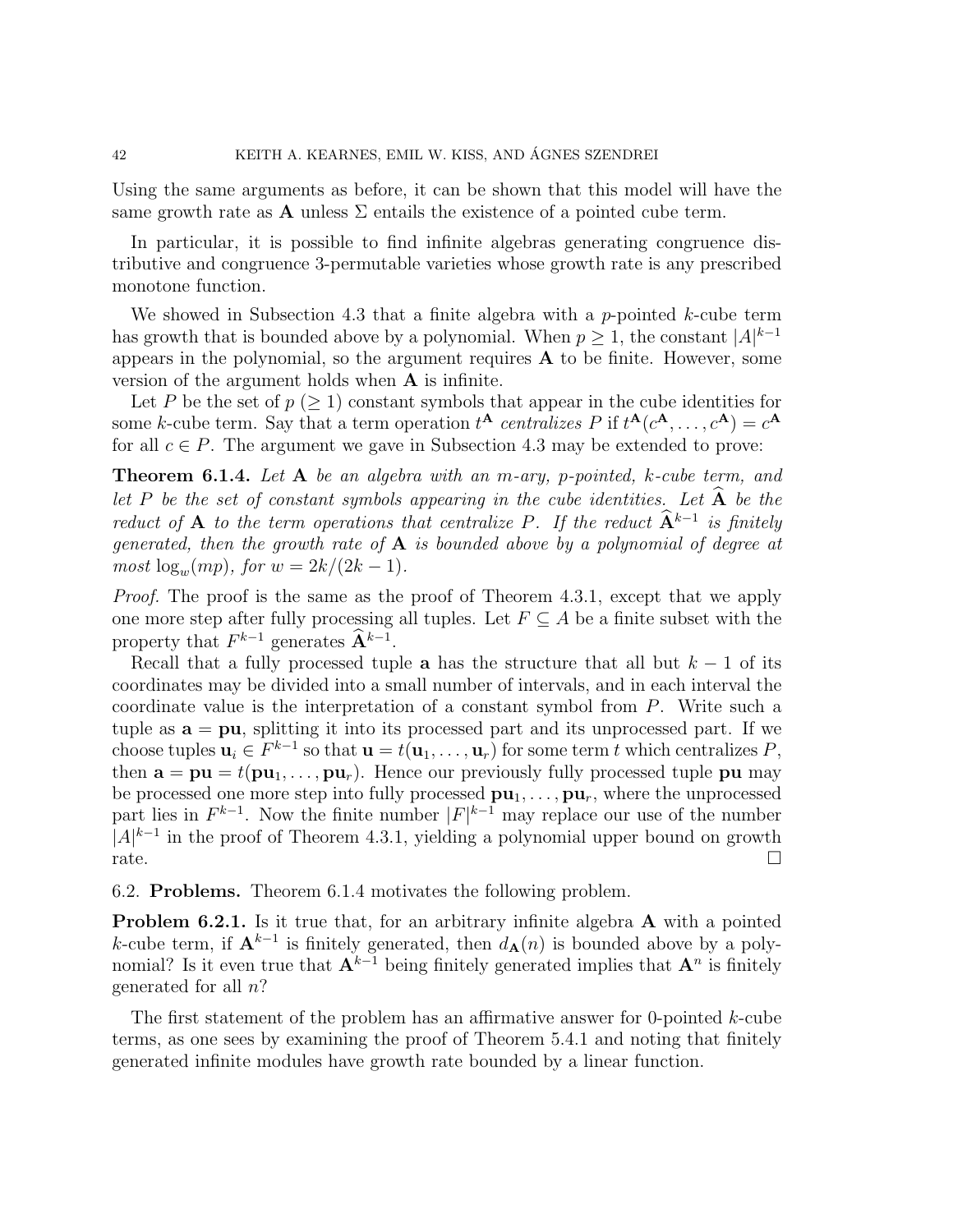Using the same arguments as before, it can be shown that this model will have the same growth rate as $\mathbf{A}$ unless $\Sigma$ entails the existence of a pointed cube term.

In particular, it is possible to find infinite algebras generating congruence distributive and congruence 3-permutable varieties whose growth rate is any prescribed monotone function.

We showed in Subsection 4.3 that a finite algebra with a $p$-pointed $k$-cube term has growth that is bounded above by a polynomial. When $p \geq 1$, the constant $|A|^{k-1}$ appears in the polynomial, so the argument requires $\mathbf{A}$ to be finite. However, some version of the argument holds when $\mathbf{A}$ is infinite.

Let $P$ be the set of $p$ ($\geq 1$) constant symbols that appear in the cube identities for some $k$-cube term. Say that a term operation $t^{\mathbf{A}}$ *centralizes* $P$ if $t^{\mathbf{A}}(c^{\mathbf{A}}, \ldots, c^{\mathbf{A}}) = c^{\mathbf{A}}$ for all $c \in P$. The argument we gave in Subsection 4.3 may be extended to prove:

**Theorem 6.1.4.** *Let $\mathbf{A}$ be an algebra with an $m$-ary, $p$-pointed, $k$-cube term, and let $P$ be the set of constant symbols appearing in the cube identities. Let $\widehat{\mathbf{A}}$ be the reduct of $\mathbf{A}$ to the term operations that centralize $P$. If the reduct $\widehat{\mathbf{A}}^{k-1}$ is finitely generated, then the growth rate of $\mathbf{A}$ is bounded above by a polynomial of degree at most $\log_w(mp)$, for $w = 2k/(2k-1)$.*

*Proof.* The proof is the same as the proof of Theorem 4.3.1, except that we apply one more step after fully processing all tuples. Let $F \subseteq A$ be a finite subset with the property that $F^{k-1}$ generates $\widehat{\mathbf{A}}^{k-1}$.

Recall that a fully processed tuple $\mathbf{a}$ has the structure that all but $k-1$ of its coordinates may be divided into a small number of intervals, and in each interval the coordinate value is the interpretation of a constant symbol from $P$. Write such a tuple as $\mathbf{a} = \mathbf{pu}$, splitting it into its processed part and its unprocessed part. If we choose tuples $\mathbf{u}_i \in F^{k-1}$ so that $\mathbf{u} = t(\mathbf{u}_1, \ldots, \mathbf{u}_r)$ for some term $t$ which centralizes $P$, then $\mathbf{a} = \mathbf{pu} = t(\mathbf{pu}_1, \ldots, \mathbf{pu}_r)$. Hence our previously fully processed tuple $\mathbf{pu}$ may be processed one more step into fully processed $\mathbf{pu}_1, \ldots, \mathbf{pu}_r$, where the unprocessed part lies in $F^{k-1}$. Now the finite number $|F|^{k-1}$ may replace our use of the number $|A|^{k-1}$ in the proof of Theorem 4.3.1, yielding a polynomial upper bound on growth rate. $\square$

6.2. **Problems.** Theorem 6.1.4 motivates the following problem.

**Problem 6.2.1.** Is it true that, for an arbitrary infinite algebra $\mathbf{A}$ with a pointed $k$-cube term, if $\mathbf{A}^{k-1}$ is finitely generated, then $d_{\mathbf{A}}(n)$ is bounded above by a polynomial? Is it even true that $\mathbf{A}^{k-1}$ being finitely generated implies that $\mathbf{A}^n$ is finitely generated for all $n$?

The first statement of the problem has an affirmative answer for 0-pointed $k$-cube terms, as one sees by examining the proof of Theorem 5.4.1 and noting that finitely generated infinite modules have growth rate bounded by a linear function.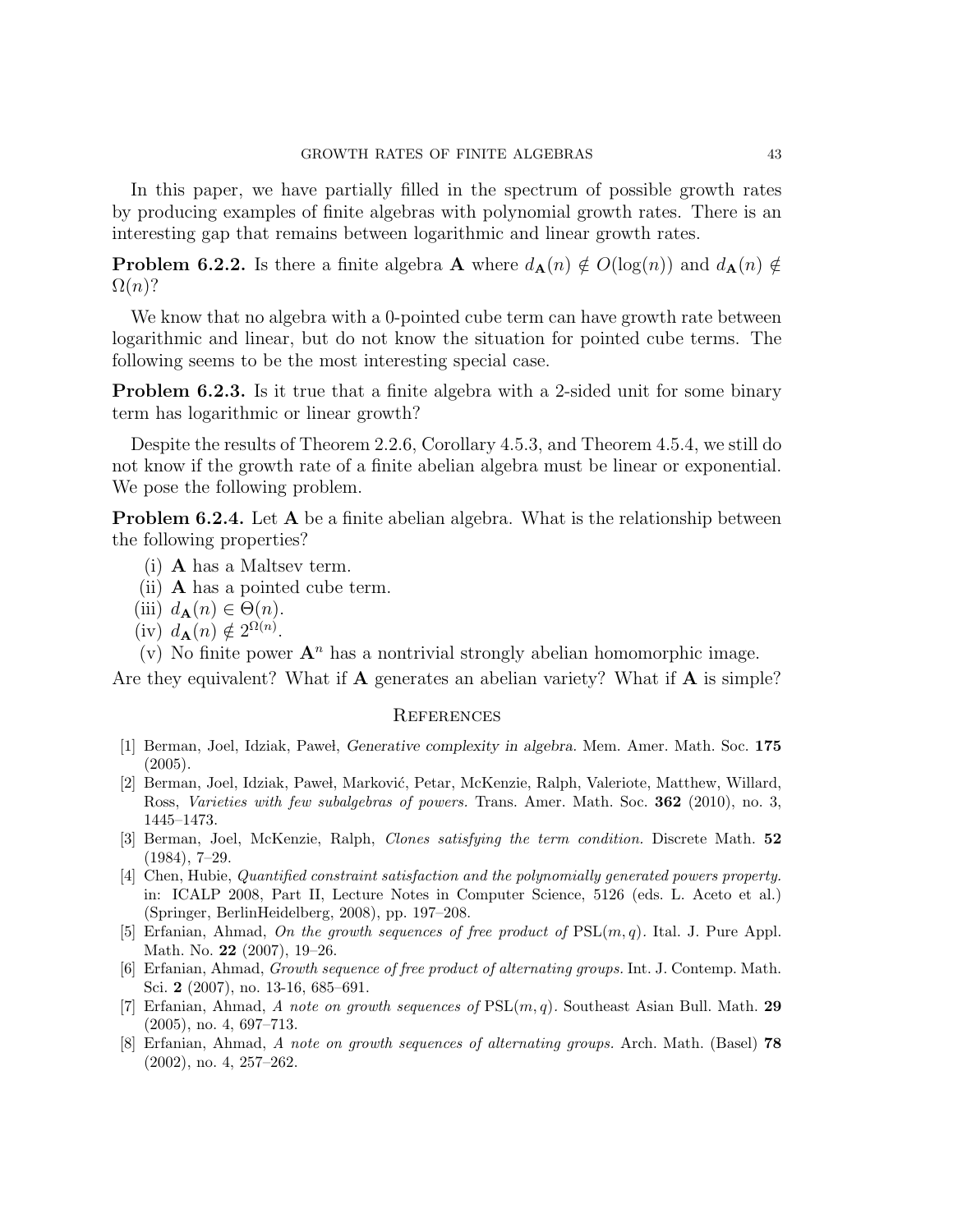In this paper, we have partially filled in the spectrum of possible growth rates by producing examples of finite algebras with polynomial growth rates. There is an interesting gap that remains between logarithmic and linear growth rates.

**Problem 6.2.2.** Is there a finite algebra $\mathbf{A}$ where $d_{\mathbf{A}}(n) \notin O(\log(n))$ and $d_{\mathbf{A}}(n) \notin \Omega(n)$?

We know that no algebra with a 0-pointed cube term can have growth rate between logarithmic and linear, but do not know the situation for pointed cube terms. The following seems to be the most interesting special case.

**Problem 6.2.3.** Is it true that a finite algebra with a 2-sided unit for some binary term has logarithmic or linear growth?

Despite the results of Theorem 2.2.6, Corollary 4.5.3, and Theorem 4.5.4, we still do not know if the growth rate of a finite abelian algebra must be linear or exponential. We pose the following problem.

**Problem 6.2.4.** Let $\mathbf{A}$ be a finite abelian algebra. What is the relationship between the following properties?

(i) $\mathbf{A}$ has a Maltsev term.
(ii) $\mathbf{A}$ has a pointed cube term.
(iii) $d_{\mathbf{A}}(n) \in \Theta(n)$.
(iv) $d_{\mathbf{A}}(n) \notin 2^{\Omega(n)}$.
(v) No finite power $\mathbf{A}^n$ has a nontrivial strongly abelian homomorphic image.

Are they equivalent? What if $\mathbf{A}$ generates an abelian variety? What if $\mathbf{A}$ is simple?

## References

[1] Berman, Joel, Idziak, Paweł, *Generative complexity in algebra.* Mem. Amer. Math. Soc. **175** (2005).

[2] Berman, Joel, Idziak, Paweł, Marković, Petar, McKenzie, Ralph, Valeriote, Matthew, Willard, Ross, *Varieties with few subalgebras of powers.* Trans. Amer. Math. Soc. **362** (2010), no. 3, 1445–1473.

[3] Berman, Joel, McKenzie, Ralph, *Clones satisfying the term condition.* Discrete Math. **52** (1984), 7–29.

[4] Chen, Hubie, *Quantified constraint satisfaction and the polynomially generated powers property.* in: ICALP 2008, Part II, Lecture Notes in Computer Science, 5126 (eds. L. Aceto et al.) (Springer, BerlinHeidelberg, 2008), pp. 197–208.

[5] Erfanian, Ahmad, *On the growth sequences of free product of* $\mathrm{PSL}(m, q)$. Ital. J. Pure Appl. Math. No. **22** (2007), 19–26.

[6] Erfanian, Ahmad, *Growth sequence of free product of alternating groups.* Int. J. Contemp. Math. Sci. **2** (2007), no. 13-16, 685–691.

[7] Erfanian, Ahmad, *A note on growth sequences of* $\mathrm{PSL}(m, q)$. Southeast Asian Bull. Math. **29** (2005), no. 4, 697–713.

[8] Erfanian, Ahmad, *A note on growth sequences of alternating groups.* Arch. Math. (Basel) **78** (2002), no. 4, 257–262.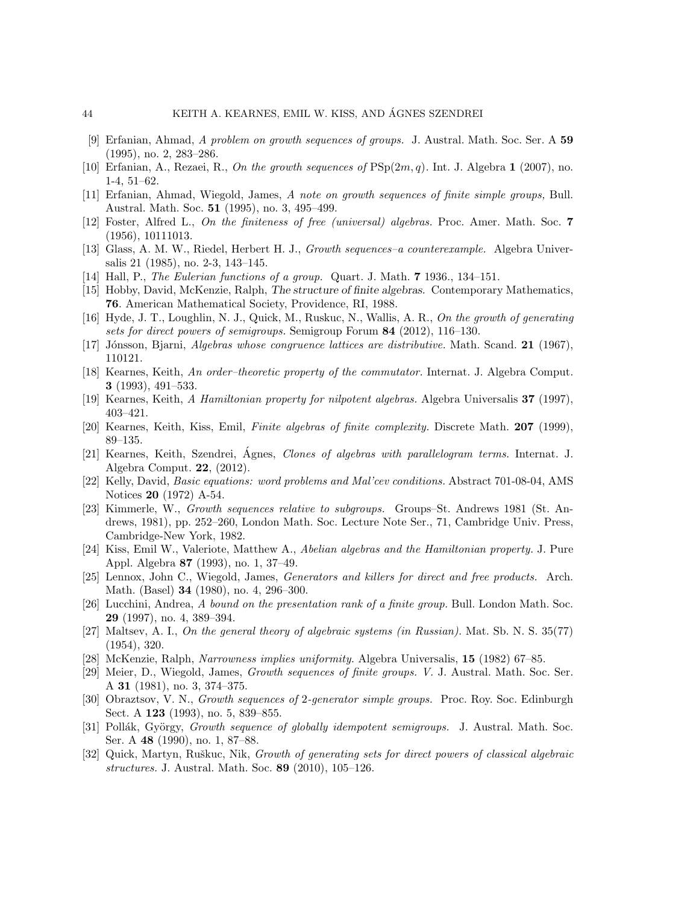[9] Erfanian, Ahmad, *A problem on growth sequences of groups.* J. Austral. Math. Soc. Ser. A **59** (1995), no. 2, 283–286.

[10] Erfanian, A., Rezaei, R., *On the growth sequences of* $\mathrm{PSp}(2m, q)$. Int. J. Algebra **1** (2007), no. 1-4, 51–62.

[11] Erfanian, Ahmad, Wiegold, James, *A note on growth sequences of finite simple groups,* Bull. Austral. Math. Soc. **51** (1995), no. 3, 495–499.

[12] Foster, Alfred L., *On the finiteness of free (universal) algebras.* Proc. Amer. Math. Soc. **7** (1956), 10111013.

[13] Glass, A. M. W., Riedel, Herbert H. J., *Growth sequences–a counterexample.* Algebra Universalis 21 (1985), no. 2-3, 143–145.

[14] Hall, P., *The Eulerian functions of a group.* Quart. J. Math. **7** 1936., 134–151.

[15] Hobby, David, McKenzie, Ralph, *The structure of finite algebras.* Contemporary Mathematics, **76**. American Mathematical Society, Providence, RI, 1988.

[16] Hyde, J. T., Loughlin, N. J., Quick, M., Ruskuc, N., Wallis, A. R., *On the growth of generating sets for direct powers of semigroups.* Semigroup Forum **84** (2012), 116–130.

[17] Jónsson, Bjarni, *Algebras whose congruence lattices are distributive.* Math. Scand. **21** (1967), 110121.

[18] Kearnes, Keith, *An order–theoretic property of the commutator.* Internat. J. Algebra Comput. **3** (1993), 491–533.

[19] Kearnes, Keith, *A Hamiltonian property for nilpotent algebras.* Algebra Universalis **37** (1997), 403–421.

[20] Kearnes, Keith, Kiss, Emil, *Finite algebras of finite complexity.* Discrete Math. **207** (1999), 89–135.

[21] Kearnes, Keith, Szendrei, Ágnes, *Clones of algebras with parallelogram terms.* Internat. J. Algebra Comput. **22**, (2012).

[22] Kelly, David, *Basic equations: word problems and Mal'cev conditions.* Abstract 701-08-04, AMS Notices **20** (1972) A-54.

[23] Kimmerle, W., *Growth sequences relative to subgroups.* Groups–St. Andrews 1981 (St. Andrews, 1981), pp. 252–260, London Math. Soc. Lecture Note Ser., 71, Cambridge Univ. Press, Cambridge-New York, 1982.

[24] Kiss, Emil W., Valeriote, Matthew A., *Abelian algebras and the Hamiltonian property.* J. Pure Appl. Algebra **87** (1993), no. 1, 37–49.

[25] Lennox, John C., Wiegold, James, *Generators and killers for direct and free products.* Arch. Math. (Basel) **34** (1980), no. 4, 296–300.

[26] Lucchini, Andrea, *A bound on the presentation rank of a finite group.* Bull. London Math. Soc. **29** (1997), no. 4, 389–394.

[27] Maltsev, A. I., *On the general theory of algebraic systems (in Russian).* Mat. Sb. N. S. 35(77) (1954), 320.

[28] McKenzie, Ralph, *Narrowness implies uniformity.* Algebra Universalis, **15** (1982) 67–85.

[29] Meier, D., Wiegold, James, *Growth sequences of finite groups. V.* J. Austral. Math. Soc. Ser. A **31** (1981), no. 3, 374–375.

[30] Obraztsov, V. N., *Growth sequences of* 2*-generator simple groups.* Proc. Roy. Soc. Edinburgh Sect. A **123** (1993), no. 5, 839–855.

[31] Pollák, György, *Growth sequence of globally idempotent semigroups.* J. Austral. Math. Soc. Ser. A **48** (1990), no. 1, 87–88.

[32] Quick, Martyn, Ruškuc, Nik, *Growth of generating sets for direct powers of classical algebraic structures.* J. Austral. Math. Soc. **89** (2010), 105–126.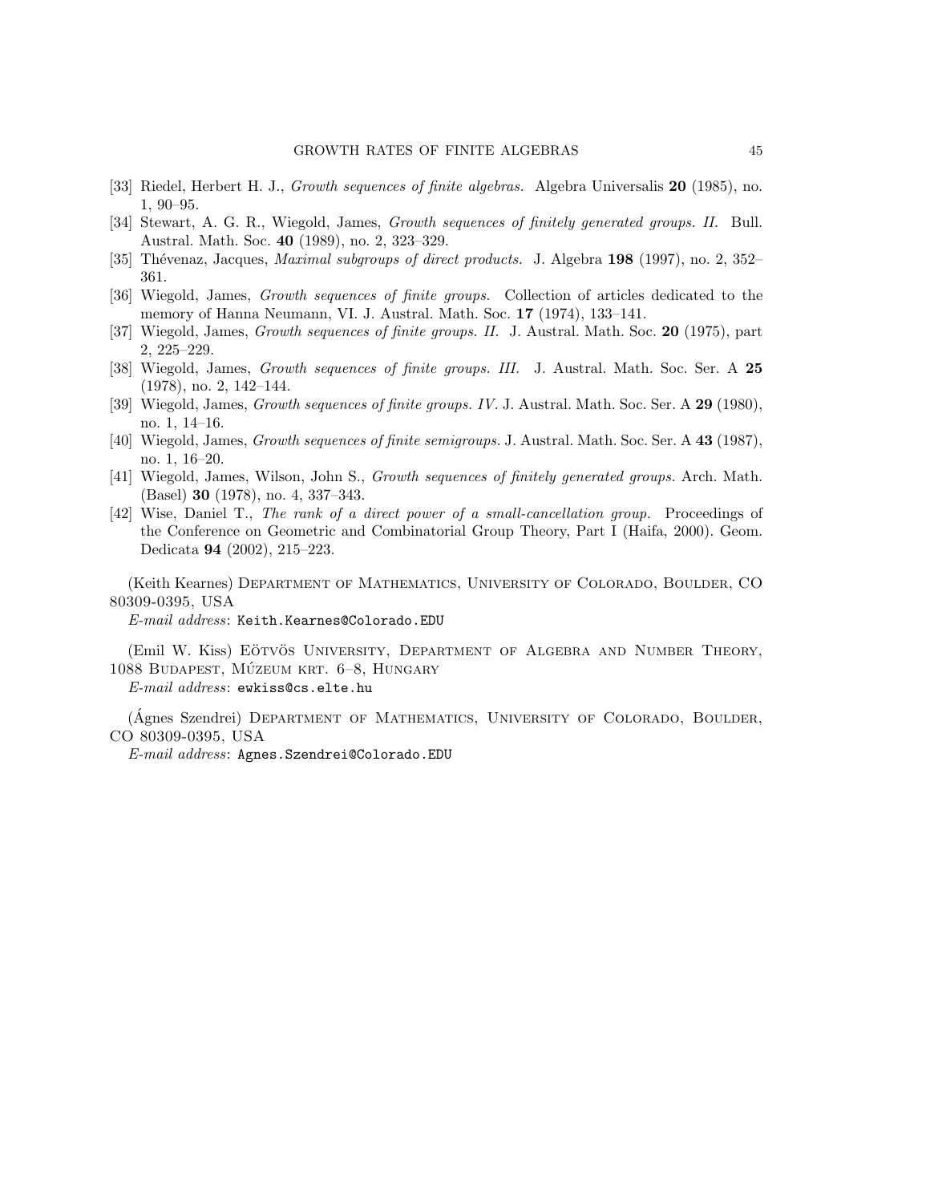[33] Riedel, Herbert H. J., *Growth sequences of finite algebras.* Algebra Universalis **20** (1985), no. 1, 90–95.

[34] Stewart, A. G. R., Wiegold, James, *Growth sequences of finitely generated groups. II.* Bull. Austral. Math. Soc. **40** (1989), no. 2, 323–329.

[35] Thévenaz, Jacques, *Maximal subgroups of direct products.* J. Algebra **198** (1997), no. 2, 352–361.

[36] Wiegold, James, *Growth sequences of finite groups.* Collection of articles dedicated to the memory of Hanna Neumann, VI. J. Austral. Math. Soc. **17** (1974), 133–141.

[37] Wiegold, James, *Growth sequences of finite groups. II.* J. Austral. Math. Soc. **20** (1975), part 2, 225–229.

[38] Wiegold, James, *Growth sequences of finite groups. III.* J. Austral. Math. Soc. Ser. A **25** (1978), no. 2, 142–144.

[39] Wiegold, James, *Growth sequences of finite groups. IV.* J. Austral. Math. Soc. Ser. A **29** (1980), no. 1, 14–16.

[40] Wiegold, James, *Growth sequences of finite semigroups.* J. Austral. Math. Soc. Ser. A **43** (1987), no. 1, 16–20.

[41] Wiegold, James, Wilson, John S., *Growth sequences of finitely generated groups.* Arch. Math. (Basel) **30** (1978), no. 4, 337–343.

[42] Wise, Daniel T., *The rank of a direct power of a small-cancellation group.* Proceedings of the Conference on Geometric and Combinatorial Group Theory, Part I (Haifa, 2000). Geom. Dedicata **94** (2002), 215–223.

(Keith Kearnes) Department of Mathematics, University of Colorado, Boulder, CO 80309-0395, USA

*E-mail address*: Keith.Kearnes@Colorado.EDU

(Emil W. Kiss) Eötvös University, Department of Algebra and Number Theory, 1088 Budapest, Múzeum krt. 6–8, Hungary

*E-mail address*: ewkiss@cs.elte.hu

(Ágnes Szendrei) Department of Mathematics, University of Colorado, Boulder, CO 80309-0395, USA

*E-mail address*: Agnes.Szendrei@Colorado.EDU